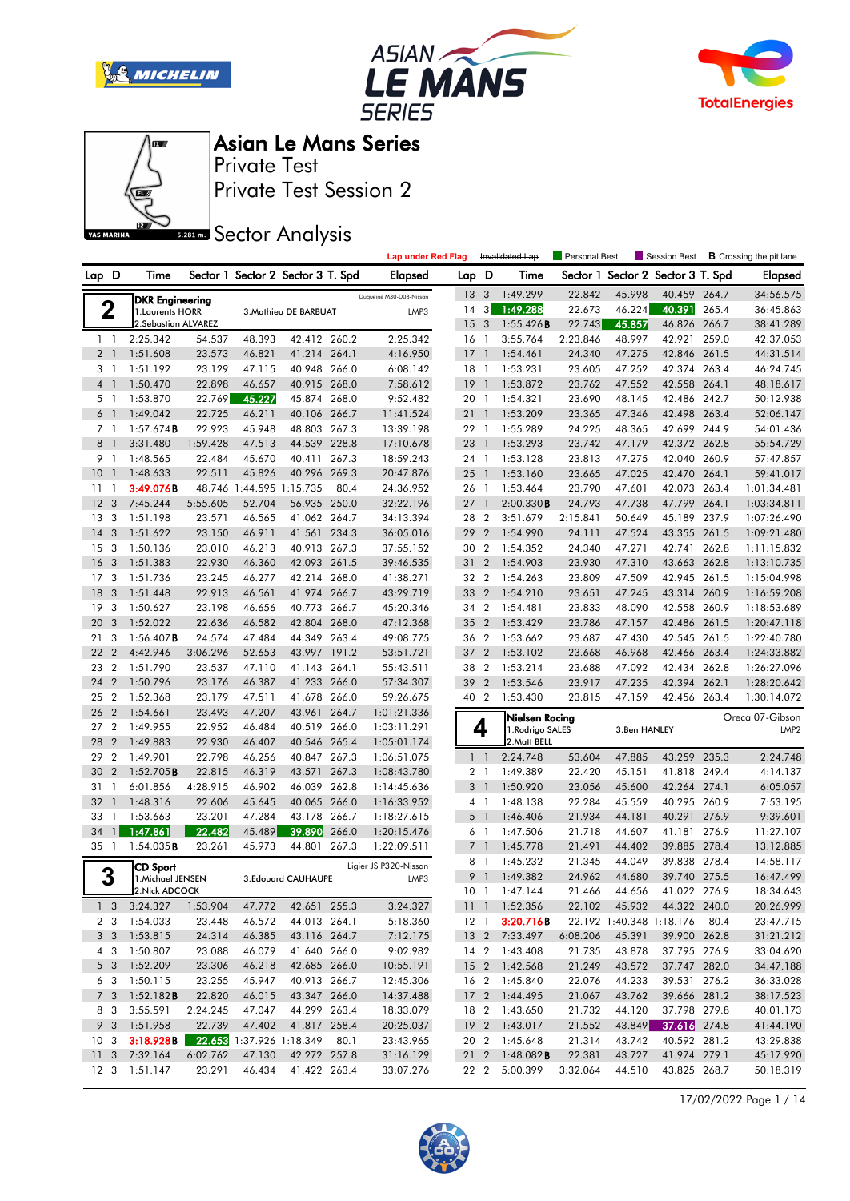# Asian Le Mans Series

## Private Test

## Private Test Session 2

### Sector Analysis

YAS MARINA 5.281 m.

Lap under Red Flag | ~~Invalidated Lap~~ | Personal Best | Session Best | **B** Crossing the pit lane

**2 — DKR Engineering** — Duqueine M30-D08-Nissan — LMP3
1.Laurents HORR, 2.Sebastian ALVAREZ, 3.Mathieu DE BARBUAT

| Lap | D | Time | Sector 1 | Sector 2 | Sector 3 | T. Spd | Elapsed |
|---|---|---|---|---|---|---|---|
| 1 | 1 | 2:25.342 | 54.537 | 48.393 | 42.412 | 260.2 | 2:25.342 |
| 2 | 1 | 1:51.608 | 23.573 | 46.821 | 41.214 | 264.1 | 4:16.950 |
| 3 | 1 | 1:51.192 | 23.129 | 47.115 | 40.948 | 266.0 | 6:08.142 |
| 4 | 1 | 1:50.470 | 22.898 | 46.657 | 40.915 | 268.0 | 7:58.612 |
| 5 | 1 | 1:53.870 | 22.769 | 45.227 | 45.874 | 268.0 | 9:52.482 |
| 6 | 1 | 1:49.042 | 22.725 | 46.211 | 40.106 | 266.7 | 11:41.524 |
| 7 | 1 | 1:57.674**B** | 22.923 | 45.948 | 48.803 | 267.3 | 13:39.198 |
| 8 | 1 | 3:31.480 | 1:59.428 | 47.513 | 44.539 | 228.8 | 17:10.678 |
| 9 | 1 | 1:48.565 | 22.484 | 45.670 | 40.411 | 267.3 | 18:59.243 |
| 10 | 1 | 1:48.633 | 22.511 | 45.826 | 40.296 | 269.3 | 20:47.876 |
| 11 | 1 | 3:49.076**B** | 48.746 | 1:44.595 | 1:15.735 | 80.4 | 24:36.952 |
| 12 | 3 | 7:45.244 | 5:55.605 | 52.704 | 56.935 | 250.0 | 32:22.196 |
| 13 | 3 | 1:51.198 | 23.571 | 46.565 | 41.062 | 264.7 | 34:13.394 |
| 14 | 3 | 1:51.622 | 23.150 | 46.911 | 41.561 | 234.3 | 36:05.016 |
| 15 | 3 | 1:50.136 | 23.010 | 46.213 | 40.913 | 267.3 | 37:55.152 |
| 16 | 3 | 1:51.383 | 22.930 | 46.360 | 42.093 | 261.5 | 39:46.535 |
| 17 | 3 | 1:51.736 | 23.245 | 46.277 | 42.214 | 268.0 | 41:38.271 |
| 18 | 3 | 1:51.448 | 22.913 | 46.561 | 41.974 | 266.7 | 43:29.719 |
| 19 | 3 | 1:50.627 | 23.198 | 46.656 | 40.773 | 266.7 | 45:20.346 |
| 20 | 3 | 1:52.022 | 22.636 | 46.582 | 42.804 | 268.0 | 47:12.368 |
| 21 | 3 | 1:56.407**B** | 24.574 | 47.484 | 44.349 | 263.4 | 49:08.775 |
| 22 | 2 | 4:42.946 | 3:06.296 | 52.653 | 43.997 | 191.2 | 53:51.721 |
| 23 | 2 | 1:51.790 | 23.537 | 47.110 | 41.143 | 264.1 | 55:43.511 |
| 24 | 2 | 1:50.796 | 23.176 | 46.387 | 41.233 | 266.0 | 57:34.307 |
| 25 | 2 | 1:52.368 | 23.179 | 47.511 | 41.678 | 266.0 | 59:26.675 |
| 26 | 2 | 1:54.661 | 23.493 | 47.207 | 43.961 | 264.7 | 1:01:21.336 |
| 27 | 2 | 1:49.955 | 22.952 | 46.484 | 40.519 | 266.0 | 1:03:11.291 |
| 28 | 2 | 1:49.883 | 22.930 | 46.407 | 40.546 | 265.4 | 1:05:01.174 |
| 29 | 2 | 1:49.901 | 22.798 | 46.256 | 40.847 | 267.3 | 1:06:51.075 |
| 30 | 2 | 1:52.705**B** | 22.815 | 46.319 | 43.571 | 267.3 | 1:08:43.780 |
| 31 | 1 | 6:01.856 | 4:28.915 | 46.902 | 46.039 | 262.8 | 1:14:45.636 |
| 32 | 1 | 1:48.316 | 22.606 | 45.645 | 40.065 | 266.0 | 1:16:33.952 |
| 33 | 1 | 1:53.663 | 23.201 | 47.284 | 43.178 | 266.7 | 1:18:27.615 |
| 34 | 1 | 1:47.861 | 22.482 | 45.489 | 39.890 | 266.0 | 1:20:15.476 |
| 35 | 1 | 1:54.035**B** | 23.261 | 45.973 | 44.801 | 267.3 | 1:22:09.511 |

**3 — CD Sport** — Ligier JS P320-Nissan — LMP3
1.Michael JENSEN, 2.Nick ADCOCK, 3.Edouard CAUHAUPE

| Lap | D | Time | Sector 1 | Sector 2 | Sector 3 | T. Spd | Elapsed |
|---|---|---|---|---|---|---|---|
| 1 | 3 | 3:24.327 | 1:53.904 | 47.772 | 42.651 | 255.3 | 3:24.327 |
| 2 | 3 | 1:54.033 | 23.448 | 46.572 | 44.013 | 264.1 | 5:18.360 |
| 3 | 3 | 1:53.815 | 24.314 | 46.385 | 43.116 | 264.7 | 7:12.175 |
| 4 | 3 | 1:50.807 | 23.088 | 46.079 | 41.640 | 266.0 | 9:02.982 |
| 5 | 3 | 1:52.209 | 23.306 | 46.218 | 42.685 | 266.0 | 10:55.191 |
| 6 | 3 | 1:50.115 | 23.255 | 45.947 | 40.913 | 266.7 | 12:45.306 |
| 7 | 3 | 1:52.182**B** | 22.820 | 46.015 | 43.347 | 266.0 | 14:37.488 |
| 8 | 3 | 3:55.591 | 2:24.245 | 47.047 | 44.299 | 263.4 | 18:33.079 |
| 9 | 3 | 1:51.958 | 22.739 | 47.402 | 41.817 | 258.4 | 20:25.037 |
| 10 | 3 | 3:18.928**B** | 22.653 | 1:37.926 | 1:18.349 | 80.1 | 23:43.965 |
| 11 | 3 | 7:32.164 | 6:02.762 | 47.130 | 42.272 | 257.8 | 31:16.129 |
| 12 | 3 | 1:51.147 | 23.291 | 46.434 | 41.422 | 263.4 | 33:07.276 |
| 13 | 3 | 1:49.299 | 22.842 | 45.998 | 40.459 | 264.7 | 34:56.575 |
| 14 | 3 | 1:49.288 | 22.673 | 46.224 | 40.391 | 265.4 | 36:45.863 |
| 15 | 3 | 1:55.426**B** | 22.743 | 45.857 | 46.826 | 266.7 | 38:41.289 |
| 16 | 1 | 3:55.764 | 2:23.846 | 48.997 | 42.921 | 259.0 | 42:37.053 |
| 17 | 1 | 1:54.461 | 24.340 | 47.275 | 42.846 | 261.5 | 44:31.514 |
| 18 | 1 | 1:53.231 | 23.605 | 47.252 | 42.374 | 263.4 | 46:24.745 |
| 19 | 1 | 1:53.872 | 23.762 | 47.552 | 42.558 | 264.1 | 48:18.617 |
| 20 | 1 | 1:54.321 | 23.690 | 48.145 | 42.486 | 242.7 | 50:12.938 |
| 21 | 1 | 1:53.209 | 23.365 | 47.346 | 42.498 | 263.4 | 52:06.147 |
| 22 | 1 | 1:55.289 | 24.225 | 48.365 | 42.699 | 244.9 | 54:01.436 |
| 23 | 1 | 1:53.293 | 23.742 | 47.179 | 42.372 | 262.8 | 55:54.729 |
| 24 | 1 | 1:53.128 | 23.813 | 47.275 | 42.040 | 260.9 | 57:47.857 |
| 25 | 1 | 1:53.160 | 23.665 | 47.025 | 42.470 | 264.1 | 59:41.017 |
| 26 | 1 | 1:53.464 | 23.790 | 47.601 | 42.073 | 263.4 | 1:01:34.481 |
| 27 | 1 | 2:00.330**B** | 24.793 | 47.738 | 47.799 | 264.1 | 1:03:34.811 |
| 28 | 2 | 3:51.679 | 2:15.841 | 50.649 | 45.189 | 237.9 | 1:07:26.490 |
| 29 | 2 | 1:54.990 | 24.111 | 47.524 | 43.355 | 261.5 | 1:09:21.480 |
| 30 | 2 | 1:54.352 | 24.340 | 47.271 | 42.741 | 262.8 | 1:11:15.832 |
| 31 | 2 | 1:54.903 | 23.930 | 47.310 | 43.663 | 262.8 | 1:13:10.735 |
| 32 | 2 | 1:54.263 | 23.809 | 47.509 | 42.945 | 261.5 | 1:15:04.998 |
| 33 | 2 | 1:54.210 | 23.651 | 47.245 | 43.314 | 260.9 | 1:16:59.208 |
| 34 | 2 | 1:54.481 | 23.833 | 48.090 | 42.558 | 260.9 | 1:18:53.689 |
| 35 | 2 | 1:53.429 | 23.786 | 47.157 | 42.486 | 261.5 | 1:20:47.118 |
| 36 | 2 | 1:53.662 | 23.687 | 47.430 | 42.545 | 261.5 | 1:22:40.780 |
| 37 | 2 | 1:53.102 | 23.668 | 46.968 | 42.466 | 263.4 | 1:24:33.882 |
| 38 | 2 | 1:53.214 | 23.688 | 47.092 | 42.434 | 262.8 | 1:26:27.096 |
| 39 | 2 | 1:53.546 | 23.917 | 47.235 | 42.394 | 262.1 | 1:28:20.642 |
| 40 | 2 | 1:53.430 | 23.815 | 47.159 | 42.456 | 263.4 | 1:30:14.072 |

**4 — Nielsen Racing** — Oreca 07-Gibson — LMP2
1.Rodrigo SALES, 2.Matt BELL, 3.Ben HANLEY

| Lap | D | Time | Sector 1 | Sector 2 | Sector 3 | T. Spd | Elapsed |
|---|---|---|---|---|---|---|---|
| 1 | 1 | 2:24.748 | 53.604 | 47.885 | 43.259 | 235.3 | 2:24.748 |
| 2 | 1 | 1:49.389 | 22.420 | 45.151 | 41.818 | 249.4 | 4:14.137 |
| 3 | 1 | 1:50.920 | 23.056 | 45.600 | 42.264 | 274.1 | 6:05.057 |
| 4 | 1 | 1:48.138 | 22.284 | 45.559 | 40.295 | 260.9 | 7:53.195 |
| 5 | 1 | 1:46.406 | 21.934 | 44.181 | 40.291 | 276.9 | 9:39.601 |
| 6 | 1 | 1:47.506 | 21.718 | 44.607 | 41.181 | 276.9 | 11:27.107 |
| 7 | 1 | 1:45.778 | 21.491 | 44.402 | 39.885 | 278.4 | 13:12.885 |
| 8 | 1 | 1:45.232 | 21.345 | 44.049 | 39.838 | 278.4 | 14:58.117 |
| 9 | 1 | 1:49.382 | 24.962 | 44.680 | 39.740 | 275.5 | 16:47.499 |
| 10 | 1 | 1:47.144 | 21.466 | 44.656 | 41.022 | 276.9 | 18:34.643 |
| 11 | 1 | 1:52.356 | 22.102 | 45.932 | 44.322 | 240.0 | 20:26.999 |
| 12 | 1 | 3:20.716**B** | 22.192 | 1:40.348 | 1:18.176 | 80.4 | 23:47.715 |
| 13 | 2 | 7:33.497 | 6:08.206 | 45.391 | 39.900 | 262.8 | 31:21.212 |
| 14 | 2 | 1:43.408 | 21.735 | 43.878 | 37.795 | 276.9 | 33:04.620 |
| 15 | 2 | 1:42.568 | 21.249 | 43.572 | 37.747 | 282.0 | 34:47.188 |
| 16 | 2 | 1:45.840 | 22.076 | 44.233 | 39.531 | 276.2 | 36:33.028 |
| 17 | 2 | 1:44.495 | 21.067 | 43.762 | 39.666 | 281.2 | 38:17.523 |
| 18 | 2 | 1:43.650 | 21.732 | 44.120 | 37.798 | 279.8 | 40:01.173 |
| 19 | 2 | 1:43.017 | 21.552 | 43.849 | 37.616 | 274.8 | 41:44.190 |
| 20 | 2 | 1:45.648 | 21.314 | 43.742 | 40.592 | 281.2 | 43:29.838 |
| 21 | 2 | 1:48.082**B** | 22.381 | 43.727 | 41.974 | 279.1 | 45:17.920 |
| 22 | 2 | 5:00.399 | 3:32.064 | 44.510 | 43.825 | 268.7 | 50:18.319 |

17/02/2022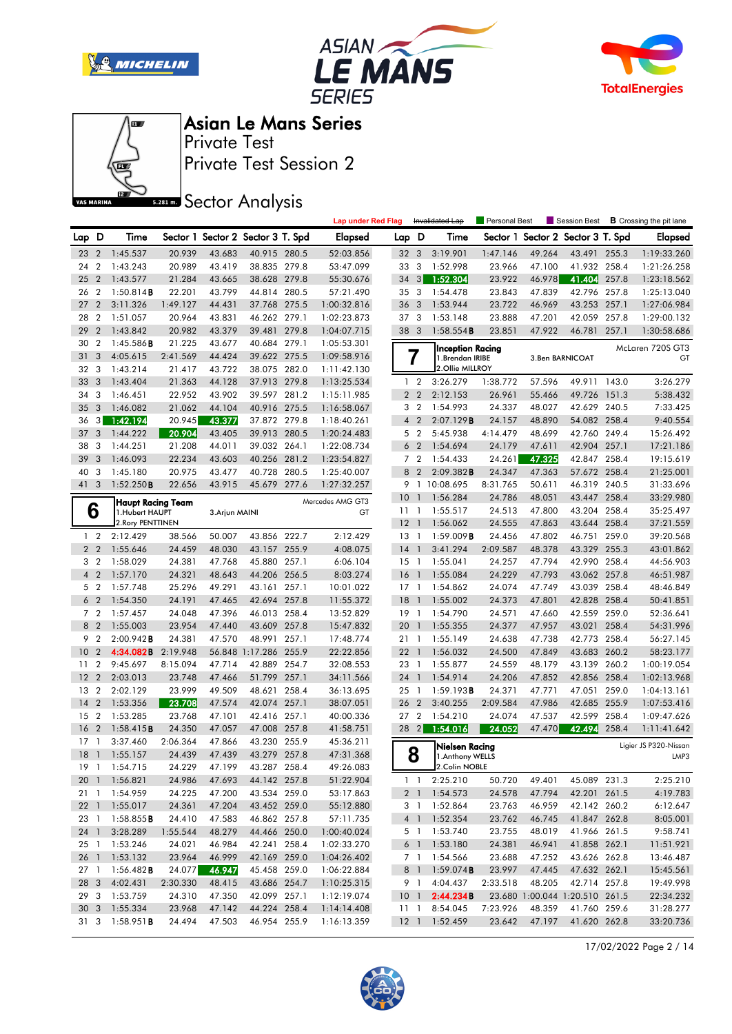# Asian Le Mans Series

Private Test

Private Test Session 2

## Sector Analysis

Lap under Red Flag | Invalidated Lap | Personal Best | Session Best | **B** Crossing the pit lane

| Lap | D | Time | Sector 1 | Sector 2 | Sector 3 | T. Spd | Elapsed |
|---|---|---|---|---|---|---|---|
| 23 | 2 | 1:45.537 | 20.939 | 43.683 | 40.915 | 280.5 | 52:03.856 |
| 24 | 2 | 1:43.243 | 20.989 | 43.419 | 38.835 | 279.8 | 53:47.099 |
| 25 | 2 | 1:43.577 | 21.284 | 43.665 | 38.628 | 279.8 | 55:30.676 |
| 26 | 2 | 1:50.814**B** | 22.201 | 43.799 | 44.814 | 280.5 | 57:21.490 |
| 27 | 2 | 3:11.326 | 1:49.127 | 44.431 | 37.768 | 275.5 | 1:00:32.816 |
| 28 | 2 | 1:51.057 | 20.964 | 43.831 | 46.262 | 279.1 | 1:02:23.873 |
| 29 | 2 | 1:43.842 | 20.982 | 43.379 | 39.481 | 279.8 | 1:04:07.715 |
| 30 | 2 | 1:45.586**B** | 21.225 | 43.677 | 40.684 | 279.1 | 1:05:53.301 |
| 31 | 3 | 4:05.615 | 2:41.569 | 44.424 | 39.622 | 275.5 | 1:09:58.916 |
| 32 | 3 | 1:43.214 | 21.417 | 43.722 | 38.075 | 282.0 | 1:11:42.130 |
| 33 | 3 | 1:43.404 | 21.363 | 44.128 | 37.913 | 279.8 | 1:13:25.534 |
| 34 | 3 | 1:46.451 | 22.952 | 43.902 | 39.597 | 281.2 | 1:15:11.985 |
| 35 | 3 | 1:46.082 | 21.062 | 44.104 | 40.916 | 275.5 | 1:16:58.067 |
| 36 | 3 | 1:42.194 | 20.945 | 43.377 | 37.872 | 279.8 | 1:18:40.261 |
| 37 | 3 | 1:44.222 | 20.904 | 43.405 | 39.913 | 280.5 | 1:20:24.483 |
| 38 | 3 | 1:44.251 | 21.208 | 44.011 | 39.032 | 264.1 | 1:22:08.734 |
| 39 | 3 | 1:46.093 | 22.234 | 43.603 | 40.256 | 281.2 | 1:23:54.827 |
| 40 | 3 | 1:45.180 | 20.975 | 43.477 | 40.728 | 280.5 | 1:25:40.007 |
| 41 | 3 | 1:52.250**B** | 22.656 | 43.915 | 45.679 | 277.6 | 1:27:32.257 |

### 6 — Haupt Racing Team — Mercedes AMG GT3 — GT

1.Hubert HAUPT, 2.Rory PENTTINEN, 3.Arjun MAINI

| Lap | D | Time | Sector 1 | Sector 2 | Sector 3 | T. Spd | Elapsed |
|---|---|---|---|---|---|---|---|
| 1 | 2 | 2:12.429 | 38.566 | 50.007 | 43.856 | 222.7 | 2:12.429 |
| 2 | 2 | 1:55.646 | 24.459 | 48.030 | 43.157 | 255.9 | 4:08.075 |
| 3 | 2 | 1:58.029 | 24.381 | 47.768 | 45.880 | 257.1 | 6:06.104 |
| 4 | 2 | 1:57.170 | 24.321 | 48.643 | 44.206 | 256.5 | 8:03.274 |
| 5 | 2 | 1:57.748 | 25.296 | 49.291 | 43.161 | 257.1 | 10:01.022 |
| 6 | 2 | 1:54.350 | 24.191 | 47.465 | 42.694 | 257.8 | 11:55.372 |
| 7 | 2 | 1:57.457 | 24.048 | 47.396 | 46.013 | 258.4 | 13:52.829 |
| 8 | 2 | 1:55.003 | 23.954 | 47.440 | 43.609 | 257.8 | 15:47.832 |
| 9 | 2 | 2:00.942**B** | 24.381 | 47.570 | 48.991 | 257.1 | 17:48.774 |
| 10 | 2 | 4:34.082**B** | 2:19.948 | 56.848 | 1:17.286 | 255.9 | 22:22.856 |
| 11 | 2 | 9:45.697 | 8:15.094 | 47.714 | 42.889 | 254.7 | 32:08.553 |
| 12 | 2 | 2:03.013 | 23.748 | 47.466 | 51.799 | 257.1 | 34:11.566 |
| 13 | 2 | 2:02.129 | 23.999 | 49.509 | 48.621 | 258.4 | 36:13.695 |
| 14 | 2 | 1:53.356 | 23.708 | 47.574 | 42.074 | 257.1 | 38:07.051 |
| 15 | 2 | 1:53.285 | 23.768 | 47.101 | 42.416 | 257.1 | 40:00.336 |
| 16 | 2 | 1:58.415**B** | 24.350 | 47.057 | 47.008 | 257.8 | 41:58.751 |
| 17 | 1 | 3:37.460 | 2:06.364 | 47.866 | 43.230 | 255.9 | 45:36.211 |
| 18 | 1 | 1:55.157 | 24.439 | 47.439 | 43.279 | 257.8 | 47:31.368 |
| 19 | 1 | 1:54.715 | 24.229 | 47.199 | 43.287 | 258.4 | 49:26.083 |
| 20 | 1 | 1:56.821 | 24.986 | 47.693 | 44.142 | 257.8 | 51:22.904 |
| 21 | 1 | 1:54.959 | 24.225 | 47.200 | 43.534 | 259.0 | 53:17.863 |
| 22 | 1 | 1:55.017 | 24.361 | 47.204 | 43.452 | 259.0 | 55:12.880 |
| 23 | 1 | 1:58.855**B** | 24.410 | 47.583 | 46.862 | 257.8 | 57:11.735 |
| 24 | 1 | 3:28.289 | 1:55.544 | 48.279 | 44.466 | 250.0 | 1:00:40.024 |
| 25 | 1 | 1:53.246 | 24.021 | 46.984 | 42.241 | 258.4 | 1:02:33.270 |
| 26 | 1 | 1:53.132 | 23.964 | 46.999 | 42.169 | 259.0 | 1:04:26.402 |
| 27 | 1 | 1:56.482**B** | 24.077 | 46.947 | 45.458 | 259.0 | 1:06:22.884 |
| 28 | 3 | 4:02.431 | 2:30.330 | 48.415 | 43.686 | 254.7 | 1:10:25.315 |
| 29 | 3 | 1:53.759 | 24.310 | 47.350 | 42.099 | 257.1 | 1:12:19.074 |
| 30 | 3 | 1:55.334 | 23.968 | 47.142 | 44.224 | 258.4 | 1:14:14.408 |
| 31 | 3 | 1:58.951**B** | 24.494 | 47.503 | 46.954 | 255.9 | 1:16:13.359 |

| Lap | D | Time | Sector 1 | Sector 2 | Sector 3 | T. Spd | Elapsed |
|---|---|---|---|---|---|---|---|
| 32 | 3 | 3:19.901 | 1:47.146 | 49.264 | 43.491 | 255.3 | 1:19:33.260 |
| 33 | 3 | 1:52.998 | 23.966 | 47.100 | 41.932 | 258.4 | 1:21:26.258 |
| 34 | 3 | 1:52.304 | 23.922 | 46.978 | 41.404 | 257.8 | 1:23:18.562 |
| 35 | 3 | 1:54.478 | 23.843 | 47.839 | 42.796 | 257.8 | 1:25:13.040 |
| 36 | 3 | 1:53.944 | 23.722 | 46.969 | 43.253 | 257.1 | 1:27:06.984 |
| 37 | 3 | 1:53.148 | 23.888 | 47.201 | 42.059 | 257.8 | 1:29:00.132 |
| 38 | 3 | 1:58.554**B** | 23.851 | 47.922 | 46.781 | 257.1 | 1:30:58.686 |

### 7 — Inception Racing — McLaren 720S GT3 — GT

1.Brendan IRIBE, 2.Ollie MILLROY, 3.Ben BARNICOAT

| Lap | D | Time | Sector 1 | Sector 2 | Sector 3 | T. Spd | Elapsed |
|---|---|---|---|---|---|---|---|
| 1 | 2 | 3:26.279 | 1:38.772 | 57.596 | 49.911 | 143.0 | 3:26.279 |
| 2 | 2 | 2:12.153 | 26.961 | 55.466 | 49.726 | 151.3 | 5:38.432 |
| 3 | 2 | 1:54.993 | 24.337 | 48.027 | 42.629 | 240.5 | 7:33.425 |
| 4 | 2 | 2:07.129**B** | 24.157 | 48.890 | 54.082 | 258.4 | 9:40.554 |
| 5 | 2 | 5:45.938 | 4:14.479 | 48.699 | 42.760 | 249.4 | 15:26.492 |
| 6 | 2 | 1:54.694 | 24.179 | 47.611 | 42.904 | 257.1 | 17:21.186 |
| 7 | 2 | 1:54.433 | 24.261 | 47.325 | 42.847 | 258.4 | 19:15.619 |
| 8 | 2 | 2:09.382**B** | 24.347 | 47.363 | 57.672 | 258.4 | 21:25.001 |
| 9 | 1 | 10:08.695 | 8:31.765 | 50.611 | 46.319 | 240.5 | 31:33.696 |
| 10 | 1 | 1:56.284 | 24.786 | 48.051 | 43.447 | 258.4 | 33:29.980 |
| 11 | 1 | 1:55.517 | 24.513 | 47.800 | 43.204 | 258.4 | 35:25.497 |
| 12 | 1 | 1:56.062 | 24.555 | 47.863 | 43.644 | 258.4 | 37:21.559 |
| 13 | 1 | 1:59.009**B** | 24.456 | 47.802 | 46.751 | 259.0 | 39:20.568 |
| 14 | 1 | 3:41.294 | 2:09.587 | 48.378 | 43.329 | 255.3 | 43:01.862 |
| 15 | 1 | 1:55.041 | 24.257 | 47.794 | 42.990 | 258.4 | 44:56.903 |
| 16 | 1 | 1:55.084 | 24.229 | 47.793 | 43.062 | 257.8 | 46:51.987 |
| 17 | 1 | 1:54.862 | 24.074 | 47.749 | 43.039 | 258.4 | 48:46.849 |
| 18 | 1 | 1:55.002 | 24.373 | 47.801 | 42.828 | 258.4 | 50:41.851 |
| 19 | 1 | 1:54.790 | 24.571 | 47.660 | 42.559 | 259.0 | 52:36.641 |
| 20 | 1 | 1:55.355 | 24.377 | 47.957 | 43.021 | 258.4 | 54:31.996 |
| 21 | 1 | 1:55.149 | 24.638 | 47.738 | 42.773 | 258.4 | 56:27.145 |
| 22 | 1 | 1:56.032 | 24.500 | 47.849 | 43.683 | 260.2 | 58:23.177 |
| 23 | 1 | 1:55.877 | 24.559 | 48.179 | 43.139 | 260.2 | 1:00:19.054 |
| 24 | 1 | 1:54.914 | 24.206 | 47.852 | 42.856 | 258.4 | 1:02:13.968 |
| 25 | 1 | 1:59.193**B** | 24.371 | 47.771 | 47.051 | 259.0 | 1:04:13.161 |
| 26 | 2 | 3:40.255 | 2:09.584 | 47.986 | 42.685 | 255.9 | 1:07:53.416 |
| 27 | 2 | 1:54.210 | 24.074 | 47.537 | 42.599 | 258.4 | 1:09:47.626 |
| 28 | 2 | 1:54.016 | 24.052 | 47.470 | 42.494 | 258.4 | 1:11:41.642 |

### 8 — Nielsen Racing — Ligier JS P320-Nissan — LMP3

1.Anthony WELLS, 2.Colin NOBLE

| Lap | D | Time | Sector 1 | Sector 2 | Sector 3 | T. Spd | Elapsed |
|---|---|---|---|---|---|---|---|
| 1 | 1 | 2:25.210 | 50.720 | 49.401 | 45.089 | 231.3 | 2:25.210 |
| 2 | 1 | 1:54.573 | 24.578 | 47.794 | 42.201 | 261.5 | 4:19.783 |
| 3 | 1 | 1:52.864 | 23.763 | 46.959 | 42.142 | 260.2 | 6:12.647 |
| 4 | 1 | 1:52.354 | 23.762 | 46.745 | 41.847 | 262.8 | 8:05.001 |
| 5 | 1 | 1:53.740 | 23.755 | 48.019 | 41.966 | 261.5 | 9:58.741 |
| 6 | 1 | 1:53.180 | 24.381 | 46.941 | 41.858 | 262.1 | 11:51.921 |
| 7 | 1 | 1:54.566 | 23.688 | 47.252 | 43.626 | 262.8 | 13:46.487 |
| 8 | 1 | 1:59.074**B** | 23.997 | 47.445 | 47.632 | 262.1 | 15:45.561 |
| 9 | 1 | 4:04.437 | 2:33.518 | 48.205 | 42.714 | 257.8 | 19:49.998 |
| 10 | 1 | 2:44.234**B** | 23.680 | 1:00.044 | 1:20.510 | 261.5 | 22:34.232 |
| 11 | 1 | 8:54.045 | 7:23.926 | 48.359 | 41.760 | 259.6 | 31:28.277 |
| 12 | 1 | 1:52.459 | 23.642 | 47.197 | 41.620 | 262.8 | 33:20.736 |

17/02/2022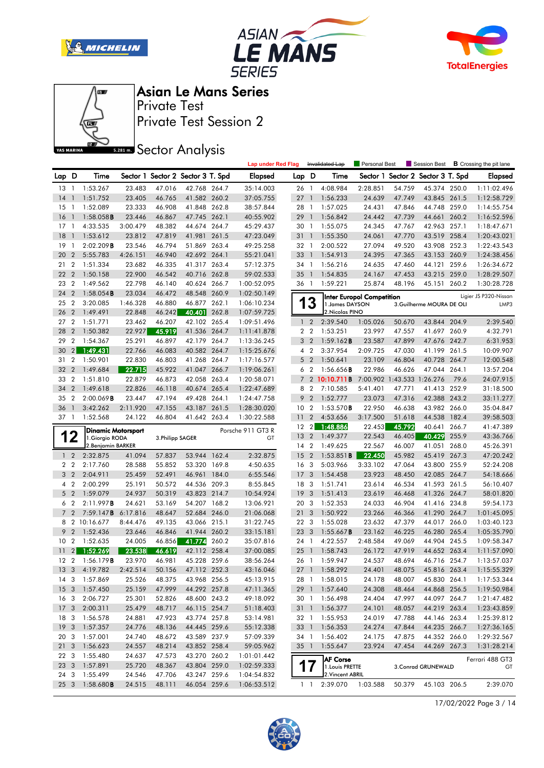# Asian Le Mans Series

Private Test

Private Test Session 2

Sector Analysis

Lap under Red Flag | ~~Invalidated Lap~~ | Personal Best | Session Best | **B** Crossing the pit lane

| Lap | D | Time | Sector 1 | Sector 2 | Sector 3 | T. Spd | Elapsed |
|---|---|---|---|---|---|---|---|
| 13 | 1 | 1:53.267 | 23.483 | 47.016 | 42.768 | 264.7 | 35:14.003 |
| 14 | 1 | 1:51.752 | 23.405 | 46.765 | 41.582 | 260.2 | 37:05.755 |
| 15 | 1 | 1:52.089 | 23.333 | 46.908 | 41.848 | 262.8 | 38:57.844 |
| 16 | 1 | 1:58.058**B** | 23.446 | 46.867 | 47.745 | 262.1 | 40:55.902 |
| 17 | 1 | 4:33.535 | 3:00.479 | 48.382 | 44.674 | 264.7 | 45:29.437 |
| 18 | 1 | 1:53.612 | 23.812 | 47.819 | 41.981 | 261.5 | 47:23.049 |
| 19 | 1 | 2:02.209**B** | 23.546 | 46.794 | 51.869 | 263.4 | 49:25.258 |
| 20 | 2 | 5:55.783 | 4:26.151 | 46.940 | 42.692 | 264.1 | 55:21.041 |
| 21 | 2 | 1:51.334 | 23.682 | 46.335 | 41.317 | 263.4 | 57:12.375 |
| 22 | 2 | 1:50.158 | 22.900 | 46.542 | 40.716 | 262.8 | 59:02.533 |
| 23 | 2 | 1:49.562 | 22.798 | 46.140 | 40.624 | 266.7 | 1:00:52.095 |
| 24 | 2 | 1:58.054**B** | 23.034 | 46.472 | 48.548 | 260.9 | 1:02:50.149 |
| 25 | 2 | 3:20.085 | 1:46.328 | 46.880 | 46.877 | 262.1 | 1:06:10.234 |
| 26 | 2 | 1:49.491 | 22.848 | 46.242 | 40.401 | 262.8 | 1:07:59.725 |
| 27 | 2 | 1:51.771 | 23.462 | 46.207 | 42.102 | 265.4 | 1:09:51.496 |
| 28 | 2 | 1:50.382 | 22.927 | 45.919 | 41.536 | 264.7 | 1:11:41.878 |
| 29 | 2 | 1:54.367 | 25.291 | 46.897 | 42.179 | 264.7 | 1:13:36.245 |
| 30 | 2 | 1:49.431 | 22.766 | 46.083 | 40.582 | 264.7 | 1:15:25.676 |
| 31 | 2 | 1:50.901 | 22.830 | 46.803 | 41.268 | 264.7 | 1:17:16.577 |
| 32 | 2 | 1:49.684 | 22.715 | 45.922 | 41.047 | 266.7 | 1:19:06.261 |
| 33 | 2 | 1:51.810 | 22.879 | 46.873 | 42.058 | 263.4 | 1:20:58.071 |
| 34 | 2 | 1:49.618 | 22.826 | 46.118 | 40.674 | 265.4 | 1:22:47.689 |
| 35 | 2 | 2:00.069**B** | 23.447 | 47.194 | 49.428 | 264.1 | 1:24:47.758 |
| 36 | 1 | 3:42.262 | 2:11.920 | 47.155 | 43.187 | 261.5 | 1:28:30.020 |
| 37 | 1 | 1:52.568 | 24.122 | 46.804 | 41.642 | 263.4 | 1:30:22.588 |

## 12 — Dinamic Motorsport — Porsche 911 GT3 R — GT

1.Giorgio RODA, 2.Benjamin BARKER, 3.Philipp SAGER

| Lap | D | Time | Sector 1 | Sector 2 | Sector 3 | T. Spd | Elapsed |
|---|---|---|---|---|---|---|---|
| 1 | 2 | 2:32.875 | 41.094 | 57.837 | 53.944 | 162.4 | 2:32.875 |
| 2 | 2 | 2:17.760 | 28.588 | 55.852 | 53.320 | 169.8 | 4:50.635 |
| 3 | 2 | 2:04.911 | 25.459 | 52.491 | 46.961 | 184.0 | 6:55.546 |
| 4 | 2 | 2:00.299 | 25.191 | 50.572 | 44.536 | 209.3 | 8:55.845 |
| 5 | 2 | 1:59.079 | 24.937 | 50.319 | 43.823 | 214.7 | 10:54.924 |
| 6 | 2 | 2:11.997**B** | 24.621 | 53.169 | 54.207 | 168.2 | 13:06.921 |
| 7 | 2 | 7:59.147**B** | 6:17.816 | 48.647 | 52.684 | 246.0 | 21:06.068 |
| 8 | 2 | 10:16.677 | 8:44.476 | 49.135 | 43.066 | 215.1 | 31:22.745 |
| 9 | 2 | 1:52.436 | 23.646 | 46.846 | 41.944 | 260.2 | 33:15.181 |
| 10 | 2 | 1:52.635 | 24.005 | 46.856 | 41.774 | 260.2 | 35:07.816 |
| 11 | 2 | 1:52.269 | 23.538 | 46.619 | 42.112 | 258.4 | 37:00.085 |
| 12 | 2 | 1:56.179**B** | 23.970 | 46.981 | 45.228 | 259.6 | 38:56.264 |
| 13 | 3 | 4:19.782 | 2:42.514 | 50.156 | 47.112 | 252.3 | 43:16.046 |
| 14 | 3 | 1:57.869 | 25.526 | 48.375 | 43.968 | 256.5 | 45:13.915 |
| 15 | 3 | 1:57.450 | 25.159 | 47.999 | 44.292 | 257.8 | 47:11.365 |
| 16 | 3 | 2:06.727 | 25.301 | 52.826 | 48.600 | 243.2 | 49:18.092 |
| 17 | 3 | 2:00.311 | 25.479 | 48.717 | 46.115 | 254.7 | 51:18.403 |
| 18 | 3 | 1:56.578 | 24.881 | 47.923 | 43.774 | 257.8 | 53:14.981 |
| 19 | 3 | 1:57.357 | 24.776 | 48.136 | 44.445 | 259.6 | 55:12.338 |
| 20 | 3 | 1:57.001 | 24.740 | 48.672 | 43.589 | 237.9 | 57:09.339 |
| 21 | 3 | 1:56.623 | 24.557 | 48.214 | 43.852 | 258.4 | 59:05.962 |
| 22 | 3 | 1:55.480 | 24.637 | 47.573 | 43.270 | 260.2 | 1:01:01.442 |
| 23 | 3 | 1:57.891 | 25.720 | 48.367 | 43.804 | 259.0 | 1:02:59.333 |
| 24 | 3 | 1:55.499 | 24.546 | 47.706 | 43.247 | 259.6 | 1:04:54.832 |
| 25 | 3 | 1:58.680**B** | 24.515 | 48.111 | 46.054 | 259.6 | 1:06:53.512 |

| Lap | D | Time | Sector 1 | Sector 2 | Sector 3 | T. Spd | Elapsed |
|---|---|---|---|---|---|---|---|
| 26 | 1 | 4:08.984 | 2:28.851 | 54.759 | 45.374 | 250.0 | 1:11:02.496 |
| 27 | 1 | 1:56.233 | 24.639 | 47.749 | 43.845 | 261.5 | 1:12:58.729 |
| 28 | 1 | 1:57.025 | 24.431 | 47.846 | 44.748 | 259.0 | 1:14:55.754 |
| 29 | 1 | 1:56.842 | 24.442 | 47.739 | 44.661 | 260.2 | 1:16:52.596 |
| 30 | 1 | 1:55.075 | 24.345 | 47.767 | 42.963 | 257.1 | 1:18:47.671 |
| 31 | 1 | 1:55.350 | 24.061 | 47.770 | 43.519 | 258.4 | 1:20:43.021 |
| 32 | 1 | 2:00.522 | 27.094 | 49.520 | 43.908 | 252.3 | 1:22:43.543 |
| 33 | 1 | 1:54.913 | 24.395 | 47.365 | 43.153 | 260.9 | 1:24:38.456 |
| 34 | 1 | 1:56.216 | 24.635 | 47.460 | 44.121 | 259.6 | 1:26:34.672 |
| 35 | 1 | 1:54.835 | 24.167 | 47.453 | 43.215 | 259.0 | 1:28:29.507 |
| 36 | 1 | 1:59.221 | 25.874 | 48.196 | 45.151 | 260.2 | 1:30:28.728 |

## 13 — Inter Europol Competition — Ligier JS P320-Nissan — LMP3

1.James DAYSON, 2.Nicolas PINO, 3.Guilherme MOURA DE OLI

| Lap | D | Time | Sector 1 | Sector 2 | Sector 3 | T. Spd | Elapsed |
|---|---|---|---|---|---|---|---|
| 1 | 2 | 2:39.540 | 1:05.026 | 50.670 | 43.844 | 204.9 | 2:39.540 |
| 2 | 2 | 1:53.251 | 23.997 | 47.557 | 41.697 | 260.9 | 4:32.791 |
| 3 | 2 | 1:59.162**B** | 23.587 | 47.899 | 47.676 | 242.7 | 6:31.953 |
| 4 | 2 | 3:37.954 | 2:09.725 | 47.030 | 41.199 | 261.5 | 10:09.907 |
| 5 | 2 | 1:50.641 | 23.109 | 46.804 | 40.728 | 264.7 | 12:00.548 |
| 6 | 2 | 1:56.656**B** | 22.986 | 46.626 | 47.044 | 264.1 | 13:57.204 |
| 7 | 2 | 10:10.711**B** | 7:00.902 | 1:43.533 | 1:26.276 | 79.6 | 24:07.915 |
| 8 | 2 | 7:10.585 | 5:41.401 | 47.771 | 41.413 | 252.9 | 31:18.500 |
| 9 | 2 | 1:52.777 | 23.073 | 47.316 | 42.388 | 243.2 | 33:11.277 |
| 10 | 2 | 1:53.570**B** | 22.950 | 46.638 | 43.982 | 266.0 | 35:04.847 |
| 11 | 2 | 4:53.656 | 3:17.500 | 51.618 | 44.538 | 182.4 | 39:58.503 |
| 12 | 2 | 1:48.886 | 22.453 | 45.792 | 40.641 | 266.7 | 41:47.389 |
| 13 | 2 | 1:49.377 | 22.543 | 46.405 | 40.429 | 255.9 | 43:36.766 |
| 14 | 2 | 1:49.625 | 22.567 | 46.007 | 41.051 | 268.0 | 45:26.391 |
| 15 | 2 | 1:53.851**B** | 22.450 | 45.982 | 45.419 | 267.3 | 47:20.242 |
| 16 | 3 | 5:03.966 | 3:33.102 | 47.064 | 43.800 | 255.9 | 52:24.208 |
| 17 | 3 | 1:54.458 | 23.923 | 48.450 | 42.085 | 264.7 | 54:18.666 |
| 18 | 3 | 1:51.741 | 23.614 | 46.534 | 41.593 | 261.5 | 56:10.407 |
| 19 | 3 | 1:51.413 | 23.619 | 46.468 | 41.326 | 264.7 | 58:01.820 |
| 20 | 3 | 1:52.353 | 24.033 | 46.904 | 41.416 | 234.8 | 59:54.173 |
| 21 | 3 | 1:50.922 | 23.266 | 46.366 | 41.290 | 264.7 | 1:01:45.095 |
| 22 | 3 | 1:55.028 | 23.632 | 47.379 | 44.017 | 266.0 | 1:03:40.123 |
| 23 | 3 | 1:55.667**B** | 23.162 | 46.225 | 46.280 | 265.4 | 1:05:35.790 |
| 24 | 1 | 4:22.557 | 2:48.584 | 49.069 | 44.904 | 245.5 | 1:09:58.347 |
| 25 | 1 | 1:58.743 | 26.172 | 47.919 | 44.652 | 263.4 | 1:11:57.090 |
| 26 | 1 | 1:59.947 | 24.537 | 48.694 | 46.716 | 254.7 | 1:13:57.037 |
| 27 | 1 | 1:58.292 | 24.401 | 48.075 | 45.816 | 263.4 | 1:15:55.329 |
| 28 | 1 | 1:58.015 | 24.178 | 48.007 | 45.830 | 264.1 | 1:17:53.344 |
| 29 | 1 | 1:57.640 | 24.308 | 48.464 | 44.868 | 256.5 | 1:19:50.984 |
| 30 | 1 | 1:56.498 | 24.404 | 47.997 | 44.097 | 264.7 | 1:21:47.482 |
| 31 | 1 | 1:56.377 | 24.101 | 48.057 | 44.219 | 263.4 | 1:23:43.859 |
| 32 | 1 | 1:55.953 | 24.019 | 47.788 | 44.146 | 263.4 | 1:25:39.812 |
| 33 | 1 | 1:56.353 | 24.274 | 47.844 | 44.235 | 266.7 | 1:27:36.165 |
| 34 | 1 | 1:56.402 | 24.175 | 47.875 | 44.352 | 266.0 | 1:29:32.567 |
| 35 | 1 | 1:55.647 | 23.924 | 47.454 | 44.269 | 267.3 | 1:31:28.214 |

## 17 — AF Corse — Ferrari 488 GT3 — GT

1.Louis PRETTE, 2.Vincent ABRIL, 3.Conrad GRUNEWALD

| Lap | D | Time | Sector 1 | Sector 2 | Sector 3 | T. Spd | Elapsed |
|---|---|---|---|---|---|---|---|
| 1 | 1 | 2:39.070 | 1:03.588 | 50.379 | 45.103 | 206.5 | 2:39.070 |

17/02/2022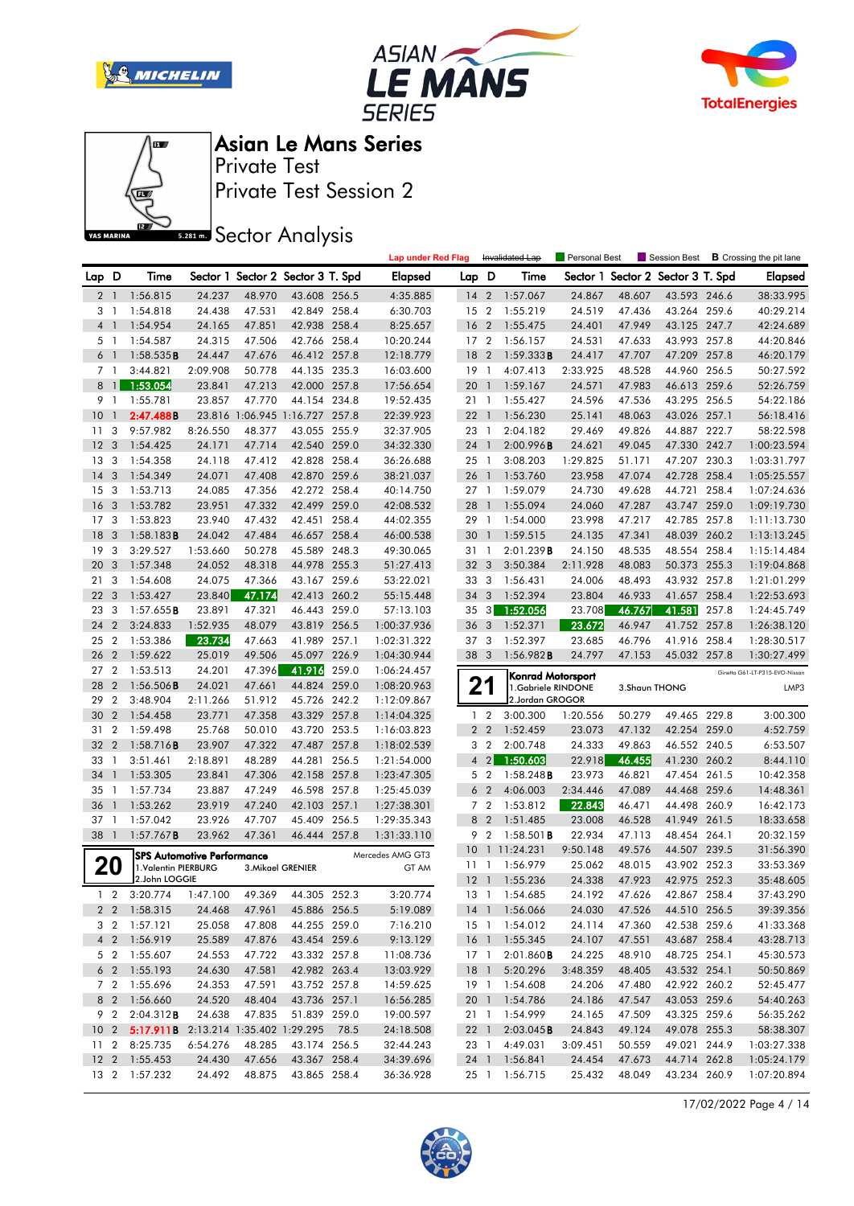# Asian Le Mans Series

Private Test

Private Test Session 2

## Sector Analysis

Lap under Red Flag | Invalidated Lap | Personal Best | Session Best | **B** Crossing the pit lane

| Lap | D | Time | Sector 1 | Sector 2 | Sector 3 | T. Spd | Elapsed |
|---|---|---|---|---|---|---|---|
| 2 | 1 | 1:56.815 | 24.237 | 48.970 | 43.608 | 256.5 | 4:35.885 |
| 3 | 1 | 1:54.818 | 24.438 | 47.531 | 42.849 | 258.4 | 6:30.703 |
| 4 | 1 | 1:54.954 | 24.165 | 47.851 | 42.938 | 258.4 | 8:25.657 |
| 5 | 1 | 1:54.587 | 24.315 | 47.506 | 42.766 | 258.4 | 10:20.244 |
| 6 | 1 | 1:58.535**B** | 24.447 | 47.676 | 46.412 | 257.8 | 12:18.779 |
| 7 | 1 | 3:44.821 | 2:09.908 | 50.778 | 44.135 | 235.3 | 16:03.600 |
| 8 | 1 | 1:53.054 | 23.841 | 47.213 | 42.000 | 257.8 | 17:56.654 |
| 9 | 1 | 1:55.781 | 23.857 | 47.770 | 44.154 | 234.8 | 19:52.435 |
| 10 | 1 | 2:47.488**B** | 23.816 | 1:06.945 | 1:16.727 | 257.8 | 22:39.923 |
| 11 | 3 | 9:57.982 | 8:26.550 | 48.377 | 43.055 | 255.9 | 32:37.905 |
| 12 | 3 | 1:54.425 | 24.171 | 47.714 | 42.540 | 259.0 | 34:32.330 |
| 13 | 3 | 1:54.358 | 24.118 | 47.412 | 42.828 | 258.4 | 36:26.688 |
| 14 | 3 | 1:54.349 | 24.071 | 47.408 | 42.870 | 259.6 | 38:21.037 |
| 15 | 3 | 1:53.713 | 24.085 | 47.356 | 42.272 | 258.4 | 40:14.750 |
| 16 | 3 | 1:53.782 | 23.951 | 47.332 | 42.499 | 259.0 | 42:08.532 |
| 17 | 3 | 1:53.823 | 23.940 | 47.432 | 42.451 | 258.4 | 44:02.355 |
| 18 | 3 | 1:58.183**B** | 24.042 | 47.484 | 46.657 | 258.4 | 46:00.538 |
| 19 | 3 | 3:29.527 | 1:53.660 | 50.278 | 45.589 | 248.3 | 49:30.065 |
| 20 | 3 | 1:57.348 | 24.052 | 48.318 | 44.978 | 255.3 | 51:27.413 |
| 21 | 3 | 1:54.608 | 24.075 | 47.366 | 43.167 | 259.6 | 53:22.021 |
| 22 | 3 | 1:53.427 | 23.840 | 47.174 | 42.413 | 260.2 | 55:15.448 |
| 23 | 3 | 1:57.655**B** | 23.891 | 47.321 | 46.443 | 259.0 | 57:13.103 |
| 24 | 2 | 3:24.833 | 1:52.935 | 48.079 | 43.819 | 256.5 | 1:00:37.936 |
| 25 | 2 | 1:53.386 | 23.734 | 47.663 | 41.989 | 257.1 | 1:02:31.322 |
| 26 | 2 | 1:59.622 | 25.019 | 49.506 | 45.097 | 226.9 | 1:04:30.944 |
| 27 | 2 | 1:53.513 | 24.201 | 47.396 | 41.916 | 259.0 | 1:06:24.457 |
| 28 | 2 | 1:56.506**B** | 24.021 | 47.661 | 44.824 | 259.0 | 1:08:20.963 |
| 29 | 2 | 3:48.904 | 2:11.266 | 51.912 | 45.726 | 242.2 | 1:12:09.867 |
| 30 | 2 | 1:54.458 | 23.771 | 47.358 | 43.329 | 257.8 | 1:14:04.325 |
| 31 | 2 | 1:59.498 | 25.768 | 50.010 | 43.720 | 253.5 | 1:16:03.823 |
| 32 | 2 | 1:58.716**B** | 23.907 | 47.322 | 47.487 | 257.8 | 1:18:02.539 |
| 33 | 1 | 3:51.461 | 2:18.891 | 48.289 | 44.281 | 256.5 | 1:21:54.000 |
| 34 | 1 | 1:53.305 | 23.841 | 47.306 | 42.158 | 257.8 | 1:23:47.305 |
| 35 | 1 | 1:57.734 | 23.887 | 47.249 | 46.598 | 257.8 | 1:25:45.039 |
| 36 | 1 | 1:53.262 | 23.919 | 47.240 | 42.103 | 257.1 | 1:27:38.301 |
| 37 | 1 | 1:57.042 | 23.926 | 47.707 | 45.409 | 256.5 | 1:29:35.343 |
| 38 | 1 | 1:57.767**B** | 23.962 | 47.361 | 46.444 | 257.8 | 1:31:33.110 |
| 14 | 2 | 1:57.067 | 24.867 | 48.607 | 43.593 | 246.6 | 38:33.995 |
| 15 | 2 | 1:55.219 | 24.519 | 47.436 | 43.264 | 259.6 | 40:29.214 |
| 16 | 2 | 1:55.475 | 24.401 | 47.949 | 43.125 | 247.7 | 42:24.689 |
| 17 | 2 | 1:56.157 | 24.531 | 47.633 | 43.993 | 257.8 | 44:20.846 |
| 18 | 2 | 1:59.333**B** | 24.417 | 47.707 | 47.209 | 257.8 | 46:20.179 |
| 19 | 1 | 4:07.413 | 2:33.925 | 48.528 | 44.960 | 256.5 | 50:27.592 |
| 20 | 1 | 1:59.167 | 24.571 | 47.983 | 46.613 | 259.6 | 52:26.759 |
| 21 | 1 | 1:55.427 | 24.596 | 47.536 | 43.295 | 256.5 | 54:22.186 |
| 22 | 1 | 1:56.230 | 25.141 | 48.063 | 43.026 | 257.1 | 56:18.416 |
| 23 | 1 | 2:04.182 | 29.469 | 49.826 | 44.887 | 222.7 | 58:22.598 |
| 24 | 1 | 2:00.996**B** | 24.621 | 49.045 | 47.330 | 242.7 | 1:00:23.594 |
| 25 | 1 | 3:08.203 | 1:29.825 | 51.171 | 47.207 | 230.3 | 1:03:31.797 |
| 26 | 1 | 1:53.760 | 23.958 | 47.074 | 42.728 | 258.4 | 1:05:25.557 |
| 27 | 1 | 1:59.079 | 24.730 | 49.628 | 44.721 | 258.4 | 1:07:24.636 |
| 28 | 1 | 1:55.094 | 24.060 | 47.287 | 43.747 | 259.0 | 1:09:19.730 |
| 29 | 1 | 1:54.000 | 23.998 | 47.217 | 42.785 | 257.8 | 1:11:13.730 |
| 30 | 1 | 1:59.515 | 24.135 | 47.341 | 48.039 | 260.2 | 1:13:13.245 |
| 31 | 1 | 2:01.239**B** | 24.150 | 48.535 | 48.554 | 258.4 | 1:15:14.484 |
| 32 | 3 | 3:50.384 | 2:11.928 | 48.083 | 50.373 | 255.3 | 1:19:04.868 |
| 33 | 3 | 1:56.431 | 24.006 | 48.493 | 43.932 | 257.8 | 1:21:01.299 |
| 34 | 3 | 1:52.394 | 23.804 | 46.933 | 41.657 | 258.4 | 1:22:53.693 |
| 35 | 3 | 1:52.056 | 23.708 | 46.767 | 41.581 | 257.8 | 1:24:45.749 |
| 36 | 3 | 1:52.371 | 23.672 | 46.947 | 41.752 | 257.8 | 1:26:38.120 |
| 37 | 3 | 1:52.397 | 23.685 | 46.796 | 41.916 | 258.4 | 1:28:30.517 |
| 38 | 3 | 1:56.982**B** | 24.797 | 47.153 | 45.032 | 257.8 | 1:30:27.499 |

### 20 — SPS Automotive Performance — Mercedes AMG GT3 — GT AM

1.Valentin PIERBURG, 2.John LOGGIE, 3.Mikael GRENIER

| Lap | D | Time | Sector 1 | Sector 2 | Sector 3 | T. Spd | Elapsed |
|---|---|---|---|---|---|---|---|
| 1 | 2 | 3:20.774 | 1:47.100 | 49.369 | 44.305 | 252.3 | 3:20.774 |
| 2 | 2 | 1:58.315 | 24.468 | 47.961 | 45.886 | 256.5 | 5:19.089 |
| 3 | 2 | 1:57.121 | 25.058 | 47.808 | 44.255 | 259.0 | 7:16.210 |
| 4 | 2 | 1:56.919 | 25.589 | 47.876 | 43.454 | 259.6 | 9:13.129 |
| 5 | 2 | 1:55.607 | 24.553 | 47.722 | 43.332 | 257.8 | 11:08.736 |
| 6 | 2 | 1:55.193 | 24.630 | 47.581 | 42.982 | 263.4 | 13:03.929 |
| 7 | 2 | 1:55.696 | 24.353 | 47.591 | 43.752 | 257.8 | 14:59.625 |
| 8 | 2 | 1:56.660 | 24.520 | 48.404 | 43.736 | 257.1 | 16:56.285 |
| 9 | 2 | 2:04.312**B** | 24.638 | 47.835 | 51.839 | 259.0 | 19:00.597 |
| 10 | 2 | 5:17.911**B** | 2:13.214 | 1:35.402 | 1:29.295 | 78.5 | 24:18.508 |
| 11 | 2 | 8:25.735 | 6:54.276 | 48.285 | 43.174 | 256.5 | 32:44.243 |
| 12 | 2 | 1:55.453 | 24.430 | 47.656 | 43.367 | 258.4 | 34:39.696 |
| 13 | 2 | 1:57.232 | 24.492 | 48.875 | 43.865 | 258.4 | 36:36.928 |

### 21 — Konrad Motorsport — Ginetta G61-LT-P315-EVO-Nissan — LMP3

1.Gabriele RINDONE, 2.Jordan GROGOR, 3.Shaun THONG

| Lap | D | Time | Sector 1 | Sector 2 | Sector 3 | T. Spd | Elapsed |
|---|---|---|---|---|---|---|---|
| 1 | 2 | 3:00.300 | 1:20.556 | 50.279 | 49.465 | 229.8 | 3:00.300 |
| 2 | 2 | 1:52.459 | 23.073 | 47.132 | 42.254 | 259.0 | 4:52.759 |
| 3 | 2 | 2:00.748 | 24.333 | 49.863 | 46.552 | 240.5 | 6:53.507 |
| 4 | 2 | 1:50.603 | 22.918 | 46.455 | 41.230 | 260.2 | 8:44.110 |
| 5 | 2 | 1:58.248**B** | 23.973 | 46.821 | 47.454 | 261.5 | 10:42.358 |
| 6 | 2 | 4:06.003 | 2:34.446 | 47.089 | 44.468 | 259.6 | 14:48.361 |
| 7 | 2 | 1:53.812 | 22.843 | 46.471 | 44.498 | 260.9 | 16:42.173 |
| 8 | 2 | 1:51.485 | 23.008 | 46.528 | 41.949 | 261.5 | 18:33.658 |
| 9 | 2 | 1:58.501**B** | 22.934 | 47.113 | 48.454 | 264.1 | 20:32.159 |
| 10 | 1 | 11:24.231 | 9:50.148 | 49.576 | 44.507 | 239.5 | 31:56.390 |
| 11 | 1 | 1:56.979 | 25.062 | 48.015 | 43.902 | 252.3 | 33:53.369 |
| 12 | 1 | 1:55.236 | 24.338 | 47.923 | 42.975 | 252.3 | 35:48.605 |
| 13 | 1 | 1:54.685 | 24.192 | 47.626 | 42.867 | 258.4 | 37:43.290 |
| 14 | 1 | 1:56.066 | 24.030 | 47.526 | 44.510 | 256.5 | 39:39.356 |
| 15 | 1 | 1:54.012 | 24.114 | 47.360 | 42.538 | 259.6 | 41:33.368 |
| 16 | 1 | 1:55.345 | 24.107 | 47.551 | 43.687 | 258.4 | 43:28.713 |
| 17 | 1 | 2:01.860**B** | 24.225 | 48.910 | 48.725 | 254.1 | 45:30.573 |
| 18 | 1 | 5:20.296 | 3:48.359 | 48.405 | 43.532 | 254.1 | 50:50.869 |
| 19 | 1 | 1:54.608 | 24.206 | 47.480 | 42.922 | 260.2 | 52:45.477 |
| 20 | 1 | 1:54.786 | 24.186 | 47.547 | 43.053 | 259.6 | 54:40.263 |
| 21 | 1 | 1:54.999 | 24.165 | 47.509 | 43.325 | 259.6 | 56:35.262 |
| 22 | 1 | 2:03.045**B** | 24.843 | 49.124 | 49.078 | 255.3 | 58:38.307 |
| 23 | 1 | 4:49.031 | 3:09.451 | 50.559 | 49.021 | 244.9 | 1:03:27.338 |
| 24 | 1 | 1:56.841 | 24.454 | 47.673 | 44.714 | 262.8 | 1:05:24.179 |
| 25 | 1 | 1:56.715 | 25.432 | 48.049 | 43.234 | 260.9 | 1:07:20.894 |

17/02/2022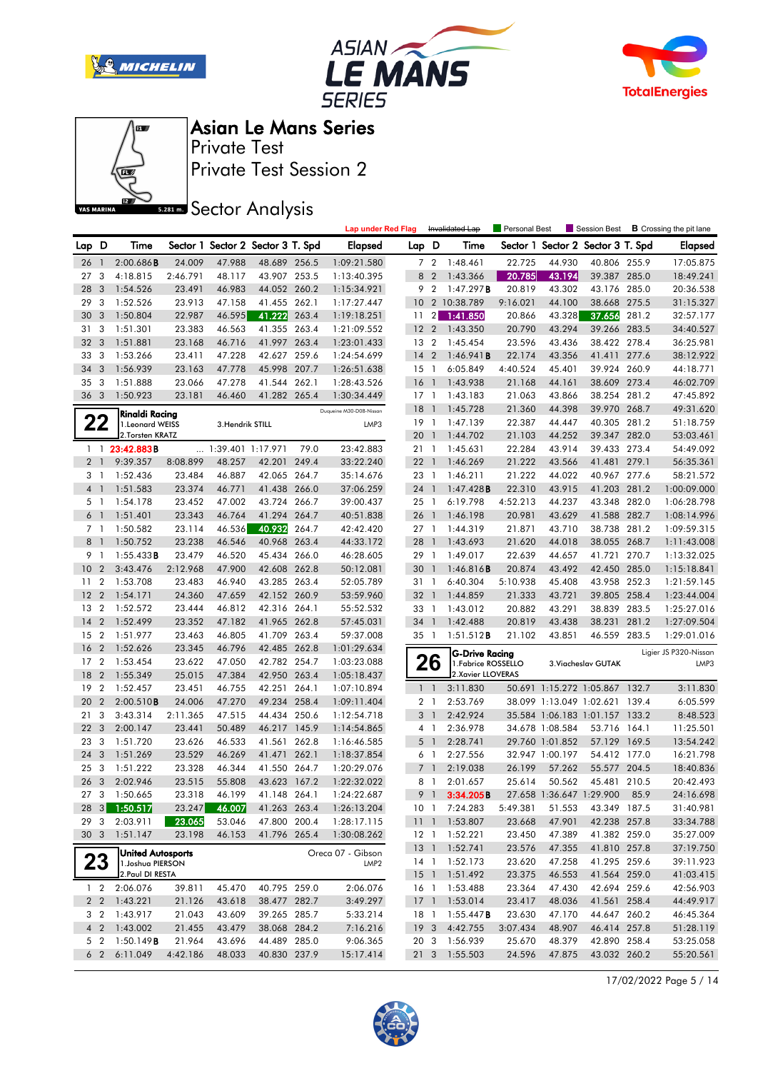# Asian Le Mans Series

Private Test

Private Test Session 2

## Sector Analysis

Lap under Red Flag | ~~Invalidated Lap~~ | Personal Best | Session Best | **B** Crossing the pit lane

| Lap | D | Time | Sector 1 | Sector 2 | Sector 3 | T. Spd | Elapsed |
|---|---|---|---|---|---|---|---|
| 26 | 1 | 2:00.686**B** | 24.009 | 47.988 | 48.689 | 256.5 | 1:09:21.580 |
| 27 | 3 | 4:18.815 | 2:46.791 | 48.117 | 43.907 | 253.5 | 1:13:40.395 |
| 28 | 3 | 1:54.526 | 23.491 | 46.983 | 44.052 | 260.2 | 1:15:34.921 |
| 29 | 3 | 1:52.526 | 23.913 | 47.158 | 41.455 | 262.1 | 1:17:27.447 |
| 30 | 3 | 1:50.804 | 22.987 | 46.595 | 41.222 | 263.4 | 1:19:18.251 |
| 31 | 3 | 1:51.301 | 23.383 | 46.563 | 41.355 | 263.4 | 1:21:09.552 |
| 32 | 3 | 1:51.881 | 23.168 | 46.716 | 41.997 | 263.4 | 1:23:01.433 |
| 33 | 3 | 1:53.266 | 23.411 | 47.228 | 42.627 | 259.6 | 1:24:54.699 |
| 34 | 3 | 1:56.939 | 23.163 | 47.778 | 45.998 | 207.7 | 1:26:51.638 |
| 35 | 3 | 1:51.888 | 23.066 | 47.278 | 41.544 | 262.1 | 1:28:43.526 |
| 36 | 3 | 1:50.923 | 23.181 | 46.460 | 41.282 | 265.4 | 1:30:34.449 |

**22** Rinaldi Racing — Duqueine M30-D08-Nissan — LMP3
1.Leonard WEISS, 2.Torsten KRATZ, 3.Hendrik STILL

| Lap | D | Time | Sector 1 | Sector 2 | Sector 3 | T. Spd | Elapsed |
|---|---|---|---|---|---|---|---|
| 1 | 1 | 23:42.883**B** | ... | 1:39.401 | 1:17.971 | 79.0 | 23:42.883 |
| 2 | 1 | 9:39.357 | 8:08.899 | 48.257 | 42.201 | 249.4 | 33:22.240 |
| 3 | 1 | 1:52.436 | 23.484 | 46.887 | 42.065 | 264.7 | 35:14.676 |
| 4 | 1 | 1:51.583 | 23.374 | 46.771 | 41.438 | 266.0 | 37:06.259 |
| 5 | 1 | 1:54.178 | 23.452 | 47.002 | 43.724 | 266.7 | 39:00.437 |
| 6 | 1 | 1:51.401 | 23.343 | 46.764 | 41.294 | 264.7 | 40:51.838 |
| 7 | 1 | 1:50.582 | 23.114 | 46.536 | 40.932 | 264.7 | 42:42.420 |
| 8 | 1 | 1:50.752 | 23.238 | 46.546 | 40.968 | 263.4 | 44:33.172 |
| 9 | 1 | 1:55.433**B** | 23.479 | 46.520 | 45.434 | 266.0 | 46:28.605 |
| 10 | 2 | 3:43.476 | 2:12.968 | 47.900 | 42.608 | 262.8 | 50:12.081 |
| 11 | 2 | 1:53.708 | 23.483 | 46.940 | 43.285 | 263.4 | 52:05.789 |
| 12 | 2 | 1:54.171 | 24.360 | 47.659 | 42.152 | 260.9 | 53:59.960 |
| 13 | 2 | 1:52.572 | 23.444 | 46.812 | 42.316 | 264.1 | 55:52.532 |
| 14 | 2 | 1:52.499 | 23.352 | 47.182 | 41.965 | 262.8 | 57:45.031 |
| 15 | 2 | 1:51.977 | 23.463 | 46.805 | 41.709 | 263.4 | 59:37.008 |
| 16 | 2 | 1:52.626 | 23.345 | 46.796 | 42.485 | 262.8 | 1:01:29.634 |
| 17 | 2 | 1:53.454 | 23.622 | 47.050 | 42.782 | 254.7 | 1:03:23.088 |
| 18 | 2 | 1:55.349 | 25.015 | 47.384 | 42.950 | 263.4 | 1:05:18.437 |
| 19 | 2 | 1:52.457 | 23.451 | 46.755 | 42.251 | 264.1 | 1:07:10.894 |
| 20 | 2 | 2:00.510**B** | 24.006 | 47.270 | 49.234 | 258.4 | 1:09:11.404 |
| 21 | 3 | 3:43.314 | 2:11.365 | 47.515 | 44.434 | 250.6 | 1:12:54.718 |
| 22 | 3 | 2:00.147 | 23.441 | 50.489 | 46.217 | 145.9 | 1:14:54.865 |
| 23 | 3 | 1:51.720 | 23.626 | 46.533 | 41.561 | 262.8 | 1:16:46.585 |
| 24 | 3 | 1:51.269 | 23.529 | 46.269 | 41.471 | 262.1 | 1:18:37.854 |
| 25 | 3 | 1:51.222 | 23.328 | 46.344 | 41.550 | 264.7 | 1:20:29.076 |
| 26 | 3 | 2:02.946 | 23.515 | 55.808 | 43.623 | 167.2 | 1:22:32.022 |
| 27 | 3 | 1:50.665 | 23.318 | 46.199 | 41.148 | 264.1 | 1:24:22.687 |
| 28 | 3 | 1:50.517 | 23.247 | 46.007 | 41.263 | 263.4 | 1:26:13.204 |
| 29 | 3 | 2:03.911 | 23.065 | 53.046 | 47.800 | 200.4 | 1:28:17.115 |
| 30 | 3 | 1:51.147 | 23.198 | 46.153 | 41.796 | 265.4 | 1:30:08.262 |

**23** United Autosports — Oreca 07 - Gibson — LMP2
1.Joshua PIERSON, 2.Paul DI RESTA

| Lap | D | Time | Sector 1 | Sector 2 | Sector 3 | T. Spd | Elapsed |
|---|---|---|---|---|---|---|---|
| 1 | 2 | 2:06.076 | 39.811 | 45.470 | 40.795 | 259.0 | 2:06.076 |
| 2 | 2 | 1:43.221 | 21.126 | 43.618 | 38.477 | 282.7 | 3:49.297 |
| 3 | 2 | 1:43.917 | 21.043 | 43.609 | 39.265 | 285.7 | 5:33.214 |
| 4 | 2 | 1:43.002 | 21.455 | 43.479 | 38.068 | 284.2 | 7:16.216 |
| 5 | 2 | 1:50.149**B** | 21.964 | 43.696 | 44.489 | 285.0 | 9:06.365 |
| 6 | 2 | 6:11.049 | 4:42.186 | 48.033 | 40.830 | 237.9 | 15:17.414 |
| 7 | 2 | 1:48.461 | 22.725 | 44.930 | 40.806 | 255.9 | 17:05.875 |
| 8 | 2 | 1:43.366 | 20.785 | 43.194 | 39.387 | 285.0 | 18:49.241 |
| 9 | 2 | 1:47.297**B** | 20.819 | 43.302 | 43.176 | 285.0 | 20:36.538 |
| 10 | 2 | 10:38.789 | 9:16.021 | 44.100 | 38.668 | 275.5 | 31:15.327 |
| 11 | 2 | 1:41.850 | 20.866 | 43.328 | 37.656 | 281.2 | 32:57.177 |
| 12 | 2 | 1:43.350 | 20.790 | 43.294 | 39.266 | 283.5 | 34:40.527 |
| 13 | 2 | 1:45.454 | 23.596 | 43.436 | 38.422 | 278.4 | 36:25.981 |
| 14 | 2 | 1:46.941**B** | 22.174 | 43.356 | 41.411 | 277.6 | 38:12.922 |
| 15 | 1 | 6:05.849 | 4:40.524 | 45.401 | 39.924 | 260.9 | 44:18.771 |
| 16 | 1 | 1:43.938 | 21.168 | 44.161 | 38.609 | 273.4 | 46:02.709 |
| 17 | 1 | 1:43.183 | 21.063 | 43.866 | 38.254 | 281.2 | 47:45.892 |
| 18 | 1 | 1:45.728 | 21.360 | 44.398 | 39.970 | 268.7 | 49:31.620 |
| 19 | 1 | 1:47.139 | 22.387 | 44.447 | 40.305 | 281.2 | 51:18.759 |
| 20 | 1 | 1:44.702 | 21.103 | 44.252 | 39.347 | 282.0 | 53:03.461 |
| 21 | 1 | 1:45.631 | 22.284 | 43.914 | 39.433 | 273.4 | 54:49.092 |
| 22 | 1 | 1:46.269 | 21.222 | 43.566 | 41.481 | 279.1 | 56:35.361 |
| 23 | 1 | 1:46.211 | 21.222 | 44.022 | 40.967 | 277.6 | 58:21.572 |
| 24 | 1 | 1:47.428**B** | 22.310 | 43.915 | 41.203 | 281.2 | 1:00:09.000 |
| 25 | 1 | 6:19.798 | 4:52.213 | 44.237 | 43.348 | 282.0 | 1:06:28.798 |
| 26 | 1 | 1:46.198 | 20.981 | 43.629 | 41.588 | 282.7 | 1:08:14.996 |
| 27 | 1 | 1:44.319 | 21.871 | 43.710 | 38.738 | 281.2 | 1:09:59.315 |
| 28 | 1 | 1:43.693 | 21.620 | 44.018 | 38.055 | 268.7 | 1:11:43.008 |
| 29 | 1 | 1:49.017 | 22.639 | 44.657 | 41.721 | 270.7 | 1:13:32.025 |
| 30 | 1 | 1:46.816**B** | 20.874 | 43.492 | 42.450 | 285.0 | 1:15:18.841 |
| 31 | 1 | 6:40.304 | 5:10.938 | 45.408 | 43.958 | 252.3 | 1:21:59.145 |
| 32 | 1 | 1:44.859 | 21.333 | 43.721 | 39.805 | 258.4 | 1:23:44.004 |
| 33 | 1 | 1:43.012 | 20.882 | 43.291 | 38.839 | 283.5 | 1:25:27.016 |
| 34 | 1 | 1:42.488 | 20.819 | 43.438 | 38.231 | 281.2 | 1:27:09.504 |
| 35 | 1 | 1:51.512**B** | 21.102 | 43.851 | 46.559 | 283.5 | 1:29:01.016 |

**26** G-Drive Racing — Ligier JS P320-Nissan — LMP3
1.Fabrice ROSSELLO, 2.Xavier LLOVERAS, 3.Viacheslav GUTAK

| Lap | D | Time | Sector 1 | Sector 2 | Sector 3 | T. Spd | Elapsed |
|---|---|---|---|---|---|---|---|
| 1 | 1 | 3:11.830 | 50.691 | 1:15.272 | 1:05.867 | 132.7 | 3:11.830 |
| 2 | 1 | 2:53.769 | 38.099 | 1:13.049 | 1:02.621 | 139.4 | 6:05.599 |
| 3 | 1 | 2:42.924 | 35.584 | 1:06.183 | 1:01.157 | 133.2 | 8:48.523 |
| 4 | 1 | 2:36.978 | 34.678 | 1:08.584 | 53.716 | 164.1 | 11:25.501 |
| 5 | 1 | 2:28.741 | 29.760 | 1:01.852 | 57.129 | 169.5 | 13:54.242 |
| 6 | 1 | 2:27.556 | 32.947 | 1:00.197 | 54.412 | 177.0 | 16:21.798 |
| 7 | 1 | 2:19.038 | 26.199 | 57.262 | 55.577 | 204.5 | 18:40.836 |
| 8 | 1 | 2:01.657 | 25.614 | 50.562 | 45.481 | 210.5 | 20:42.493 |
| 9 | 1 | 3:34.205**B** | 27.658 | 1:36.647 | 1:29.900 | 85.9 | 24:16.698 |
| 10 | 1 | 7:24.283 | 5:49.381 | 51.553 | 43.349 | 187.5 | 31:40.981 |
| 11 | 1 | 1:53.807 | 23.668 | 47.901 | 42.238 | 257.8 | 33:34.788 |
| 12 | 1 | 1:52.221 | 23.450 | 47.389 | 41.382 | 259.0 | 35:27.009 |
| 13 | 1 | 1:52.741 | 23.576 | 47.355 | 41.810 | 257.8 | 37:19.750 |
| 14 | 1 | 1:52.173 | 23.620 | 47.258 | 41.295 | 259.6 | 39:11.923 |
| 15 | 1 | 1:51.492 | 23.375 | 46.553 | 41.564 | 259.0 | 41:03.415 |
| 16 | 1 | 1:53.488 | 23.364 | 47.430 | 42.694 | 259.6 | 42:56.903 |
| 17 | 1 | 1:53.014 | 23.417 | 48.036 | 41.561 | 258.4 | 44:49.917 |
| 18 | 1 | 1:55.447**B** | 23.630 | 47.170 | 44.647 | 260.2 | 46:45.364 |
| 19 | 3 | 4:42.755 | 3:07.434 | 48.907 | 46.414 | 257.8 | 51:28.119 |
| 20 | 3 | 1:56.939 | 25.670 | 48.379 | 42.890 | 258.4 | 53:25.058 |
| 21 | 3 | 1:55.503 | 24.596 | 47.875 | 43.032 | 260.2 | 55:20.561 |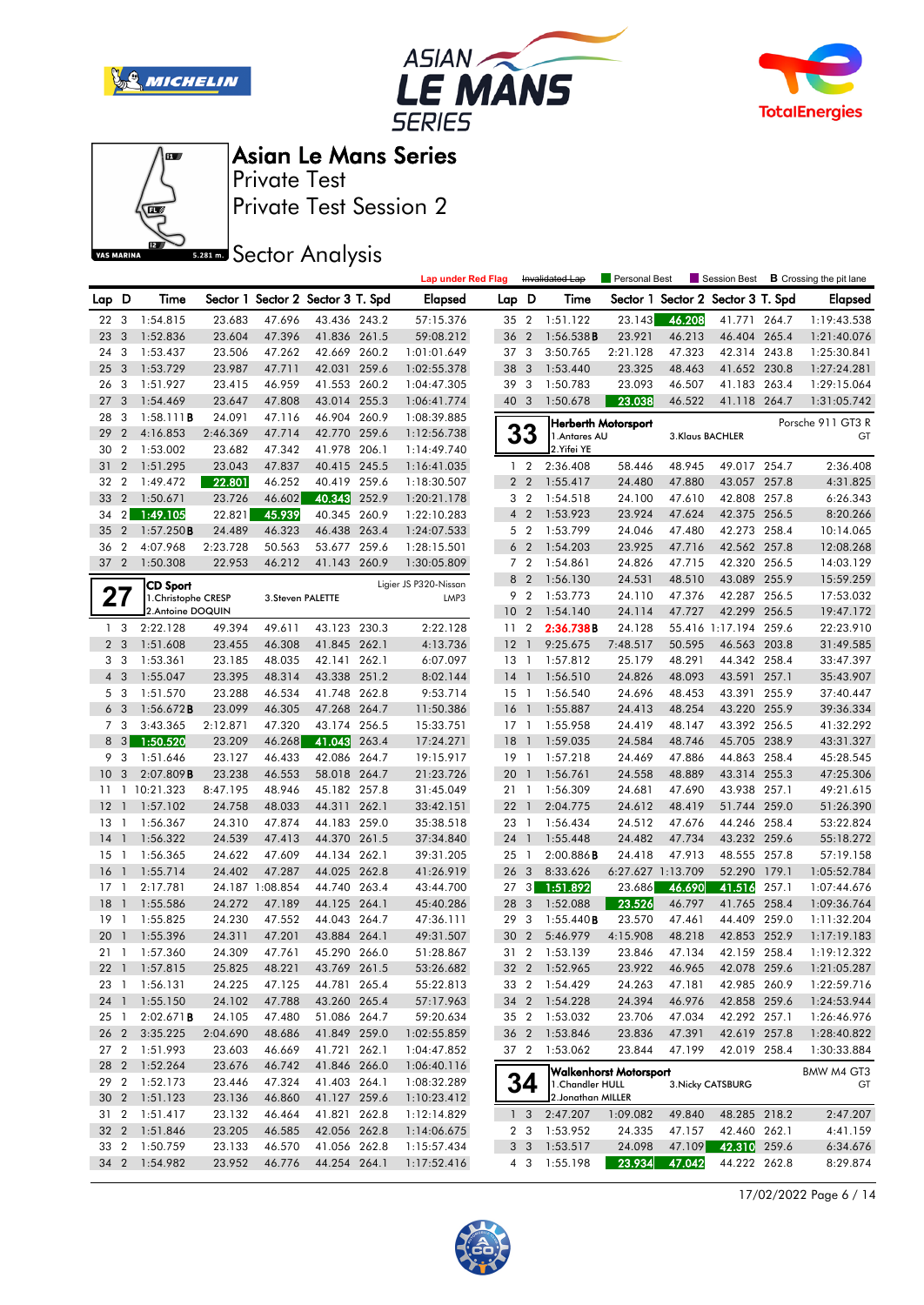# Asian Le Mans Series

Private Test

Private Test Session 2

## Sector Analysis

Lap under Red Flag | ~~Invalidated Lap~~ | Personal Best | Session Best | **B** Crossing the pit lane

| Lap | D | Time | Sector 1 | Sector 2 | Sector 3 | T. Spd | Elapsed |
|---|---|---|---|---|---|---|---|
| 22 | 3 | 1:54.815 | 23.683 | 47.696 | 43.436 | 243.2 | 57:15.376 |
| 23 | 3 | 1:52.836 | 23.604 | 47.396 | 41.836 | 261.5 | 59:08.212 |
| 24 | 3 | 1:53.437 | 23.506 | 47.262 | 42.669 | 260.2 | 1:01:01.649 |
| 25 | 3 | 1:53.729 | 23.987 | 47.711 | 42.031 | 259.6 | 1:02:55.378 |
| 26 | 3 | 1:51.927 | 23.415 | 46.959 | 41.553 | 260.2 | 1:04:47.305 |
| 27 | 3 | 1:54.469 | 23.647 | 47.808 | 43.014 | 255.3 | 1:06:41.774 |
| 28 | 3 | 1:58.111**B** | 24.091 | 47.116 | 46.904 | 260.9 | 1:08:39.885 |
| 29 | 2 | 4:16.853 | 2:46.369 | 47.714 | 42.770 | 259.6 | 1:12:56.738 |
| 30 | 2 | 1:53.002 | 23.682 | 47.342 | 41.978 | 206.1 | 1:14:49.740 |
| 31 | 2 | 1:51.295 | 23.043 | 47.837 | 40.415 | 245.5 | 1:16:41.035 |
| 32 | 2 | 1:49.472 | 22.801 | 46.252 | 40.419 | 259.6 | 1:18:30.507 |
| 33 | 2 | 1:50.671 | 23.726 | 46.602 | 40.343 | 252.9 | 1:20:21.178 |
| 34 | 2 | 1:49.105 | 22.821 | 45.939 | 40.345 | 260.9 | 1:22:10.283 |
| 35 | 2 | 1:57.250**B** | 24.489 | 46.323 | 46.438 | 263.4 | 1:24:07.533 |
| 36 | 2 | 4:07.968 | 2:23.728 | 50.563 | 53.677 | 259.6 | 1:28:15.501 |
| 37 | 2 | 1:50.308 | 22.953 | 46.212 | 41.143 | 260.9 | 1:30:05.809 |

**27 — CD Sport** — Ligier JS P320-Nissan, LMP3
1.Christophe CRESP, 2.Antoine DOQUIN, 3.Steven PALETTE

| Lap | D | Time | Sector 1 | Sector 2 | Sector 3 | T. Spd | Elapsed |
|---|---|---|---|---|---|---|---|
| 1 | 3 | 2:22.128 | 49.394 | 49.611 | 43.123 | 230.3 | 2:22.128 |
| 2 | 3 | 1:51.608 | 23.455 | 46.308 | 41.845 | 262.1 | 4:13.736 |
| 3 | 3 | 1:53.361 | 23.185 | 48.035 | 42.141 | 262.1 | 6:07.097 |
| 4 | 3 | 1:55.047 | 23.395 | 48.314 | 43.338 | 251.2 | 8:02.144 |
| 5 | 3 | 1:51.570 | 23.288 | 46.534 | 41.748 | 262.8 | 9:53.714 |
| 6 | 3 | 1:56.672**B** | 23.099 | 46.305 | 47.268 | 264.7 | 11:50.386 |
| 7 | 3 | 3:43.365 | 2:12.871 | 47.320 | 43.174 | 256.5 | 15:33.751 |
| 8 | 3 | 1:50.520 | 23.209 | 46.268 | 41.043 | 263.4 | 17:24.271 |
| 9 | 3 | 1:51.646 | 23.127 | 46.433 | 42.086 | 264.7 | 19:15.917 |
| 10 | 3 | 2:07.809**B** | 23.238 | 46.553 | 58.018 | 264.7 | 21:23.726 |
| 11 | 1 | 10:21.323 | 8:47.195 | 48.946 | 45.182 | 257.8 | 31:45.049 |
| 12 | 1 | 1:57.102 | 24.758 | 48.033 | 44.311 | 262.1 | 33:42.151 |
| 13 | 1 | 1:56.367 | 24.310 | 47.874 | 44.183 | 259.0 | 35:38.518 |
| 14 | 1 | 1:56.322 | 24.539 | 47.413 | 44.370 | 261.5 | 37:34.840 |
| 15 | 1 | 1:56.365 | 24.622 | 47.609 | 44.134 | 262.1 | 39:31.205 |
| 16 | 1 | 1:55.714 | 24.402 | 47.287 | 44.025 | 262.8 | 41:26.919 |
| 17 | 1 | 2:17.781 | 24.187 | 1:08.854 | 44.740 | 263.4 | 43:44.700 |
| 18 | 1 | 1:55.586 | 24.272 | 47.189 | 44.125 | 264.1 | 45:40.286 |
| 19 | 1 | 1:55.825 | 24.230 | 47.552 | 44.043 | 264.7 | 47:36.111 |
| 20 | 1 | 1:55.396 | 24.311 | 47.201 | 43.884 | 264.1 | 49:31.507 |
| 21 | 1 | 1:57.360 | 24.309 | 47.761 | 45.290 | 266.0 | 51:28.867 |
| 22 | 1 | 1:57.815 | 25.825 | 48.221 | 43.769 | 261.5 | 53:26.682 |
| 23 | 1 | 1:56.131 | 24.225 | 47.125 | 44.781 | 265.4 | 55:22.813 |
| 24 | 1 | 1:55.150 | 24.102 | 47.788 | 43.260 | 265.4 | 57:17.963 |
| 25 | 1 | 2:02.671**B** | 24.105 | 47.480 | 51.086 | 264.7 | 59:20.634 |
| 26 | 2 | 3:35.225 | 2:04.690 | 48.686 | 41.849 | 259.0 | 1:02:55.859 |
| 27 | 2 | 1:51.993 | 23.603 | 46.669 | 41.721 | 262.1 | 1:04:47.852 |
| 28 | 2 | 1:52.264 | 23.676 | 46.742 | 41.846 | 266.0 | 1:06:40.116 |
| 29 | 2 | 1:52.173 | 23.446 | 47.324 | 41.403 | 264.1 | 1:08:32.289 |
| 30 | 2 | 1:51.123 | 23.136 | 46.860 | 41.127 | 259.6 | 1:10:23.412 |
| 31 | 2 | 1:51.417 | 23.132 | 46.464 | 41.821 | 262.8 | 1:12:14.829 |
| 32 | 2 | 1:51.846 | 23.205 | 46.585 | 42.056 | 262.8 | 1:14:06.675 |
| 33 | 2 | 1:50.759 | 23.133 | 46.570 | 41.056 | 262.8 | 1:15:57.434 |
| 34 | 2 | 1:54.982 | 23.952 | 46.776 | 44.254 | 264.1 | 1:17:52.416 |
| 35 | 2 | 1:51.122 | 23.143 | 46.208 | 41.771 | 264.7 | 1:19:43.538 |
| 36 | 2 | 1:56.538**B** | 23.921 | 46.213 | 46.404 | 265.4 | 1:21:40.076 |
| 37 | 3 | 3:50.765 | 2:21.128 | 47.323 | 42.314 | 243.8 | 1:25:30.841 |
| 38 | 3 | 1:53.440 | 23.325 | 48.463 | 41.652 | 230.8 | 1:27:24.281 |
| 39 | 3 | 1:50.783 | 23.093 | 46.507 | 41.183 | 263.4 | 1:29:15.064 |
| 40 | 3 | 1:50.678 | 23.038 | 46.522 | 41.118 | 264.7 | 1:31:05.742 |

**33 — Herberth Motorsport** — Porsche 911 GT3 R, GT
1.Antares AU, 2.Yifei YE, 3.Klaus BACHLER

| Lap | D | Time | Sector 1 | Sector 2 | Sector 3 | T. Spd | Elapsed |
|---|---|---|---|---|---|---|---|
| 1 | 2 | 2:36.408 | 58.446 | 48.945 | 49.017 | 254.7 | 2:36.408 |
| 2 | 2 | 1:55.417 | 24.480 | 47.880 | 43.057 | 257.8 | 4:31.825 |
| 3 | 2 | 1:54.518 | 24.100 | 47.610 | 42.808 | 257.8 | 6:26.343 |
| 4 | 2 | 1:53.923 | 23.924 | 47.624 | 42.375 | 256.5 | 8:20.266 |
| 5 | 2 | 1:53.799 | 24.046 | 47.480 | 42.273 | 258.4 | 10:14.065 |
| 6 | 2 | 1:54.203 | 23.925 | 47.716 | 42.562 | 257.8 | 12:08.268 |
| 7 | 2 | 1:54.861 | 24.826 | 47.715 | 42.320 | 256.5 | 14:03.129 |
| 8 | 2 | 1:56.130 | 24.531 | 48.510 | 43.089 | 255.9 | 15:59.259 |
| 9 | 2 | 1:53.773 | 24.110 | 47.376 | 42.287 | 256.5 | 17:53.032 |
| 10 | 2 | 1:54.140 | 24.114 | 47.727 | 42.299 | 256.5 | 19:47.172 |
| 11 | 2 | 2:36.738**B** | 24.128 | 55.416 | 1:17.194 | 259.6 | 22:23.910 |
| 12 | 1 | 9:25.675 | 7:48.517 | 50.595 | 46.563 | 203.8 | 31:49.585 |
| 13 | 1 | 1:57.812 | 25.179 | 48.291 | 44.342 | 258.4 | 33:47.397 |
| 14 | 1 | 1:56.510 | 24.826 | 48.093 | 43.591 | 257.1 | 35:43.907 |
| 15 | 1 | 1:56.540 | 24.696 | 48.453 | 43.391 | 255.9 | 37:40.447 |
| 16 | 1 | 1:55.887 | 24.413 | 48.254 | 43.220 | 255.9 | 39:36.334 |
| 17 | 1 | 1:55.958 | 24.419 | 48.147 | 43.392 | 256.5 | 41:32.292 |
| 18 | 1 | 1:59.035 | 24.584 | 48.746 | 45.705 | 238.9 | 43:31.327 |
| 19 | 1 | 1:57.218 | 24.469 | 47.886 | 44.863 | 258.4 | 45:28.545 |
| 20 | 1 | 1:56.761 | 24.558 | 48.889 | 43.314 | 255.3 | 47:25.306 |
| 21 | 1 | 1:56.309 | 24.681 | 47.690 | 43.938 | 257.1 | 49:21.615 |
| 22 | 1 | 2:04.775 | 24.612 | 48.419 | 51.744 | 259.0 | 51:26.390 |
| 23 | 1 | 1:56.434 | 24.512 | 47.676 | 44.246 | 258.4 | 53:22.824 |
| 24 | 1 | 1:55.448 | 24.482 | 47.734 | 43.232 | 259.6 | 55:18.272 |
| 25 | 1 | 2:00.886**B** | 24.418 | 47.913 | 48.555 | 257.8 | 57:19.158 |
| 26 | 3 | 8:33.626 | 6:27.627 | 1:13.709 | 52.290 | 179.1 | 1:05:52.784 |
| 27 | 3 | 1:51.892 | 23.686 | 46.690 | 41.516 | 257.1 | 1:07:44.676 |
| 28 | 3 | 1:52.088 | 23.526 | 46.797 | 41.765 | 258.4 | 1:09:36.764 |
| 29 | 3 | 1:55.440**B** | 23.570 | 47.461 | 44.409 | 259.0 | 1:11:32.204 |
| 30 | 2 | 5:46.979 | 4:15.908 | 48.218 | 42.853 | 252.9 | 1:17:19.183 |
| 31 | 2 | 1:53.139 | 23.846 | 47.134 | 42.159 | 258.4 | 1:19:12.322 |
| 32 | 2 | 1:52.965 | 23.922 | 46.965 | 42.078 | 259.6 | 1:21:05.287 |
| 33 | 2 | 1:54.429 | 24.263 | 47.181 | 42.985 | 260.9 | 1:22:59.716 |
| 34 | 2 | 1:54.228 | 24.394 | 46.976 | 42.858 | 259.6 | 1:24:53.944 |
| 35 | 2 | 1:53.032 | 23.706 | 47.034 | 42.292 | 257.1 | 1:26:46.976 |
| 36 | 2 | 1:53.846 | 23.836 | 47.391 | 42.619 | 257.8 | 1:28:40.822 |
| 37 | 2 | 1:53.062 | 23.844 | 47.199 | 42.019 | 258.4 | 1:30:33.884 |

**34 — Walkenhorst Motorsport** — BMW M4 GT3, GT
1.Chandler HULL, 2.Jonathan MILLER, 3.Nicky CATSBURG

| Lap | D | Time | Sector 1 | Sector 2 | Sector 3 | T. Spd | Elapsed |
|---|---|---|---|---|---|---|---|
| 1 | 3 | 2:47.207 | 1:09.082 | 49.840 | 48.285 | 218.2 | 2:47.207 |
| 2 | 3 | 1:53.952 | 24.335 | 47.157 | 42.460 | 262.1 | 4:41.159 |
| 3 | 3 | 1:53.517 | 24.098 | 47.109 | 42.310 | 259.6 | 6:34.676 |
| 4 | 3 | 1:55.198 | 23.934 | 47.042 | 44.222 | 262.8 | 8:29.874 |

17/02/2022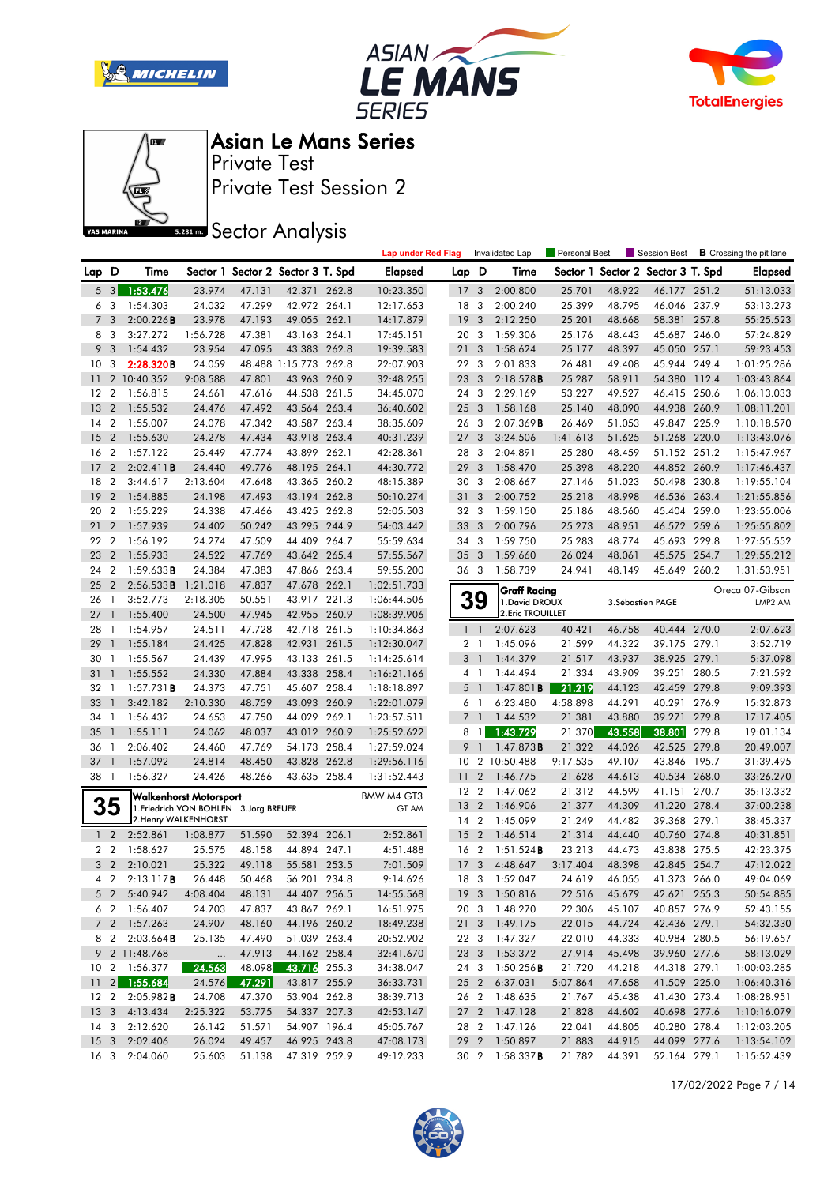# Asian Le Mans Series

Private Test

Private Test Session 2

## Sector Analysis

Lap under Red Flag | Invalidated Lap | Personal Best | Session Best | **B** Crossing the pit lane

| Lap | D | Time | Sector 1 | Sector 2 | Sector 3 | T. Spd | Elapsed |
|---|---|---|---|---|---|---|---|
| 5 | 3 | 1:53.476 | 23.974 | 47.131 | 42.371 | 262.8 | 10:23.350 |
| 6 | 3 | 1:54.303 | 24.032 | 47.299 | 42.972 | 264.1 | 12:17.653 |
| 7 | 3 | 2:00.226**B** | 23.978 | 47.193 | 49.055 | 262.1 | 14:17.879 |
| 8 | 3 | 3:27.272 | 1:56.728 | 47.381 | 43.163 | 264.1 | 17:45.151 |
| 9 | 3 | 1:54.432 | 23.954 | 47.095 | 43.383 | 262.8 | 19:39.583 |
| 10 | 3 | 2:28.320**B** | 24.059 | 48.488 | 1:15.773 | 262.8 | 22:07.903 |
| 11 | 2 | 10:40.352 | 9:08.588 | 47.801 | 43.963 | 260.9 | 32:48.255 |
| 12 | 2 | 1:56.815 | 24.661 | 47.616 | 44.538 | 261.5 | 34:45.070 |
| 13 | 2 | 1:55.532 | 24.476 | 47.492 | 43.564 | 263.4 | 36:40.602 |
| 14 | 2 | 1:55.007 | 24.078 | 47.342 | 43.587 | 263.4 | 38:35.609 |
| 15 | 2 | 1:55.630 | 24.278 | 47.434 | 43.918 | 263.4 | 40:31.239 |
| 16 | 2 | 1:57.122 | 25.449 | 47.774 | 43.899 | 262.1 | 42:28.361 |
| 17 | 2 | 2:02.411**B** | 24.440 | 49.776 | 48.195 | 264.1 | 44:30.772 |
| 18 | 2 | 3:44.617 | 2:13.604 | 47.648 | 43.365 | 260.2 | 48:15.389 |
| 19 | 2 | 1:54.885 | 24.198 | 47.493 | 43.194 | 262.8 | 50:10.274 |
| 20 | 2 | 1:55.229 | 24.338 | 47.466 | 43.425 | 262.8 | 52:05.503 |
| 21 | 2 | 1:57.939 | 24.402 | 50.242 | 43.295 | 244.9 | 54:03.442 |
| 22 | 2 | 1:56.192 | 24.274 | 47.509 | 44.409 | 264.7 | 55:59.634 |
| 23 | 2 | 1:55.933 | 24.522 | 47.769 | 43.642 | 265.4 | 57:55.567 |
| 24 | 2 | 1:59.633**B** | 24.384 | 47.383 | 47.866 | 263.4 | 59:55.200 |
| 25 | 2 | 2:56.533**B** | 1:21.018 | 47.837 | 47.678 | 262.1 | 1:02:51.733 |
| 26 | 1 | 3:52.773 | 2:18.305 | 50.551 | 43.917 | 221.3 | 1:06:44.506 |
| 27 | 1 | 1:55.400 | 24.500 | 47.945 | 42.955 | 260.9 | 1:08:39.906 |
| 28 | 1 | 1:54.957 | 24.511 | 47.728 | 42.718 | 261.5 | 1:10:34.863 |
| 29 | 1 | 1:55.184 | 24.425 | 47.828 | 42.931 | 261.5 | 1:12:30.047 |
| 30 | 1 | 1:55.567 | 24.439 | 47.995 | 43.133 | 261.5 | 1:14:25.614 |
| 31 | 1 | 1:55.552 | 24.330 | 47.884 | 43.338 | 258.4 | 1:16:21.166 |
| 32 | 1 | 1:57.731**B** | 24.373 | 47.751 | 45.607 | 258.4 | 1:18:18.897 |
| 33 | 1 | 3:42.182 | 2:10.330 | 48.759 | 43.093 | 260.9 | 1:22:01.079 |
| 34 | 1 | 1:56.432 | 24.653 | 47.750 | 44.029 | 262.1 | 1:23:57.511 |
| 35 | 1 | 1:55.111 | 24.062 | 48.037 | 43.012 | 260.9 | 1:25:52.622 |
| 36 | 1 | 2:06.402 | 24.460 | 47.769 | 54.173 | 258.4 | 1:27:59.024 |
| 37 | 1 | 1:57.092 | 24.814 | 48.450 | 43.828 | 262.8 | 1:29:56.116 |
| 38 | 1 | 1:56.327 | 24.426 | 48.266 | 43.635 | 258.4 | 1:31:52.443 |

**35 Walkenhorst Motorsport** — BMW M4 GT3, GT AM
1.Friedrich VON BOHLEN, 2.Henry WALKENHORST, 3.Jorg BREUER

| Lap | D | Time | Sector 1 | Sector 2 | Sector 3 | T. Spd | Elapsed |
|---|---|---|---|---|---|---|---|
| 1 | 2 | 2:52.861 | 1:08.877 | 51.590 | 52.394 | 206.1 | 2:52.861 |
| 2 | 2 | 1:58.627 | 25.575 | 48.158 | 44.894 | 247.1 | 4:51.488 |
| 3 | 2 | 2:10.021 | 25.322 | 49.118 | 55.581 | 253.5 | 7:01.509 |
| 4 | 2 | 2:13.117**B** | 26.448 | 50.468 | 56.201 | 234.8 | 9:14.626 |
| 5 | 2 | 5:40.942 | 4:08.404 | 48.131 | 44.407 | 256.5 | 14:55.568 |
| 6 | 2 | 1:56.407 | 24.703 | 47.837 | 43.867 | 262.1 | 16:51.975 |
| 7 | 2 | 1:57.263 | 24.907 | 48.160 | 44.196 | 260.2 | 18:49.238 |
| 8 | 2 | 2:03.664**B** | 25.135 | 47.490 | 51.039 | 263.4 | 20:52.902 |
| 9 | 2 | 11:48.768 | ... | 47.913 | 44.162 | 258.4 | 32:41.670 |
| 10 | 2 | 1:56.377 | 24.563 | 48.098 | 43.716 | 255.3 | 34:38.047 |
| 11 | 2 | 1:55.684 | 24.576 | 47.291 | 43.817 | 255.9 | 36:33.731 |
| 12 | 2 | 2:05.982**B** | 24.708 | 47.370 | 53.904 | 262.8 | 38:39.713 |
| 13 | 3 | 4:13.434 | 2:25.322 | 53.775 | 54.337 | 207.3 | 42:53.147 |
| 14 | 3 | 2:12.620 | 26.142 | 51.571 | 54.907 | 196.4 | 45:05.767 |
| 15 | 3 | 2:02.406 | 26.024 | 49.457 | 46.925 | 243.8 | 47:08.173 |
| 16 | 3 | 2:04.060 | 25.603 | 51.138 | 47.319 | 252.9 | 49:12.233 |
| 17 | 3 | 2:00.800 | 25.701 | 48.922 | 46.177 | 251.2 | 51:13.033 |
| 18 | 3 | 2:00.240 | 25.399 | 48.795 | 46.046 | 237.9 | 53:13.273 |
| 19 | 3 | 2:12.250 | 25.201 | 48.668 | 58.381 | 257.8 | 55:25.523 |
| 20 | 3 | 1:59.306 | 25.176 | 48.443 | 45.687 | 246.0 | 57:24.829 |
| 21 | 3 | 1:58.624 | 25.177 | 48.397 | 45.050 | 257.1 | 59:23.453 |
| 22 | 3 | 2:01.833 | 26.481 | 49.408 | 45.944 | 249.4 | 1:01:25.286 |
| 23 | 3 | 2:18.578**B** | 25.287 | 58.911 | 54.380 | 112.4 | 1:03:43.864 |
| 24 | 3 | 2:29.169 | 53.227 | 49.527 | 46.415 | 250.6 | 1:06:13.033 |
| 25 | 3 | 1:58.168 | 25.140 | 48.090 | 44.938 | 260.9 | 1:08:11.201 |
| 26 | 3 | 2:07.369**B** | 26.469 | 51.053 | 49.847 | 225.9 | 1:10:18.570 |
| 27 | 3 | 3:24.506 | 1:41.613 | 51.625 | 51.268 | 220.0 | 1:13:43.076 |
| 28 | 3 | 2:04.891 | 25.280 | 48.459 | 51.152 | 251.2 | 1:15:47.967 |
| 29 | 3 | 1:58.470 | 25.398 | 48.220 | 44.852 | 260.9 | 1:17:46.437 |
| 30 | 3 | 2:08.667 | 27.146 | 51.023 | 50.498 | 230.8 | 1:19:55.104 |
| 31 | 3 | 2:00.752 | 25.218 | 48.998 | 46.536 | 263.4 | 1:21:55.856 |
| 32 | 3 | 1:59.150 | 25.186 | 48.560 | 45.404 | 259.0 | 1:23:55.006 |
| 33 | 3 | 2:00.796 | 25.273 | 48.951 | 46.572 | 259.6 | 1:25:55.802 |
| 34 | 3 | 1:59.750 | 25.283 | 48.774 | 45.693 | 229.8 | 1:27:55.552 |
| 35 | 3 | 1:59.660 | 26.024 | 48.061 | 45.575 | 254.7 | 1:29:55.212 |
| 36 | 3 | 1:58.739 | 24.941 | 48.149 | 45.649 | 260.2 | 1:31:53.951 |

**39 Graff Racing** — Oreca 07-Gibson, LMP2 AM
1.David DROUX, 2.Eric TROUILLET, 3.Sébastien PAGE

| Lap | D | Time | Sector 1 | Sector 2 | Sector 3 | T. Spd | Elapsed |
|---|---|---|---|---|---|---|---|
| 1 | 1 | 2:07.623 | 40.421 | 46.758 | 40.444 | 270.0 | 2:07.623 |
| 2 | 1 | 1:45.096 | 21.599 | 44.322 | 39.175 | 279.1 | 3:52.719 |
| 3 | 1 | 1:44.379 | 21.517 | 43.937 | 38.925 | 279.1 | 5:37.098 |
| 4 | 1 | 1:44.494 | 21.334 | 43.909 | 39.251 | 280.5 | 7:21.592 |
| 5 | 1 | 1:47.801**B** | 21.219 | 44.123 | 42.459 | 279.8 | 9:09.393 |
| 6 | 1 | 6:23.480 | 4:58.898 | 44.291 | 40.291 | 276.9 | 15:32.873 |
| 7 | 1 | 1:44.532 | 21.381 | 43.880 | 39.271 | 279.8 | 17:17.405 |
| 8 | 1 | 1:43.729 | 21.370 | 43.558 | 38.801 | 279.8 | 19:01.134 |
| 9 | 1 | 1:47.873**B** | 21.322 | 44.026 | 42.525 | 279.8 | 20:49.007 |
| 10 | 2 | 10:50.488 | 9:17.535 | 49.107 | 43.846 | 195.7 | 31:39.495 |
| 11 | 2 | 1:46.775 | 21.628 | 44.613 | 40.534 | 268.0 | 33:26.270 |
| 12 | 2 | 1:47.062 | 21.312 | 44.599 | 41.151 | 270.7 | 35:13.332 |
| 13 | 2 | 1:46.906 | 21.377 | 44.309 | 41.220 | 278.4 | 37:00.238 |
| 14 | 2 | 1:45.099 | 21.249 | 44.482 | 39.368 | 279.1 | 38:45.337 |
| 15 | 2 | 1:46.514 | 21.314 | 44.440 | 40.760 | 274.8 | 40:31.851 |
| 16 | 2 | 1:51.524**B** | 23.213 | 44.473 | 43.838 | 275.5 | 42:23.375 |
| 17 | 3 | 4:48.647 | 3:17.404 | 48.398 | 42.845 | 254.7 | 47:12.022 |
| 18 | 3 | 1:52.047 | 24.619 | 46.055 | 41.373 | 266.0 | 49:04.069 |
| 19 | 3 | 1:50.816 | 22.516 | 45.679 | 42.621 | 255.3 | 50:54.885 |
| 20 | 3 | 1:48.270 | 22.306 | 45.107 | 40.857 | 276.9 | 52:43.155 |
| 21 | 3 | 1:49.175 | 22.015 | 44.724 | 42.436 | 279.1 | 54:32.330 |
| 22 | 3 | 1:47.327 | 22.010 | 44.333 | 40.984 | 280.5 | 56:19.657 |
| 23 | 3 | 1:53.372 | 27.914 | 45.498 | 39.960 | 277.6 | 58:13.029 |
| 24 | 3 | 1:50.256**B** | 21.720 | 44.218 | 44.318 | 279.1 | 1:00:03.285 |
| 25 | 2 | 6:37.031 | 5:07.864 | 47.658 | 41.509 | 225.0 | 1:06:40.316 |
| 26 | 2 | 1:48.635 | 21.767 | 45.438 | 41.430 | 273.4 | 1:08:28.951 |
| 27 | 2 | 1:47.128 | 21.828 | 44.602 | 40.698 | 277.6 | 1:10:16.079 |
| 28 | 2 | 1:47.126 | 22.041 | 44.805 | 40.280 | 278.4 | 1:12:03.205 |
| 29 | 2 | 1:50.897 | 21.883 | 44.915 | 44.099 | 277.6 | 1:13:54.102 |
| 30 | 2 | 1:58.337**B** | 21.782 | 44.391 | 52.164 | 279.1 | 1:15:52.439 |

17/02/2022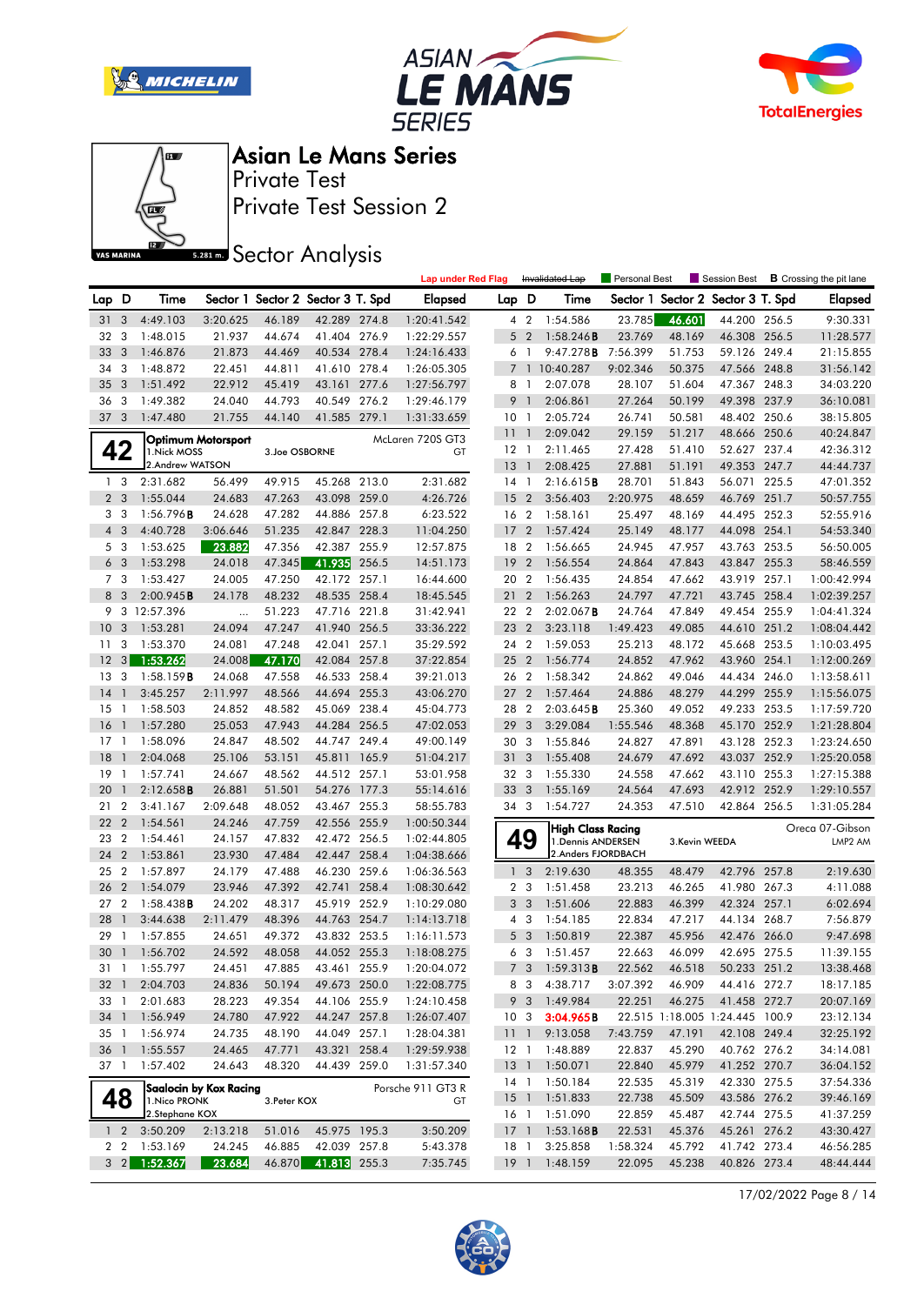# Asian Le Mans Series

Private Test

Private Test Session 2

## Sector Analysis

Lap under Red Flag | Invalidated Lap | Personal Best | Session Best | B Crossing the pit lane

| Lap | D | Time | Sector 1 | Sector 2 | Sector 3 | T. Spd | Elapsed |
|---|---|---|---|---|---|---|---|
| 31 | 3 | 4:49.103 | 3:20.625 | 46.189 | 42.289 | 274.8 | 1:20:41.542 |
| 32 | 3 | 1:48.015 | 21.937 | 44.674 | 41.404 | 276.9 | 1:22:29.557 |
| 33 | 3 | 1:46.876 | 21.873 | 44.469 | 40.534 | 278.4 | 1:24:16.433 |
| 34 | 3 | 1:48.872 | 22.451 | 44.811 | 41.610 | 278.4 | 1:26:05.305 |
| 35 | 3 | 1:51.492 | 22.912 | 45.419 | 43.161 | 277.6 | 1:27:56.797 |
| 36 | 3 | 1:49.382 | 24.040 | 44.793 | 40.549 | 276.2 | 1:29:46.179 |
| 37 | 3 | 1:47.480 | 21.755 | 44.140 | 41.585 | 279.1 | 1:31:33.659 |

**42 — Optimum Motorsport** — McLaren 720S GT3 — GT
1.Nick MOSS, 2.Andrew WATSON, 3.Joe OSBORNE

| Lap | D | Time | Sector 1 | Sector 2 | Sector 3 | T. Spd | Elapsed |
|---|---|---|---|---|---|---|---|
| 1 | 3 | 2:31.682 | 56.499 | 49.915 | 45.268 | 213.0 | 2:31.682 |
| 2 | 3 | 1:55.044 | 24.683 | 47.263 | 43.098 | 259.0 | 4:26.726 |
| 3 | 3 | 1:56.796B | 24.628 | 47.282 | 44.886 | 257.8 | 6:23.522 |
| 4 | 3 | 4:40.728 | 3:06.646 | 51.235 | 42.847 | 228.3 | 11:04.250 |
| 5 | 3 | 1:53.625 | 23.882 | 47.356 | 42.387 | 255.9 | 12:57.875 |
| 6 | 3 | 1:53.298 | 24.018 | 47.345 | 41.935 | 256.5 | 14:51.173 |
| 7 | 3 | 1:53.427 | 24.005 | 47.250 | 42.172 | 257.1 | 16:44.600 |
| 8 | 3 | 2:00.945B | 24.178 | 48.232 | 48.535 | 258.4 | 18:45.545 |
| 9 | 3 | 12:57.396 | ... | 51.223 | 47.716 | 221.8 | 31:42.941 |
| 10 | 3 | 1:53.281 | 24.094 | 47.247 | 41.940 | 256.5 | 33:36.222 |
| 11 | 3 | 1:53.370 | 24.081 | 47.248 | 42.041 | 257.1 | 35:29.592 |
| 12 | 3 | 1:53.262 | 24.008 | 47.170 | 42.084 | 257.8 | 37:22.854 |
| 13 | 3 | 1:58.159B | 24.068 | 47.558 | 46.533 | 258.4 | 39:21.013 |
| 14 | 1 | 3:45.257 | 2:11.997 | 48.566 | 44.694 | 255.3 | 43:06.270 |
| 15 | 1 | 1:58.503 | 24.852 | 48.582 | 45.069 | 238.4 | 45:04.773 |
| 16 | 1 | 1:57.280 | 25.053 | 47.943 | 44.284 | 256.5 | 47:02.053 |
| 17 | 1 | 1:58.096 | 24.847 | 48.502 | 44.747 | 249.4 | 49:00.149 |
| 18 | 1 | 2:04.068 | 25.106 | 53.151 | 45.811 | 165.9 | 51:04.217 |
| 19 | 1 | 1:57.741 | 24.667 | 48.562 | 44.512 | 257.1 | 53:01.958 |
| 20 | 1 | 2:12.658B | 26.881 | 51.501 | 54.276 | 177.3 | 55:14.616 |
| 21 | 2 | 3:41.167 | 2:09.648 | 48.052 | 43.467 | 255.3 | 58:55.783 |
| 22 | 2 | 1:54.561 | 24.246 | 47.759 | 42.556 | 255.9 | 1:00:50.344 |
| 23 | 2 | 1:54.461 | 24.157 | 47.832 | 42.472 | 256.5 | 1:02:44.805 |
| 24 | 2 | 1:53.861 | 23.930 | 47.484 | 42.447 | 258.4 | 1:04:38.666 |
| 25 | 2 | 1:57.897 | 24.179 | 47.488 | 46.230 | 259.6 | 1:06:36.563 |
| 26 | 2 | 1:54.079 | 23.946 | 47.392 | 42.741 | 258.4 | 1:08:30.642 |
| 27 | 2 | 1:58.438B | 24.202 | 48.317 | 45.919 | 252.9 | 1:10:29.080 |
| 28 | 1 | 3:44.638 | 2:11.479 | 48.396 | 44.763 | 254.7 | 1:14:13.718 |
| 29 | 1 | 1:57.855 | 24.651 | 49.372 | 43.832 | 253.5 | 1:16:11.573 |
| 30 | 1 | 1:56.702 | 24.592 | 48.058 | 44.052 | 255.3 | 1:18:08.275 |
| 31 | 1 | 1:55.797 | 24.451 | 47.885 | 43.461 | 255.9 | 1:20:04.072 |
| 32 | 1 | 2:04.703 | 24.836 | 50.194 | 49.673 | 250.0 | 1:22:08.775 |
| 33 | 1 | 2:01.683 | 28.223 | 49.354 | 44.106 | 255.9 | 1:24:10.458 |
| 34 | 1 | 1:56.949 | 24.780 | 47.922 | 44.247 | 257.8 | 1:26:07.407 |
| 35 | 1 | 1:56.974 | 24.735 | 48.190 | 44.049 | 257.1 | 1:28:04.381 |
| 36 | 1 | 1:55.557 | 24.465 | 47.771 | 43.321 | 258.4 | 1:29:59.938 |
| 37 | 1 | 1:57.402 | 24.643 | 48.320 | 44.439 | 259.0 | 1:31:57.340 |

**48 — Saalocin by Kox Racing** — Porsche 911 GT3 R — GT
1.Nico PRONK, 2.Stephane KOX, 3.Peter KOX

| Lap | D | Time | Sector 1 | Sector 2 | Sector 3 | T. Spd | Elapsed |
|---|---|---|---|---|---|---|---|
| 1 | 2 | 3:50.209 | 2:13.218 | 51.016 | 45.975 | 195.3 | 3:50.209 |
| 2 | 2 | 1:53.169 | 24.245 | 46.885 | 42.039 | 257.8 | 5:43.378 |
| 3 | 2 | 1:52.367 | 23.684 | 46.870 | 41.813 | 255.3 | 7:35.745 |
| 4 | 2 | 1:54.586 | 23.785 | 46.601 | 44.200 | 256.5 | 9:30.331 |
| 5 | 2 | 1:58.246B | 23.769 | 48.169 | 46.308 | 256.5 | 11:28.577 |
| 6 | 1 | 9:47.278B | 7:56.399 | 51.753 | 59.126 | 249.4 | 21:15.855 |
| 7 | 1 | 10:40.287 | 9:02.346 | 50.375 | 47.566 | 248.8 | 31:56.142 |
| 8 | 1 | 2:07.078 | 28.107 | 51.604 | 47.367 | 248.3 | 34:03.220 |
| 9 | 1 | 2:06.861 | 27.264 | 50.199 | 49.398 | 237.9 | 36:10.081 |
| 10 | 1 | 2:05.724 | 26.741 | 50.581 | 48.402 | 250.6 | 38:15.805 |
| 11 | 1 | 2:09.042 | 29.159 | 51.217 | 48.666 | 250.6 | 40:24.847 |
| 12 | 1 | 2:11.465 | 27.428 | 51.410 | 52.627 | 237.4 | 42:36.312 |
| 13 | 1 | 2:08.425 | 27.881 | 51.191 | 49.353 | 247.7 | 44:44.737 |
| 14 | 1 | 2:16.615B | 28.701 | 51.843 | 56.071 | 225.5 | 47:01.352 |
| 15 | 2 | 3:56.403 | 2:20.975 | 48.659 | 46.769 | 251.7 | 50:57.755 |
| 16 | 2 | 1:58.161 | 25.497 | 48.169 | 44.495 | 252.3 | 52:55.916 |
| 17 | 2 | 1:57.424 | 25.149 | 48.177 | 44.098 | 254.1 | 54:53.340 |
| 18 | 2 | 1:56.665 | 24.945 | 47.957 | 43.763 | 253.5 | 56:50.005 |
| 19 | 2 | 1:56.554 | 24.864 | 47.843 | 43.847 | 255.3 | 58:46.559 |
| 20 | 2 | 1:56.435 | 24.854 | 47.662 | 43.919 | 257.1 | 1:00:42.994 |
| 21 | 2 | 1:56.263 | 24.797 | 47.721 | 43.745 | 258.4 | 1:02:39.257 |
| 22 | 2 | 2:02.067B | 24.764 | 47.849 | 49.454 | 255.9 | 1:04:41.324 |
| 23 | 2 | 3:23.118 | 1:49.423 | 49.085 | 44.610 | 251.2 | 1:08:04.442 |
| 24 | 2 | 1:59.053 | 25.213 | 48.172 | 45.668 | 253.5 | 1:10:03.495 |
| 25 | 2 | 1:56.774 | 24.852 | 47.962 | 43.960 | 254.1 | 1:12:00.269 |
| 26 | 2 | 1:58.342 | 24.862 | 49.046 | 44.434 | 246.0 | 1:13:58.611 |
| 27 | 2 | 1:57.464 | 24.886 | 48.279 | 44.299 | 255.9 | 1:15:56.075 |
| 28 | 2 | 2:03.645B | 25.360 | 49.052 | 49.233 | 253.5 | 1:17:59.720 |
| 29 | 3 | 3:29.084 | 1:55.546 | 48.368 | 45.170 | 252.9 | 1:21:28.804 |
| 30 | 3 | 1:55.846 | 24.827 | 47.891 | 43.128 | 252.3 | 1:23:24.650 |
| 31 | 3 | 1:55.408 | 24.679 | 47.692 | 43.037 | 252.9 | 1:25:20.058 |
| 32 | 3 | 1:55.330 | 24.558 | 47.662 | 43.110 | 255.3 | 1:27:15.388 |
| 33 | 3 | 1:55.169 | 24.564 | 47.693 | 42.912 | 252.9 | 1:29:10.557 |
| 34 | 3 | 1:54.727 | 24.353 | 47.510 | 42.864 | 256.5 | 1:31:05.284 |

**49 — High Class Racing** — Oreca 07-Gibson — LMP2 AM
1.Dennis ANDERSEN, 2.Anders FJORDBACH, 3.Kevin WEEDA

| Lap | D | Time | Sector 1 | Sector 2 | Sector 3 | T. Spd | Elapsed |
|---|---|---|---|---|---|---|---|
| 1 | 3 | 2:19.630 | 48.355 | 48.479 | 42.796 | 257.8 | 2:19.630 |
| 2 | 3 | 1:51.458 | 23.213 | 46.265 | 41.980 | 267.3 | 4:11.088 |
| 3 | 3 | 1:51.606 | 22.883 | 46.399 | 42.324 | 257.1 | 6:02.694 |
| 4 | 3 | 1:54.185 | 22.834 | 47.217 | 44.134 | 268.7 | 7:56.879 |
| 5 | 3 | 1:50.819 | 22.387 | 45.956 | 42.476 | 266.0 | 9:47.698 |
| 6 | 3 | 1:51.457 | 22.663 | 46.099 | 42.695 | 275.5 | 11:39.155 |
| 7 | 3 | 1:59.313B | 22.562 | 46.518 | 50.233 | 251.2 | 13:38.468 |
| 8 | 3 | 4:38.717 | 3:07.392 | 46.909 | 44.416 | 272.7 | 18:17.185 |
| 9 | 3 | 1:49.984 | 22.251 | 46.275 | 41.458 | 272.7 | 20:07.169 |
| 10 | 3 | 3:04.965B | 22.515 | 1:18.005 | 1:24.445 | 100.9 | 23:12.134 |
| 11 | 1 | 9:13.058 | 7:43.759 | 47.191 | 42.108 | 249.4 | 32:25.192 |
| 12 | 1 | 1:48.889 | 22.837 | 45.290 | 40.762 | 276.2 | 34:14.081 |
| 13 | 1 | 1:50.071 | 22.840 | 45.979 | 41.252 | 270.7 | 36:04.152 |
| 14 | 1 | 1:50.184 | 22.535 | 45.319 | 42.330 | 275.5 | 37:54.336 |
| 15 | 1 | 1:51.833 | 22.738 | 45.509 | 43.586 | 276.2 | 39:46.169 |
| 16 | 1 | 1:51.090 | 22.859 | 45.487 | 42.744 | 275.5 | 41:37.259 |
| 17 | 1 | 1:53.168B | 22.531 | 45.376 | 45.261 | 276.2 | 43:30.427 |
| 18 | 1 | 3:25.858 | 1:58.324 | 45.792 | 41.742 | 273.4 | 46:56.285 |
| 19 | 1 | 1:48.159 | 22.095 | 45.238 | 40.826 | 273.4 | 48:44.444 |

17/02/2022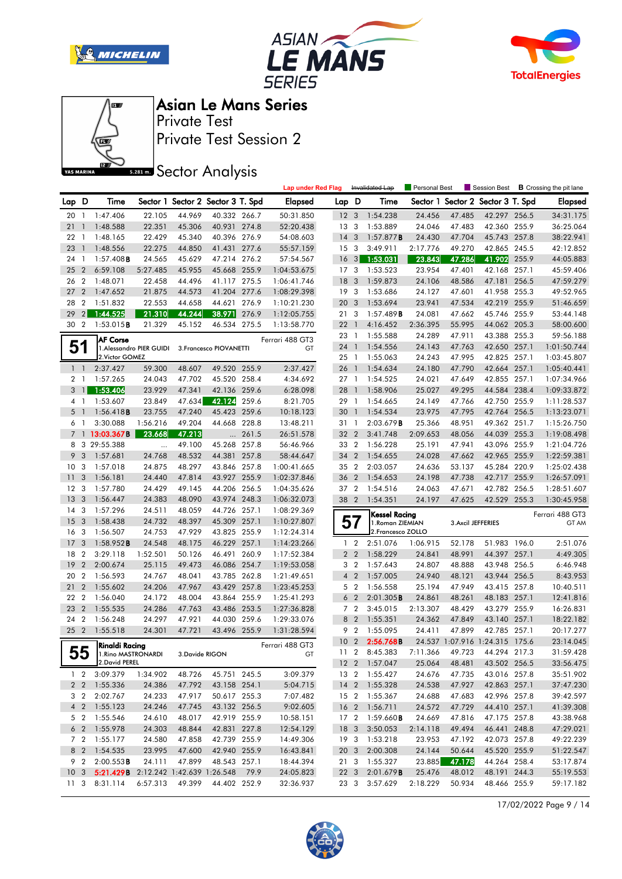# Asian Le Mans Series

Private Test

Private Test Session 2

## Sector Analysis

Lap under Red Flag | Invalidated Lap | Personal Best | Session Best | B Crossing the pit lane

| Lap | D | Time | Sector 1 | Sector 2 | Sector 3 | T. Spd | Elapsed |
|---|---|---|---|---|---|---|---|
| 20 | 1 | 1:47.406 | 22.105 | 44.969 | 40.332 | 266.7 | 50:31.850 |
| 21 | 1 | 1:48.588 | 22.351 | 45.306 | 40.931 | 274.8 | 52:20.438 |
| 22 | 1 | 1:48.165 | 22.429 | 45.340 | 40.396 | 276.9 | 54:08.603 |
| 23 | 1 | 1:48.556 | 22.275 | 44.850 | 41.431 | 277.6 | 55:57.159 |
| 24 | 1 | 1:57.408B | 24.565 | 45.629 | 47.214 | 276.2 | 57:54.567 |
| 25 | 2 | 6:59.108 | 5:27.485 | 45.955 | 45.668 | 255.9 | 1:04:53.675 |
| 26 | 2 | 1:48.071 | 22.458 | 44.496 | 41.117 | 275.5 | 1:06:41.746 |
| 27 | 2 | 1:47.652 | 21.875 | 44.573 | 41.204 | 277.6 | 1:08:29.398 |
| 28 | 2 | 1:51.832 | 22.553 | 44.658 | 44.621 | 276.9 | 1:10:21.230 |
| 29 | 2 | 1:44.525 | 21.310 | 44.244 | 38.971 | 276.9 | 1:12:05.755 |
| 30 | 2 | 1:53.015B | 21.329 | 45.152 | 46.534 | 275.5 | 1:13:58.770 |

**51 AF Corse** — Ferrari 488 GT3 — GT
1.Alessandro PIER GUIDI, 2.Victor GOMEZ, 3.Francesco PIOVANETTI

| Lap | D | Time | Sector 1 | Sector 2 | Sector 3 | T. Spd | Elapsed |
|---|---|---|---|---|---|---|---|
| 1 | 1 | 2:37.427 | 59.300 | 48.607 | 49.520 | 255.9 | 2:37.427 |
| 2 | 1 | 1:57.265 | 24.043 | 47.702 | 45.520 | 258.4 | 4:34.692 |
| 3 | 1 | 1:53.406 | 23.929 | 47.341 | 42.136 | 259.6 | 6:28.098 |
| 4 | 1 | 1:53.607 | 23.849 | 47.634 | 42.124 | 259.6 | 8:21.705 |
| 5 | 1 | 1:56.418B | 23.755 | 47.240 | 45.423 | 259.6 | 10:18.123 |
| 6 | 1 | 3:30.088 | 1:56.216 | 49.204 | 44.668 | 228.8 | 13:48.211 |
| 7 | 1 | 13:03.367B | 23.668 | 47.213 | ... | 261.5 | 26:51.578 |
| 8 | 3 | 29:55.388 | ... | 49.100 | 45.268 | 257.8 | 56:46.966 |
| 9 | 3 | 1:57.681 | 24.768 | 48.532 | 44.381 | 257.8 | 58:44.647 |
| 10 | 3 | 1:57.018 | 24.875 | 48.297 | 43.846 | 257.8 | 1:00:41.665 |
| 11 | 3 | 1:56.181 | 24.440 | 47.814 | 43.927 | 255.9 | 1:02:37.846 |
| 12 | 3 | 1:57.780 | 24.429 | 49.145 | 44.206 | 256.5 | 1:04:35.626 |
| 13 | 3 | 1:56.447 | 24.383 | 48.090 | 43.974 | 248.3 | 1:06:32.073 |
| 14 | 3 | 1:57.296 | 24.511 | 48.059 | 44.726 | 257.1 | 1:08:29.369 |
| 15 | 3 | 1:58.438 | 24.732 | 48.397 | 45.309 | 257.1 | 1:10:27.807 |
| 16 | 3 | 1:56.507 | 24.753 | 47.929 | 43.825 | 255.9 | 1:12:24.314 |
| 17 | 3 | 1:58.952B | 24.548 | 48.175 | 46.229 | 257.1 | 1:14:23.266 |
| 18 | 2 | 3:29.118 | 1:52.501 | 50.126 | 46.491 | 260.9 | 1:17:52.384 |
| 19 | 2 | 2:00.674 | 25.115 | 49.473 | 46.086 | 254.7 | 1:19:53.058 |
| 20 | 2 | 1:56.593 | 24.767 | 48.041 | 43.785 | 262.8 | 1:21:49.651 |
| 21 | 2 | 1:55.602 | 24.206 | 47.967 | 43.429 | 257.8 | 1:23:45.253 |
| 22 | 2 | 1:56.040 | 24.172 | 48.004 | 43.864 | 255.9 | 1:25:41.293 |
| 23 | 2 | 1:55.535 | 24.286 | 47.763 | 43.486 | 253.5 | 1:27:36.828 |
| 24 | 2 | 1:56.248 | 24.297 | 47.921 | 44.030 | 259.6 | 1:29:33.076 |
| 25 | 2 | 1:55.518 | 24.301 | 47.721 | 43.496 | 255.9 | 1:31:28.594 |

**55 Rinaldi Racing** — Ferrari 488 GT3 — GT
1.Rino MASTRONARDI, 2.David PEREL, 3.Davide RIGON

| Lap | D | Time | Sector 1 | Sector 2 | Sector 3 | T. Spd | Elapsed |
|---|---|---|---|---|---|---|---|
| 1 | 2 | 3:09.379 | 1:34.902 | 48.726 | 45.751 | 245.5 | 3:09.379 |
| 2 | 2 | 1:55.336 | 24.386 | 47.792 | 43.158 | 254.1 | 5:04.715 |
| 3 | 2 | 2:02.767 | 24.233 | 47.917 | 50.617 | 255.3 | 7:07.482 |
| 4 | 2 | 1:55.123 | 24.246 | 47.745 | 43.132 | 256.5 | 9:02.605 |
| 5 | 2 | 1:55.546 | 24.610 | 48.017 | 42.919 | 255.9 | 10:58.151 |
| 6 | 2 | 1:55.978 | 24.303 | 48.844 | 42.831 | 227.8 | 12:54.129 |
| 7 | 2 | 1:55.177 | 24.580 | 47.858 | 42.739 | 255.9 | 14:49.306 |
| 8 | 2 | 1:54.535 | 23.995 | 47.600 | 42.940 | 255.9 | 16:43.841 |
| 9 | 2 | 2:00.553B | 24.111 | 47.899 | 48.543 | 257.1 | 18:44.394 |
| 10 | 3 | 5:21.429B | 2:12.242 | 1:42.639 | 1:26.548 | 79.9 | 24:05.823 |
| 11 | 3 | 8:31.114 | 6:57.313 | 49.399 | 44.402 | 252.9 | 32:36.937 |
| 12 | 3 | 1:54.238 | 24.456 | 47.485 | 42.297 | 256.5 | 34:31.175 |
| 13 | 3 | 1:53.889 | 24.046 | 47.483 | 42.360 | 255.9 | 36:25.064 |
| 14 | 3 | 1:57.877B | 24.430 | 47.704 | 45.743 | 257.8 | 38:22.941 |
| 15 | 3 | 3:49.911 | 2:17.776 | 49.270 | 42.865 | 245.5 | 42:12.852 |
| 16 | 3 | 1:53.031 | 23.843 | 47.286 | 41.902 | 255.9 | 44:05.883 |
| 17 | 3 | 1:53.523 | 23.954 | 47.401 | 42.168 | 257.1 | 45:59.406 |
| 18 | 3 | 1:59.873 | 24.106 | 48.586 | 47.181 | 256.5 | 47:59.279 |
| 19 | 3 | 1:53.686 | 24.127 | 47.601 | 41.958 | 255.3 | 49:52.965 |
| 20 | 3 | 1:53.694 | 23.941 | 47.534 | 42.219 | 255.9 | 51:46.659 |
| 21 | 3 | 1:57.489B | 24.081 | 47.662 | 45.746 | 255.9 | 53:44.148 |
| 22 | 1 | 4:16.452 | 2:36.395 | 55.995 | 44.062 | 205.3 | 58:00.600 |
| 23 | 1 | 1:55.588 | 24.289 | 47.911 | 43.388 | 255.3 | 59:56.188 |
| 24 | 1 | 1:54.556 | 24.143 | 47.763 | 42.650 | 257.1 | 1:01:50.744 |
| 25 | 1 | 1:55.063 | 24.243 | 47.995 | 42.825 | 257.1 | 1:03:45.807 |
| 26 | 1 | 1:54.634 | 24.180 | 47.790 | 42.664 | 257.1 | 1:05:40.441 |
| 27 | 1 | 1:54.525 | 24.021 | 47.649 | 42.855 | 257.1 | 1:07:34.966 |
| 28 | 1 | 1:58.906 | 25.027 | 49.295 | 44.584 | 238.4 | 1:09:33.872 |
| 29 | 1 | 1:54.665 | 24.149 | 47.766 | 42.750 | 255.9 | 1:11:28.537 |
| 30 | 1 | 1:54.534 | 23.975 | 47.795 | 42.764 | 256.5 | 1:13:23.071 |
| 31 | 1 | 2:03.679B | 25.366 | 48.951 | 49.362 | 251.7 | 1:15:26.750 |
| 32 | 2 | 3:41.748 | 2:09.653 | 48.056 | 44.039 | 255.3 | 1:19:08.498 |
| 33 | 2 | 1:56.228 | 25.191 | 47.941 | 43.096 | 255.9 | 1:21:04.726 |
| 34 | 2 | 1:54.655 | 24.028 | 47.662 | 42.965 | 255.9 | 1:22:59.381 |
| 35 | 2 | 2:03.057 | 24.636 | 53.137 | 45.284 | 220.9 | 1:25:02.438 |
| 36 | 2 | 1:54.653 | 24.198 | 47.738 | 42.717 | 255.9 | 1:26:57.091 |
| 37 | 2 | 1:54.516 | 24.063 | 47.671 | 42.782 | 256.5 | 1:28:51.607 |
| 38 | 2 | 1:54.351 | 24.197 | 47.625 | 42.529 | 255.3 | 1:30:45.958 |

**57 Kessel Racing** — Ferrari 488 GT3 — GT AM
1.Roman ZIEMIAN, 2.Francesco ZOLLO, 3.Axcil JEFFERIES

| Lap | D | Time | Sector 1 | Sector 2 | Sector 3 | T. Spd | Elapsed |
|---|---|---|---|---|---|---|---|
| 1 | 2 | 2:51.076 | 1:06.915 | 52.178 | 51.983 | 196.0 | 2:51.076 |
| 2 | 2 | 1:58.229 | 24.841 | 48.991 | 44.397 | 257.1 | 4:49.305 |
| 3 | 2 | 1:57.643 | 24.807 | 48.888 | 43.948 | 256.5 | 6:46.948 |
| 4 | 2 | 1:57.005 | 24.940 | 48.121 | 43.944 | 256.5 | 8:43.953 |
| 5 | 2 | 1:56.558 | 25.194 | 47.949 | 43.415 | 257.8 | 10:40.511 |
| 6 | 2 | 2:01.305B | 24.861 | 48.261 | 48.183 | 257.1 | 12:41.816 |
| 7 | 2 | 3:45.015 | 2:13.307 | 48.429 | 43.279 | 255.9 | 16:26.831 |
| 8 | 2 | 1:55.351 | 24.362 | 47.849 | 43.140 | 257.1 | 18:22.182 |
| 9 | 2 | 1:55.095 | 24.411 | 47.899 | 42.785 | 257.1 | 20:17.277 |
| 10 | 2 | 2:56.768B | 24.537 | 1:07.916 | 1:24.315 | 175.6 | 23:14.045 |
| 11 | 2 | 8:45.383 | 7:11.366 | 49.723 | 44.294 | 217.3 | 31:59.428 |
| 12 | 2 | 1:57.047 | 25.064 | 48.481 | 43.502 | 256.5 | 33:56.475 |
| 13 | 2 | 1:55.427 | 24.676 | 47.735 | 43.016 | 257.8 | 35:51.902 |
| 14 | 2 | 1:55.328 | 24.538 | 47.927 | 42.863 | 257.1 | 37:47.230 |
| 15 | 2 | 1:55.367 | 24.688 | 47.683 | 42.996 | 257.8 | 39:42.597 |
| 16 | 2 | 1:56.711 | 24.572 | 47.729 | 44.410 | 257.1 | 41:39.308 |
| 17 | 2 | 1:59.660B | 24.669 | 47.816 | 47.175 | 257.8 | 43:38.968 |
| 18 | 3 | 3:50.053 | 2:14.118 | 49.494 | 46.441 | 248.8 | 47:29.021 |
| 19 | 3 | 1:53.218 | 23.953 | 47.192 | 42.073 | 257.8 | 49:22.239 |
| 20 | 3 | 2:00.308 | 24.144 | 50.644 | 45.520 | 255.9 | 51:22.547 |
| 21 | 3 | 1:55.327 | 23.885 | 47.178 | 44.264 | 258.4 | 53:17.874 |
| 22 | 3 | 2:01.679B | 25.476 | 48.012 | 48.191 | 244.3 | 55:19.553 |
| 23 | 3 | 3:57.629 | 2:18.229 | 50.934 | 48.466 | 255.9 | 59:17.182 |

17/02/2022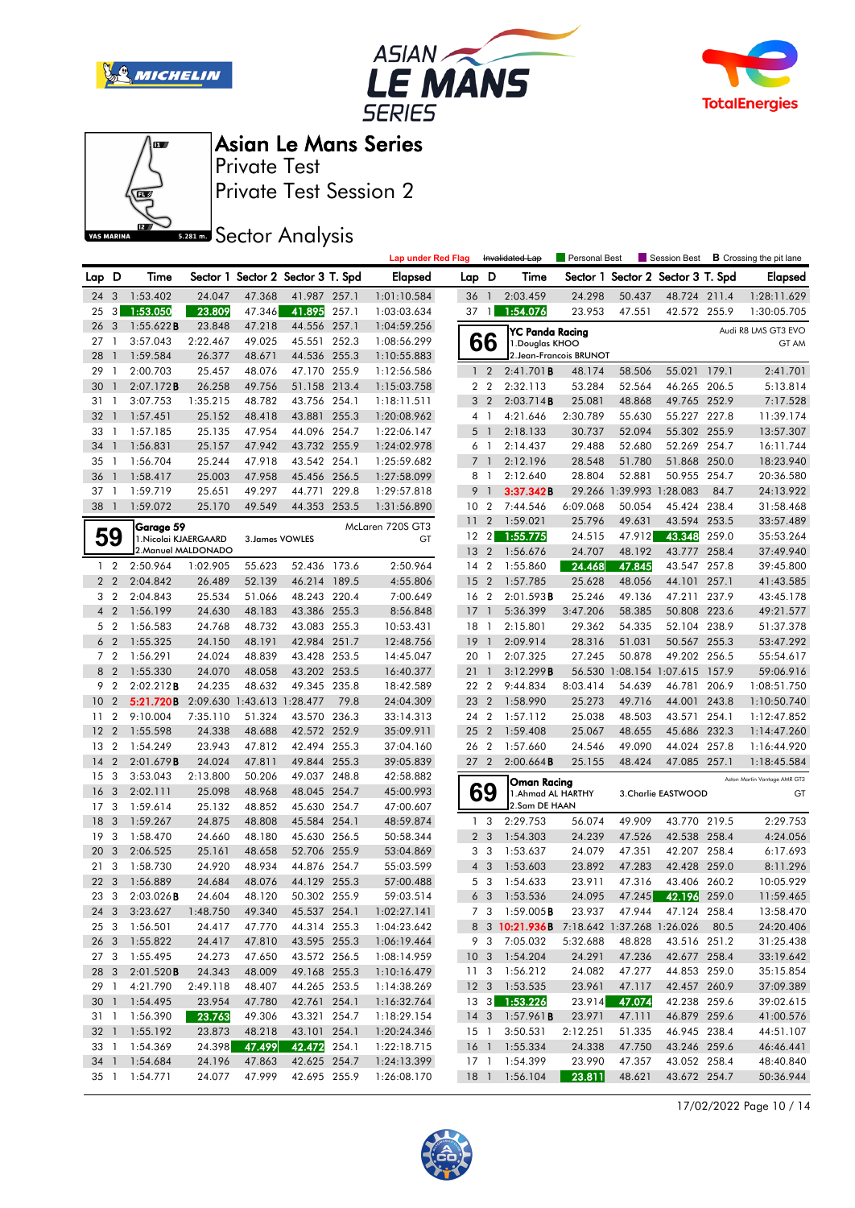# Asian Le Mans Series

Private Test

Private Test Session 2

## Sector Analysis

Lap under Red Flag | ~~Invalidated Lap~~ | Personal Best | Session Best | **B** Crossing the pit lane

| Lap | D | Time | Sector 1 | Sector 2 | Sector 3 | T. Spd | Elapsed |
|---|---|---|---|---|---|---|---|
| 24 | 3 | 1:53.402 | 24.047 | 47.368 | 41.987 | 257.1 | 1:01:10.584 |
| 25 | 3 | 1:53.050 | 23.809 | 47.346 | 41.895 | 257.1 | 1:03:03.634 |
| 26 | 3 | 1:55.622**B** | 23.848 | 47.218 | 44.556 | 257.1 | 1:04:59.256 |
| 27 | 1 | 3:57.043 | 2:22.467 | 49.025 | 45.551 | 252.3 | 1:08:56.299 |
| 28 | 1 | 1:59.584 | 26.377 | 48.671 | 44.536 | 255.3 | 1:10:55.883 |
| 29 | 1 | 2:00.703 | 25.457 | 48.076 | 47.170 | 255.9 | 1:12:56.586 |
| 30 | 1 | 2:07.172**B** | 26.258 | 49.756 | 51.158 | 213.4 | 1:15:03.758 |
| 31 | 1 | 3:07.753 | 1:35.215 | 48.782 | 43.756 | 254.1 | 1:18:11.511 |
| 32 | 1 | 1:57.451 | 25.152 | 48.418 | 43.881 | 255.3 | 1:20:08.962 |
| 33 | 1 | 1:57.185 | 25.135 | 47.954 | 44.096 | 254.7 | 1:22:06.147 |
| 34 | 1 | 1:56.831 | 25.157 | 47.942 | 43.732 | 255.9 | 1:24:02.978 |
| 35 | 1 | 1:56.704 | 25.244 | 47.918 | 43.542 | 254.1 | 1:25:59.682 |
| 36 | 1 | 1:58.417 | 25.003 | 47.958 | 45.456 | 256.5 | 1:27:58.099 |
| 37 | 1 | 1:59.719 | 25.651 | 49.297 | 44.771 | 229.8 | 1:29:57.818 |
| 38 | 1 | 1:59.072 | 25.170 | 49.549 | 44.353 | 253.5 | 1:31:56.890 |

**59** Garage 59 — McLaren 720S GT3 — GT
1.Nicolai KJAERGAARD, 2.Manuel MALDONADO, 3.James VOWLES

| Lap | D | Time | Sector 1 | Sector 2 | Sector 3 | T. Spd | Elapsed |
|---|---|---|---|---|---|---|---|
| 1 | 2 | 2:50.964 | 1:02.905 | 55.623 | 52.436 | 173.6 | 2:50.964 |
| 2 | 2 | 2:04.842 | 26.489 | 52.139 | 46.214 | 189.5 | 4:55.806 |
| 3 | 2 | 2:04.843 | 25.534 | 51.066 | 48.243 | 220.4 | 7:00.649 |
| 4 | 2 | 1:56.199 | 24.630 | 48.183 | 43.386 | 255.3 | 8:56.848 |
| 5 | 2 | 1:56.583 | 24.768 | 48.732 | 43.083 | 255.3 | 10:53.431 |
| 6 | 2 | 1:55.325 | 24.150 | 48.191 | 42.984 | 251.7 | 12:48.756 |
| 7 | 2 | 1:56.291 | 24.024 | 48.839 | 43.428 | 253.5 | 14:45.047 |
| 8 | 2 | 1:55.330 | 24.070 | 48.058 | 43.202 | 253.5 | 16:40.377 |
| 9 | 2 | 2:02.212**B** | 24.235 | 48.632 | 49.345 | 235.8 | 18:42.589 |
| 10 | 2 | 5:21.720**B** | 2:09.630 | 1:43.613 | 1:28.477 | 79.8 | 24:04.309 |
| 11 | 2 | 9:10.004 | 7:35.110 | 51.324 | 43.570 | 236.3 | 33:14.313 |
| 12 | 2 | 1:55.598 | 24.338 | 48.688 | 42.572 | 252.9 | 35:09.911 |
| 13 | 2 | 1:54.249 | 23.943 | 47.812 | 42.494 | 255.3 | 37:04.160 |
| 14 | 2 | 2:01.679**B** | 24.024 | 47.811 | 49.844 | 255.3 | 39:05.839 |
| 15 | 3 | 3:53.043 | 2:13.800 | 50.206 | 49.037 | 248.8 | 42:58.882 |
| 16 | 3 | 2:02.111 | 25.098 | 48.968 | 48.045 | 254.7 | 45:00.993 |
| 17 | 3 | 1:59.614 | 25.132 | 48.852 | 45.630 | 254.7 | 47:00.607 |
| 18 | 3 | 1:59.267 | 24.875 | 48.808 | 45.584 | 254.1 | 48:59.874 |
| 19 | 3 | 1:58.470 | 24.660 | 48.180 | 45.630 | 256.5 | 50:58.344 |
| 20 | 3 | 2:06.525 | 25.161 | 48.658 | 52.706 | 255.9 | 53:04.869 |
| 21 | 3 | 1:58.730 | 24.920 | 48.934 | 44.876 | 254.7 | 55:03.599 |
| 22 | 3 | 1:56.889 | 24.684 | 48.076 | 44.129 | 255.3 | 57:00.488 |
| 23 | 3 | 2:03.026**B** | 24.604 | 48.120 | 50.302 | 255.9 | 59:03.514 |
| 24 | 3 | 3:23.627 | 1:48.750 | 49.340 | 45.537 | 254.1 | 1:02:27.141 |
| 25 | 3 | 1:56.501 | 24.417 | 47.770 | 44.314 | 255.3 | 1:04:23.642 |
| 26 | 3 | 1:55.822 | 24.417 | 47.810 | 43.595 | 255.3 | 1:06:19.464 |
| 27 | 3 | 1:55.495 | 24.273 | 47.650 | 43.572 | 256.5 | 1:08:14.959 |
| 28 | 3 | 2:01.520**B** | 24.343 | 48.009 | 49.168 | 255.3 | 1:10:16.479 |
| 29 | 1 | 4:21.790 | 2:49.118 | 48.407 | 44.265 | 253.5 | 1:14:38.269 |
| 30 | 1 | 1:54.495 | 23.954 | 47.780 | 42.761 | 254.1 | 1:16:32.764 |
| 31 | 1 | 1:56.390 | 23.763 | 49.306 | 43.321 | 254.7 | 1:18:29.154 |
| 32 | 1 | 1:55.192 | 23.873 | 48.218 | 43.101 | 254.1 | 1:20:24.346 |
| 33 | 1 | 1:54.369 | 24.398 | 47.499 | 42.472 | 254.1 | 1:22:18.715 |
| 34 | 1 | 1:54.684 | 24.196 | 47.863 | 42.625 | 254.7 | 1:24:13.399 |
| 35 | 1 | 1:54.771 | 24.077 | 47.999 | 42.695 | 255.9 | 1:26:08.170 |
| 36 | 1 | 2:03.459 | 24.298 | 50.437 | 48.724 | 211.4 | 1:28:11.629 |
| 37 | 1 | 1:54.076 | 23.953 | 47.551 | 42.572 | 255.9 | 1:30:05.705 |

**66** YC Panda Racing — Audi R8 LMS GT3 EVO — GT AM
1.Douglas KHOO, 2.Jean-Francois BRUNOT

| Lap | D | Time | Sector 1 | Sector 2 | Sector 3 | T. Spd | Elapsed |
|---|---|---|---|---|---|---|---|
| 1 | 2 | 2:41.701**B** | 48.174 | 58.506 | 55.021 | 179.1 | 2:41.701 |
| 2 | 2 | 2:32.113 | 53.284 | 52.564 | 46.265 | 206.5 | 5:13.814 |
| 3 | 2 | 2:03.714**B** | 25.081 | 48.868 | 49.765 | 252.9 | 7:17.528 |
| 4 | 1 | 4:21.646 | 2:30.789 | 55.630 | 55.227 | 227.8 | 11:39.174 |
| 5 | 1 | 2:18.133 | 30.737 | 52.094 | 55.302 | 255.9 | 13:57.307 |
| 6 | 1 | 2:14.437 | 29.488 | 52.680 | 52.269 | 254.7 | 16:11.744 |
| 7 | 1 | 2:12.196 | 28.548 | 51.780 | 51.868 | 250.0 | 18:23.940 |
| 8 | 1 | 2:12.640 | 28.804 | 52.881 | 50.955 | 254.7 | 20:36.580 |
| 9 | 1 | 3:37.342**B** | 29.266 | 1:39.993 | 1:28.083 | 84.7 | 24:13.922 |
| 10 | 2 | 7:44.546 | 6:09.068 | 50.054 | 45.424 | 238.4 | 31:58.468 |
| 11 | 2 | 1:59.021 | 25.796 | 49.631 | 43.594 | 253.5 | 33:57.489 |
| 12 | 2 | 1:55.775 | 24.515 | 47.912 | 43.348 | 259.0 | 35:53.264 |
| 13 | 2 | 1:56.676 | 24.707 | 48.192 | 43.777 | 258.4 | 37:49.940 |
| 14 | 2 | 1:55.860 | 24.468 | 47.845 | 43.547 | 257.8 | 39:45.800 |
| 15 | 2 | 1:57.785 | 25.628 | 48.056 | 44.101 | 257.1 | 41:43.585 |
| 16 | 2 | 2:01.593**B** | 25.246 | 49.136 | 47.211 | 237.9 | 43:45.178 |
| 17 | 1 | 5:36.399 | 3:47.206 | 58.385 | 50.808 | 223.6 | 49:21.577 |
| 18 | 1 | 2:15.801 | 29.362 | 54.335 | 52.104 | 238.9 | 51:37.378 |
| 19 | 1 | 2:09.914 | 28.316 | 51.031 | 50.567 | 255.3 | 53:47.292 |
| 20 | 1 | 2:07.325 | 27.245 | 50.878 | 49.202 | 256.5 | 55:54.617 |
| 21 | 1 | 3:12.299**B** | 56.530 | 1:08.154 | 1:07.615 | 157.9 | 59:06.916 |
| 22 | 2 | 9:44.834 | 8:03.414 | 54.639 | 46.781 | 206.9 | 1:08:51.750 |
| 23 | 2 | 1:58.990 | 25.273 | 49.716 | 44.001 | 243.8 | 1:10:50.740 |
| 24 | 2 | 1:57.112 | 25.038 | 48.503 | 43.571 | 254.1 | 1:12:47.852 |
| 25 | 2 | 1:59.408 | 25.067 | 48.655 | 45.686 | 232.3 | 1:14:47.260 |
| 26 | 2 | 1:57.660 | 24.546 | 49.090 | 44.024 | 257.8 | 1:16:44.920 |
| 27 | 2 | 2:00.664**B** | 25.155 | 48.424 | 47.085 | 257.1 | 1:18:45.584 |

**69** Oman Racing — Aston Martin Vantage AMR GT3 — GT
1.Ahmad AL HARTHY, 2.Sam DE HAAN, 3.Charlie EASTWOOD

| Lap | D | Time | Sector 1 | Sector 2 | Sector 3 | T. Spd | Elapsed |
|---|---|---|---|---|---|---|---|
| 1 | 3 | 2:29.753 | 56.074 | 49.909 | 43.770 | 219.5 | 2:29.753 |
| 2 | 3 | 1:54.303 | 24.239 | 47.526 | 42.538 | 258.4 | 4:24.056 |
| 3 | 3 | 1:53.637 | 24.079 | 47.351 | 42.207 | 258.4 | 6:17.693 |
| 4 | 3 | 1:53.603 | 23.892 | 47.283 | 42.428 | 259.0 | 8:11.296 |
| 5 | 3 | 1:54.633 | 23.911 | 47.316 | 43.406 | 260.2 | 10:05.929 |
| 6 | 3 | 1:53.536 | 24.095 | 47.245 | 42.196 | 259.0 | 11:59.465 |
| 7 | 3 | 1:59.005**B** | 23.937 | 47.944 | 47.124 | 258.4 | 13:58.470 |
| 8 | 3 | 10:21.936**B** | 7:18.642 | 1:37.268 | 1:26.026 | 80.5 | 24:20.406 |
| 9 | 3 | 7:05.032 | 5:32.688 | 48.828 | 43.516 | 251.2 | 31:25.438 |
| 10 | 3 | 1:54.204 | 24.291 | 47.236 | 42.677 | 258.4 | 33:19.642 |
| 11 | 3 | 1:56.212 | 24.082 | 47.277 | 44.853 | 259.0 | 35:15.854 |
| 12 | 3 | 1:53.535 | 23.961 | 47.117 | 42.457 | 260.9 | 37:09.389 |
| 13 | 3 | 1:53.226 | 23.914 | 47.074 | 42.238 | 259.6 | 39:02.615 |
| 14 | 3 | 1:57.961**B** | 23.971 | 47.111 | 46.879 | 259.6 | 41:00.576 |
| 15 | 1 | 3:50.531 | 2:12.251 | 51.335 | 46.945 | 238.4 | 44:51.107 |
| 16 | 1 | 1:55.334 | 24.338 | 47.750 | 43.246 | 259.6 | 46:46.441 |
| 17 | 1 | 1:54.399 | 23.990 | 47.357 | 43.052 | 258.4 | 48:40.840 |
| 18 | 1 | 1:56.104 | 23.811 | 48.621 | 43.672 | 254.7 | 50:36.944 |

17/02/2022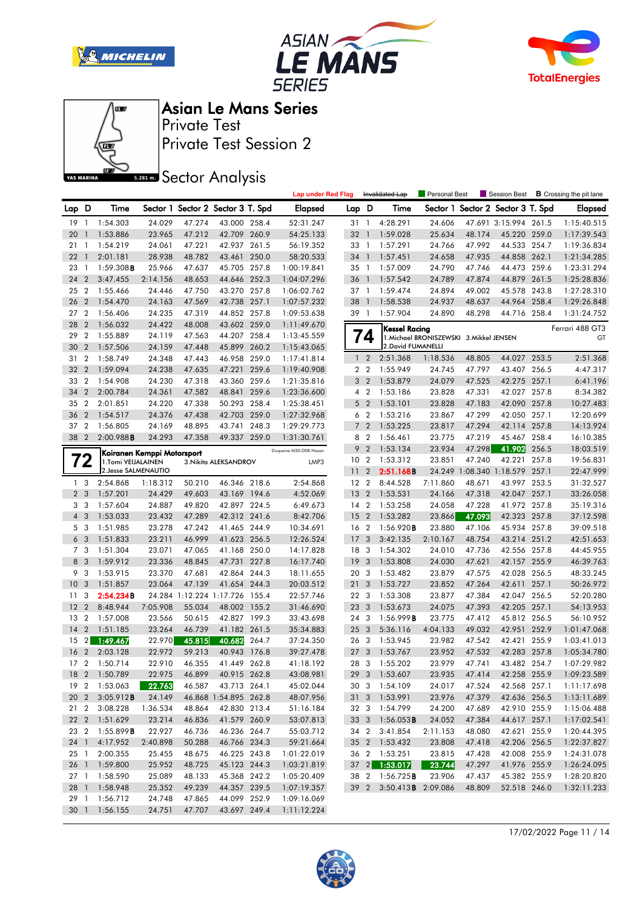# Asian Le Mans Series

Private Test

Private Test Session 2

## Sector Analysis

Lap under Red Flag | ~~Invalidated Lap~~ | Personal Best | Session Best | **B** Crossing the pit lane

| Lap | D | Time | Sector 1 | Sector 2 | Sector 3 | T. Spd | Elapsed |
|---|---|---|---|---|---|---|---|
| 19 | 1 | 1:54.303 | 24.029 | 47.274 | 43.000 | 258.4 | 52:31.247 |
| 20 | 1 | 1:53.886 | 23.965 | 47.212 | 42.709 | 260.9 | 54:25.133 |
| 21 | 1 | 1:54.219 | 24.061 | 47.221 | 42.937 | 261.5 | 56:19.352 |
| 22 | 1 | 2:01.181 | 28.938 | 48.782 | 43.461 | 250.0 | 58:20.533 |
| 23 | 1 | 1:59.308**B** | 25.966 | 47.637 | 45.705 | 257.8 | 1:00:19.841 |
| 24 | 2 | 3:47.455 | 2:14.156 | 48.653 | 44.646 | 252.3 | 1:04:07.296 |
| 25 | 2 | 1:55.466 | 24.446 | 47.750 | 43.270 | 257.8 | 1:06:02.762 |
| 26 | 2 | 1:54.470 | 24.163 | 47.569 | 42.738 | 257.1 | 1:07:57.232 |
| 27 | 2 | 1:56.406 | 24.235 | 47.319 | 44.852 | 257.8 | 1:09:53.638 |
| 28 | 2 | 1:56.032 | 24.422 | 48.008 | 43.602 | 259.0 | 1:11:49.670 |
| 29 | 2 | 1:55.889 | 24.119 | 47.563 | 44.207 | 258.4 | 1:13:45.559 |
| 30 | 2 | 1:57.506 | 24.159 | 47.448 | 45.899 | 260.2 | 1:15:43.065 |
| 31 | 2 | 1:58.749 | 24.348 | 47.443 | 46.958 | 259.0 | 1:17:41.814 |
| 32 | 2 | 1:59.094 | 24.238 | 47.635 | 47.221 | 259.6 | 1:19:40.908 |
| 33 | 2 | 1:54.908 | 24.230 | 47.318 | 43.360 | 259.6 | 1:21:35.816 |
| 34 | 2 | 2:00.784 | 24.361 | 47.582 | 48.841 | 259.6 | 1:23:36.600 |
| 35 | 2 | 2:01.851 | 24.220 | 47.338 | 50.293 | 258.4 | 1:25:38.451 |
| 36 | 2 | 1:54.517 | 24.376 | 47.438 | 42.703 | 259.0 | 1:27:32.968 |
| 37 | 2 | 1:56.805 | 24.169 | 48.895 | 43.741 | 248.3 | 1:29:29.773 |
| 38 | 2 | 2:00.988**B** | 24.293 | 47.358 | 49.337 | 259.0 | 1:31:30.761 |

### 72 — Koiranen Kemppi Motorsport — Duqueine M30-D08-Nissan — LMP3

1.Tomi VEIJALAINEN, 2.Jesse SALMENAUTIO, 3.Nikita ALEKSANDROV

| Lap | D | Time | Sector 1 | Sector 2 | Sector 3 | T. Spd | Elapsed |
|---|---|---|---|---|---|---|---|
| 1 | 3 | 2:54.868 | 1:18.312 | 50.210 | 46.346 | 218.6 | 2:54.868 |
| 2 | 3 | 1:57.201 | 24.429 | 49.603 | 43.169 | 194.6 | 4:52.069 |
| 3 | 3 | 1:57.604 | 24.887 | 49.820 | 42.897 | 224.5 | 6:49.673 |
| 4 | 3 | 1:53.033 | 23.432 | 47.289 | 42.312 | 241.6 | 8:42.706 |
| 5 | 3 | 1:51.985 | 23.278 | 47.242 | 41.465 | 244.9 | 10:34.691 |
| 6 | 3 | 1:51.833 | 23.211 | 46.999 | 41.623 | 256.5 | 12:26.524 |
| 7 | 3 | 1:51.304 | 23.071 | 47.065 | 41.168 | 250.0 | 14:17.828 |
| 8 | 3 | 1:59.912 | 23.336 | 48.845 | 47.731 | 227.8 | 16:17.740 |
| 9 | 3 | 1:53.915 | 23.370 | 47.681 | 42.864 | 244.3 | 18:11.655 |
| 10 | 3 | 1:51.857 | 23.064 | 47.139 | 41.654 | 244.3 | 20:03.512 |
| 11 | 3 | 2:54.234**B** | 24.284 | 1:12.224 | 1:17.726 | 155.4 | 22:57.746 |
| 12 | 2 | 8:48.944 | 7:05.908 | 55.034 | 48.002 | 155.2 | 31:46.690 |
| 13 | 2 | 1:57.008 | 23.566 | 50.615 | 42.827 | 199.3 | 33:43.698 |
| 14 | 2 | 1:51.185 | 23.264 | 46.739 | 41.182 | 261.5 | 35:34.883 |
| 15 | 2 | 1:49.467 | 22.970 | 45.815 | 40.682 | 264.7 | 37:24.350 |
| 16 | 2 | 2:03.128 | 22.972 | 59.213 | 40.943 | 176.8 | 39:27.478 |
| 17 | 2 | 1:50.714 | 22.910 | 46.355 | 41.449 | 262.8 | 41:18.192 |
| 18 | 2 | 1:50.789 | 22.975 | 46.899 | 40.915 | 262.8 | 43:08.981 |
| 19 | 2 | 1:53.063 | 22.763 | 46.587 | 43.713 | 264.1 | 45:02.044 |
| 20 | 2 | 3:05.912**B** | 24.149 | 46.868 | 1:54.895 | 262.8 | 48:07.956 |
| 21 | 2 | 3:08.228 | 1:36.534 | 48.864 | 42.830 | 213.4 | 51:16.184 |
| 22 | 2 | 1:51.629 | 23.214 | 46.836 | 41.579 | 260.9 | 53:07.813 |
| 23 | 2 | 1:55.899**B** | 22.927 | 46.736 | 46.236 | 264.7 | 55:03.712 |
| 24 | 1 | 4:17.952 | 2:40.898 | 50.288 | 46.766 | 234.3 | 59:21.664 |
| 25 | 1 | 2:00.355 | 25.455 | 48.675 | 46.225 | 243.8 | 1:01:22.019 |
| 26 | 1 | 1:59.800 | 25.952 | 48.725 | 45.123 | 244.3 | 1:03:21.819 |
| 27 | 1 | 1:58.590 | 25.089 | 48.133 | 45.368 | 242.2 | 1:05:20.409 |
| 28 | 1 | 1:58.948 | 25.352 | 49.239 | 44.357 | 239.5 | 1:07:19.357 |
| 29 | 1 | 1:56.712 | 24.748 | 47.865 | 44.099 | 252.9 | 1:09:16.069 |
| 30 | 1 | 1:56.155 | 24.751 | 47.707 | 43.697 | 249.4 | 1:11:12.224 |
| 31 | 1 | 4:28.291 | 24.606 | 47.691 | 3:15.994 | 261.5 | 1:15:40.515 |
| 32 | 1 | 1:59.028 | 25.634 | 48.174 | 45.220 | 259.0 | 1:17:39.543 |
| 33 | 1 | 1:57.291 | 24.766 | 47.992 | 44.533 | 254.7 | 1:19:36.834 |
| 34 | 1 | 1:57.451 | 24.658 | 47.935 | 44.858 | 262.1 | 1:21:34.285 |
| 35 | 1 | 1:57.009 | 24.790 | 47.746 | 44.473 | 259.6 | 1:23:31.294 |
| 36 | 1 | 1:57.542 | 24.789 | 47.874 | 44.879 | 261.5 | 1:25:28.836 |
| 37 | 1 | 1:59.474 | 24.894 | 49.002 | 45.578 | 243.8 | 1:27:28.310 |
| 38 | 1 | 1:58.538 | 24.937 | 48.637 | 44.964 | 258.4 | 1:29:26.848 |
| 39 | 1 | 1:57.904 | 24.890 | 48.298 | 44.716 | 258.4 | 1:31:24.752 |

### 74 — Kessel Racing — Ferrari 488 GT3 — GT

1.Michael BRONISZEWSKI, 2.David FUMANELLI, 3.Mikkel JENSEN

| Lap | D | Time | Sector 1 | Sector 2 | Sector 3 | T. Spd | Elapsed |
|---|---|---|---|---|---|---|---|
| 1 | 2 | 2:51.368 | 1:18.536 | 48.805 | 44.027 | 253.5 | 2:51.368 |
| 2 | 2 | 1:55.949 | 24.745 | 47.797 | 43.407 | 256.5 | 4:47.317 |
| 3 | 2 | 1:53.879 | 24.079 | 47.525 | 42.275 | 257.1 | 6:41.196 |
| 4 | 2 | 1:53.186 | 23.828 | 47.331 | 42.027 | 257.8 | 8:34.382 |
| 5 | 2 | 1:53.101 | 23.828 | 47.183 | 42.090 | 257.8 | 10:27.483 |
| 6 | 2 | 1:53.216 | 23.867 | 47.299 | 42.050 | 257.1 | 12:20.699 |
| 7 | 2 | 1:53.225 | 23.817 | 47.294 | 42.114 | 257.8 | 14:13.924 |
| 8 | 2 | 1:56.461 | 23.775 | 47.219 | 45.467 | 258.4 | 16:10.385 |
| 9 | 2 | 1:53.134 | 23.934 | 47.298 | 41.902 | 256.5 | 18:03.519 |
| 10 | 2 | 1:53.312 | 23.851 | 47.240 | 42.221 | 257.8 | 19:56.831 |
| 11 | 2 | 2:51.168**B** | 24.249 | 1:08.340 | 1:18.579 | 257.1 | 22:47.999 |
| 12 | 2 | 8:44.528 | 7:11.860 | 48.671 | 43.997 | 253.5 | 31:32.527 |
| 13 | 2 | 1:53.531 | 24.166 | 47.318 | 42.047 | 257.1 | 33:26.058 |
| 14 | 2 | 1:53.258 | 24.058 | 47.228 | 41.972 | 257.8 | 35:19.316 |
| 15 | 2 | 1:53.282 | 23.866 | 47.093 | 42.323 | 257.8 | 37:12.598 |
| 16 | 2 | 1:56.920**B** | 23.880 | 47.106 | 45.934 | 257.8 | 39:09.518 |
| 17 | 3 | 3:42.135 | 2:10.167 | 48.754 | 43.214 | 251.2 | 42:51.653 |
| 18 | 3 | 1:54.302 | 24.010 | 47.736 | 42.556 | 257.8 | 44:45.955 |
| 19 | 3 | 1:53.808 | 24.030 | 47.621 | 42.157 | 255.9 | 46:39.763 |
| 20 | 3 | 1:53.482 | 23.879 | 47.575 | 42.028 | 256.5 | 48:33.245 |
| 21 | 3 | 1:53.727 | 23.852 | 47.264 | 42.611 | 257.1 | 50:26.972 |
| 22 | 3 | 1:53.308 | 23.877 | 47.384 | 42.047 | 256.5 | 52:20.280 |
| 23 | 3 | 1:53.673 | 24.075 | 47.393 | 42.205 | 257.1 | 54:13.953 |
| 24 | 3 | 1:56.999**B** | 23.775 | 47.412 | 45.812 | 256.5 | 56:10.952 |
| 25 | 3 | 5:36.116 | 4:04.133 | 49.032 | 42.951 | 252.9 | 1:01:47.068 |
| 26 | 3 | 1:53.945 | 23.982 | 47.542 | 42.421 | 255.9 | 1:03:41.013 |
| 27 | 3 | 1:53.767 | 23.952 | 47.532 | 42.283 | 257.8 | 1:05:34.780 |
| 28 | 3 | 1:55.202 | 23.979 | 47.741 | 43.482 | 254.7 | 1:07:29.982 |
| 29 | 3 | 1:53.607 | 23.935 | 47.414 | 42.258 | 255.9 | 1:09:23.589 |
| 30 | 3 | 1:54.109 | 24.017 | 47.524 | 42.568 | 257.1 | 1:11:17.698 |
| 31 | 3 | 1:53.991 | 23.976 | 47.379 | 42.636 | 256.5 | 1:13:11.689 |
| 32 | 3 | 1:54.799 | 24.200 | 47.689 | 42.910 | 255.9 | 1:15:06.488 |
| 33 | 3 | 1:56.053**B** | 24.052 | 47.384 | 44.617 | 257.1 | 1:17:02.541 |
| 34 | 2 | 3:41.854 | 2:11.153 | 48.080 | 42.621 | 255.9 | 1:20:44.395 |
| 35 | 2 | 1:53.432 | 23.808 | 47.418 | 42.206 | 256.5 | 1:22:37.827 |
| 36 | 2 | 1:53.251 | 23.815 | 47.428 | 42.008 | 255.9 | 1:24:31.078 |
| 37 | 2 | 1:53.017 | 23.744 | 47.297 | 41.976 | 255.9 | 1:26:24.095 |
| 38 | 2 | 1:56.725**B** | 23.906 | 47.437 | 45.382 | 255.9 | 1:28:20.820 |
| 39 | 2 | 3:50.413**B** | 2:09.086 | 48.809 | 52.518 | 246.0 | 1:32:11.233 |

17/02/2022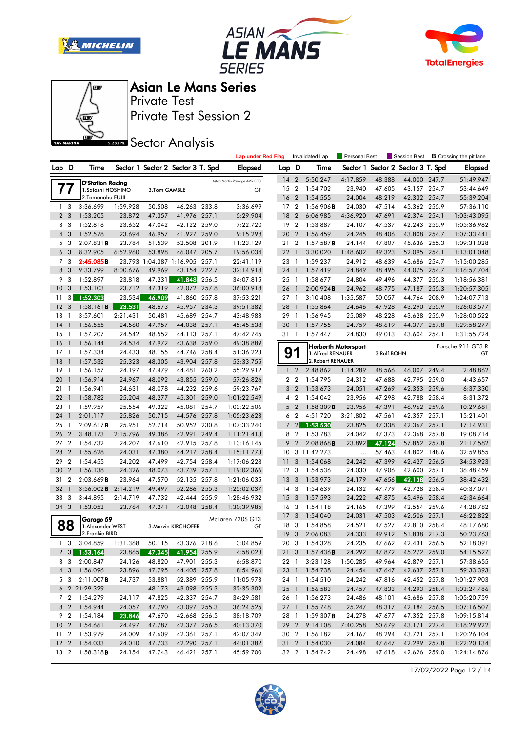# Asian Le Mans Series

Private Test

Private Test Session 2

## Sector Analysis

Lap under Red Flag | Invalidated Lap | Personal Best | Session Best | **B** Crossing the pit lane

### 77 — D'Station Racing — Aston Martin Vantage AMR GT3 — GT

1.Satoshi HOSHINO, 2.Tomonobu FUJII, 3.Tom GAMBLE

| Lap | D | Time | Sector 1 | Sector 2 | Sector 3 | T. Spd | Elapsed |
|---|---|---|---|---|---|---|---|
| 1 | 3 | 3:36.699 | 1:59.928 | 50.508 | 46.263 | 233.8 | 3:36.699 |
| 2 | 3 | 1:53.205 | 23.872 | 47.357 | 41.976 | 257.1 | 5:29.904 |
| 3 | 3 | 1:52.816 | 23.652 | 47.042 | 42.122 | 259.0 | 7:22.720 |
| 4 | 3 | 1:52.578 | 23.694 | 46.957 | 41.927 | 259.0 | 9:15.298 |
| 5 | 3 | 2:07.831**B** | 23.784 | 51.539 | 52.508 | 201.9 | 11:23.129 |
| 6 | 3 | 8:32.905 | 6:52.960 | 53.898 | 46.047 | 205.7 | 19:56.034 |
| 7 | 3 | 2:45.085**B** | 23.793 | 1:04.387 | 1:16.905 | 257.1 | 22:41.119 |
| 8 | 3 | 9:33.799 | 8:00.676 | 49.969 | 43.154 | 222.7 | 32:14.918 |
| 9 | 3 | 1:52.897 | 23.818 | 47.231 | 41.848 | 256.5 | 34:07.815 |
| 10 | 3 | 1:53.103 | 23.712 | 47.319 | 42.072 | 257.8 | 36:00.918 |
| 11 | 3 | 1:52.303 | 23.534 | 46.909 | 41.860 | 257.8 | 37:53.221 |
| 12 | 3 | 1:58.161**B** | 23.531 | 48.673 | 45.957 | 234.3 | 39:51.382 |
| 13 | 1 | 3:57.601 | 2:21.431 | 50.481 | 45.689 | 254.7 | 43:48.983 |
| 14 | 1 | 1:56.555 | 24.560 | 47.957 | 44.038 | 257.1 | 45:45.538 |
| 15 | 1 | 1:57.207 | 24.542 | 48.552 | 44.113 | 257.1 | 47:42.745 |
| 16 | 1 | 1:56.144 | 24.534 | 47.972 | 43.638 | 259.0 | 49:38.889 |
| 17 | 1 | 1:57.334 | 24.433 | 48.155 | 44.746 | 258.4 | 51:36.223 |
| 18 | 1 | 1:57.532 | 25.323 | 48.305 | 43.904 | 257.8 | 53:33.755 |
| 19 | 1 | 1:56.157 | 24.197 | 47.479 | 44.481 | 260.2 | 55:29.912 |
| 20 | 1 | 1:56.914 | 24.967 | 48.092 | 43.855 | 259.0 | 57:26.826 |
| 21 | 1 | 1:56.941 | 24.631 | 48.078 | 44.232 | 259.6 | 59:23.767 |
| 22 | 1 | 1:58.782 | 25.204 | 48.277 | 45.301 | 259.0 | 1:01:22.549 |
| 23 | 1 | 1:59.957 | 25.554 | 49.322 | 45.081 | 254.7 | 1:03:22.506 |
| 24 | 1 | 2:01.117 | 25.826 | 50.715 | 44.576 | 257.8 | 1:05:23.623 |
| 25 | 1 | 2:09.617**B** | 25.951 | 52.714 | 50.952 | 230.8 | 1:07:33.240 |
| 26 | 2 | 3:48.173 | 2:15.796 | 49.386 | 42.991 | 249.4 | 1:11:21.413 |
| 27 | 2 | 1:54.732 | 24.207 | 47.610 | 42.915 | 257.8 | 1:13:16.145 |
| 28 | 2 | 1:55.628 | 24.031 | 47.380 | 44.217 | 258.4 | 1:15:11.773 |
| 29 | 2 | 1:54.455 | 24.202 | 47.499 | 42.754 | 258.4 | 1:17:06.228 |
| 30 | 2 | 1:56.138 | 24.326 | 48.073 | 43.739 | 257.1 | 1:19:02.366 |
| 31 | 2 | 2:03.669**B** | 23.964 | 47.570 | 52.135 | 257.8 | 1:21:06.035 |
| 32 | 1 | 3:56.002**B** | 2:14.219 | 49.497 | 52.286 | 255.3 | 1:25:02.037 |
| 33 | 3 | 3:44.895 | 2:14.719 | 47.732 | 42.444 | 255.9 | 1:28:46.932 |
| 34 | 3 | 1:53.053 | 23.764 | 47.241 | 42.048 | 258.4 | 1:30:39.985 |

### 88 — Garage 59 — McLaren 720S GT3 — GT

1.Alexander WEST, 2.Frankie BIRD, 3.Marvin KIRCHOFER

| Lap | D | Time | Sector 1 | Sector 2 | Sector 3 | T. Spd | Elapsed |
|---|---|---|---|---|---|---|---|
| 1 | 3 | 3:04.859 | 1:31.368 | 50.115 | 43.376 | 218.6 | 3:04.859 |
| 2 | 3 | 1:53.164 | 23.865 | 47.345 | 41.954 | 255.9 | 4:58.023 |
| 3 | 3 | 2:00.847 | 24.126 | 48.820 | 47.901 | 255.3 | 6:58.870 |
| 4 | 3 | 1:56.096 | 23.896 | 47.795 | 44.405 | 257.8 | 8:54.966 |
| 5 | 3 | 2:11.007**B** | 24.737 | 53.881 | 52.389 | 255.9 | 11:05.973 |
| 6 | 2 | 21:29.329 | ... | 48.173 | 43.098 | 255.3 | 32:35.302 |
| 7 | 2 | 1:54.279 | 24.117 | 47.825 | 42.337 | 254.7 | 34:29.581 |
| 8 | 2 | 1:54.944 | 24.057 | 47.790 | 43.097 | 255.3 | 36:24.525 |
| 9 | 2 | 1:54.184 | 23.846 | 47.670 | 42.668 | 256.5 | 38:18.709 |
| 10 | 2 | 1:54.661 | 24.497 | 47.787 | 42.377 | 256.5 | 40:13.370 |
| 11 | 2 | 1:53.979 | 24.009 | 47.609 | 42.361 | 257.1 | 42:07.349 |
| 12 | 2 | 1:54.033 | 24.010 | 47.733 | 42.290 | 257.1 | 44:01.382 |
| 13 | 2 | 1:58.318**B** | 24.154 | 47.743 | 46.421 | 257.1 | 45:59.700 |
| 14 | 2 | 5:50.247 | 4:17.859 | 48.388 | 44.000 | 247.7 | 51:49.947 |
| 15 | 2 | 1:54.702 | 23.940 | 47.605 | 43.157 | 254.7 | 53:44.649 |
| 16 | 2 | 1:54.555 | 24.004 | 48.219 | 42.332 | 254.7 | 55:39.204 |
| 17 | 2 | 1:56.906**B** | 24.030 | 47.514 | 45.362 | 255.9 | 57:36.110 |
| 18 | 2 | 6:06.985 | 4:36.920 | 47.691 | 42.374 | 254.1 | 1:03:43.095 |
| 19 | 2 | 1:53.887 | 24.107 | 47.537 | 42.243 | 255.9 | 1:05:36.982 |
| 20 | 2 | 1:56.459 | 24.245 | 48.406 | 43.808 | 254.7 | 1:07:33.441 |
| 21 | 2 | 1:57.587**B** | 24.144 | 47.807 | 45.636 | 255.3 | 1:09:31.028 |
| 22 | 1 | 3:30.020 | 1:48.602 | 49.323 | 52.095 | 254.1 | 1:13:01.048 |
| 23 | 1 | 1:59.237 | 24.912 | 48.639 | 45.686 | 254.7 | 1:15:00.285 |
| 24 | 1 | 1:57.419 | 24.849 | 48.495 | 44.075 | 254.7 | 1:16:57.704 |
| 25 | 1 | 1:58.677 | 24.804 | 49.496 | 44.377 | 255.3 | 1:18:56.381 |
| 26 | 1 | 2:00.924**B** | 24.962 | 48.775 | 47.187 | 255.3 | 1:20:57.305 |
| 27 | 1 | 3:10.408 | 1:35.587 | 50.057 | 44.764 | 208.9 | 1:24:07.713 |
| 28 | 1 | 1:55.864 | 24.646 | 47.928 | 43.290 | 255.9 | 1:26:03.577 |
| 29 | 1 | 1:56.945 | 25.089 | 48.228 | 43.628 | 255.9 | 1:28:00.522 |
| 30 | 1 | 1:57.755 | 24.759 | 48.619 | 44.377 | 257.8 | 1:29:58.277 |
| 31 | 1 | 1:57.447 | 24.830 | 49.013 | 43.604 | 254.1 | 1:31:55.724 |

### 91 — Herberth Motorsport — Porsche 911 GT3 R — GT

1.Alfred RENAUER, 2.Robert RENAUER, 3.Ralf BOHN

| Lap | D | Time | Sector 1 | Sector 2 | Sector 3 | T. Spd | Elapsed |
|---|---|---|---|---|---|---|---|
| 1 | 2 | 2:48.862 | 1:14.289 | 48.566 | 46.007 | 249.4 | 2:48.862 |
| 2 | 2 | 1:54.795 | 24.312 | 47.688 | 42.795 | 259.0 | 4:43.657 |
| 3 | 2 | 1:53.673 | 24.051 | 47.269 | 42.353 | 259.6 | 6:37.330 |
| 4 | 2 | 1:54.042 | 23.956 | 47.298 | 42.788 | 258.4 | 8:31.372 |
| 5 | 2 | 1:58.309**B** | 23.956 | 47.391 | 46.962 | 259.6 | 10:29.681 |
| 6 | 2 | 4:51.720 | 3:21.802 | 47.561 | 42.357 | 257.1 | 15:21.401 |
| 7 | 2 | 1:53.530 | 23.825 | 47.338 | 42.367 | 257.1 | 17:14.931 |
| 8 | 2 | 1:53.783 | 24.042 | 47.373 | 42.368 | 257.8 | 19:08.714 |
| 9 | 2 | 2:08.868**B** | 23.892 | 47.124 | 57.852 | 257.8 | 21:17.582 |
| 10 | 3 | 11:42.273 | ... | 57.463 | 44.802 | 148.6 | 32:59.855 |
| 11 | 3 | 1:54.068 | 24.242 | 47.399 | 42.427 | 256.5 | 34:53.923 |
| 12 | 3 | 1:54.536 | 24.030 | 47.906 | 42.600 | 257.1 | 36:48.459 |
| 13 | 3 | 1:53.973 | 24.179 | 47.656 | 42.138 | 256.5 | 38:42.432 |
| 14 | 3 | 1:54.639 | 24.132 | 47.779 | 42.728 | 258.4 | 40:37.071 |
| 15 | 3 | 1:57.593 | 24.222 | 47.875 | 45.496 | 258.4 | 42:34.664 |
| 16 | 3 | 1:54.118 | 24.165 | 47.399 | 42.554 | 259.6 | 44:28.782 |
| 17 | 3 | 1:54.040 | 24.031 | 47.503 | 42.506 | 257.1 | 46:22.822 |
| 18 | 3 | 1:54.858 | 24.521 | 47.527 | 42.810 | 258.4 | 48:17.680 |
| 19 | 3 | 2:06.083 | 24.333 | 49.912 | 51.838 | 217.3 | 50:23.763 |
| 20 | 3 | 1:54.328 | 24.235 | 47.662 | 42.431 | 256.5 | 52:18.091 |
| 21 | 3 | 1:57.436**B** | 24.292 | 47.872 | 45.272 | 259.0 | 54:15.527 |
| 22 | 1 | 3:23.128 | 1:50.285 | 49.964 | 42.879 | 257.1 | 57:38.655 |
| 23 | 1 | 1:54.738 | 24.454 | 47.647 | 42.637 | 257.1 | 59:33.393 |
| 24 | 1 | 1:54.510 | 24.242 | 47.816 | 42.452 | 257.8 | 1:01:27.903 |
| 25 | 1 | 1:56.583 | 24.457 | 47.833 | 44.293 | 258.4 | 1:03:24.486 |
| 26 | 1 | 1:56.273 | 24.486 | 48.101 | 43.686 | 257.8 | 1:05:20.759 |
| 27 | 1 | 1:55.748 | 25.247 | 48.317 | 42.184 | 256.5 | 1:07:16.507 |
| 28 | 1 | 1:59.307**B** | 24.278 | 47.677 | 47.352 | 257.8 | 1:09:15.814 |
| 29 | 2 | 9:14.108 | 7:40.258 | 50.679 | 43.171 | 227.4 | 1:18:29.922 |
| 30 | 2 | 1:56.182 | 24.167 | 48.294 | 43.721 | 257.1 | 1:20:26.104 |
| 31 | 2 | 1:54.030 | 24.084 | 47.647 | 42.299 | 257.8 | 1:22:20.134 |
| 32 | 2 | 1:54.742 | 24.498 | 47.618 | 42.626 | 259.0 | 1:24:14.876 |

17/02/2022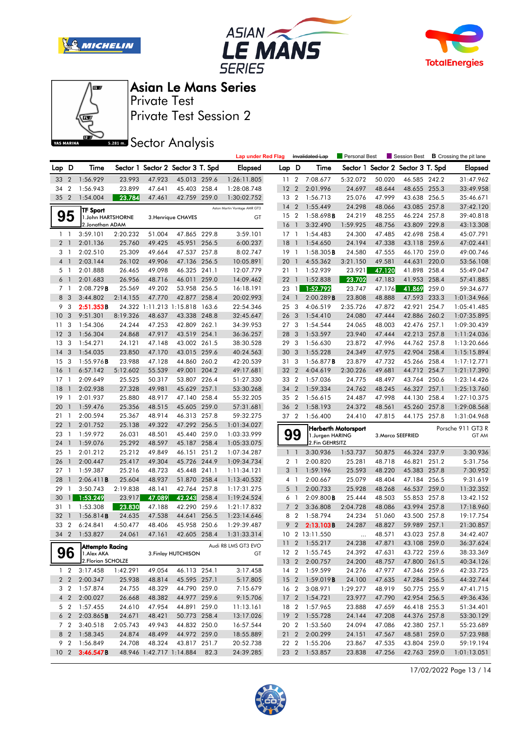# Asian Le Mans Series

Private Test

Private Test Session 2

## Sector Analysis

Lap under Red Flag | ~~Invalidated Lap~~ | Personal Best | Session Best | **B** Crossing the pit lane

| Lap | D | Time | Sector 1 | Sector 2 | Sector 3 | T. Spd | Elapsed |
|---|---|---|---|---|---|---|---|
| 33 | 2 | 1:56.929 | 23.993 | 47.923 | 45.013 | 259.6 | 1:26:11.805 |
| 34 | 2 | 1:56.943 | 23.899 | 47.641 | 45.403 | 258.4 | 1:28:08.748 |
| 35 | 2 | 1:54.004 | 23.784 | 47.461 | 42.759 | 259.0 | 1:30:02.752 |

### 95 TF Sport — Aston Martin Vantage AMR GT3 — GT
1.John HARTSHORNE, 2.Jonathan ADAM, 3.Henrique CHAVES

| Lap | D | Time | Sector 1 | Sector 2 | Sector 3 | T. Spd | Elapsed |
|---|---|---|---|---|---|---|---|
| 1 | 1 | 3:59.101 | 2:20.232 | 51.004 | 47.865 | 229.8 | 3:59.101 |
| 2 | 1 | 2:01.136 | 25.760 | 49.425 | 45.951 | 256.5 | 6:00.237 |
| 3 | 1 | 2:02.510 | 25.309 | 49.664 | 47.537 | 257.8 | 8:02.747 |
| 4 | 1 | 2:03.144 | 26.102 | 49.906 | 47.136 | 256.5 | 10:05.891 |
| 5 | 1 | 2:01.888 | 26.465 | 49.098 | 46.325 | 241.1 | 12:07.779 |
| 6 | 1 | 2:01.683 | 26.956 | 48.716 | 46.011 | 259.0 | 14:09.462 |
| 7 | 1 | 2:08.729**B** | 25.569 | 49.202 | 53.958 | 256.5 | 16:18.191 |
| 8 | 3 | 3:44.802 | 2:14.155 | 47.770 | 42.877 | 258.4 | 20:02.993 |
| 9 | 3 | 2:51.353**B** | 24.322 | 1:11.213 | 1:15.818 | 163.6 | 22:54.346 |
| 10 | 3 | 9:51.301 | 8:19.326 | 48.637 | 43.338 | 248.8 | 32:45.647 |
| 11 | 3 | 1:54.306 | 24.244 | 47.253 | 42.809 | 262.1 | 34:39.953 |
| 12 | 3 | 1:56.304 | 24.868 | 47.917 | 43.519 | 254.1 | 36:36.257 |
| 13 | 3 | 1:54.271 | 24.121 | 47.148 | 43.002 | 261.5 | 38:30.528 |
| 14 | 3 | 1:54.035 | 23.850 | 47.170 | 43.015 | 259.6 | 40:24.563 |
| 15 | 3 | 1:55.976**B** | 23.988 | 47.128 | 44.860 | 260.2 | 42:20.539 |
| 16 | 1 | 6:57.142 | 5:12.602 | 55.539 | 49.001 | 204.2 | 49:17.681 |
| 17 | 1 | 2:09.649 | 25.525 | 50.317 | 53.807 | 226.4 | 51:27.330 |
| 18 | 1 | 2:02.938 | 27.328 | 49.981 | 45.629 | 257.1 | 53:30.268 |
| 19 | 1 | 2:01.937 | 25.880 | 48.917 | 47.140 | 258.4 | 55:32.205 |
| 20 | 1 | 1:59.476 | 25.356 | 48.515 | 45.605 | 259.0 | 57:31.681 |
| 21 | 1 | 2:00.594 | 25.367 | 48.914 | 46.313 | 257.8 | 59:32.275 |
| 22 | 1 | 2:01.752 | 25.138 | 49.322 | 47.292 | 256.5 | 1:01:34.027 |
| 23 | 1 | 1:59.972 | 26.031 | 48.501 | 45.440 | 259.0 | 1:03:33.999 |
| 24 | 1 | 1:59.076 | 25.292 | 48.597 | 45.187 | 258.4 | 1:05:33.075 |
| 25 | 1 | 2:01.212 | 25.212 | 49.849 | 46.151 | 251.2 | 1:07:34.287 |
| 26 | 1 | 2:00.447 | 25.417 | 49.304 | 45.726 | 244.9 | 1:09:34.734 |
| 27 | 1 | 1:59.387 | 25.216 | 48.723 | 45.448 | 241.1 | 1:11:34.121 |
| 28 | 1 | 2:06.411**B** | 25.604 | 48.937 | 51.870 | 258.4 | 1:13:40.532 |
| 29 | 1 | 3:50.743 | 2:19.838 | 48.141 | 42.764 | 257.8 | 1:17:31.275 |
| 30 | 1 | 1:53.249 | 23.917 | 47.089 | 42.243 | 258.4 | 1:19:24.524 |
| 31 | 1 | 1:53.308 | 23.830 | 47.188 | 42.290 | 259.6 | 1:21:17.832 |
| 32 | 1 | 1:56.814**B** | 24.635 | 47.538 | 44.641 | 256.5 | 1:23:14.646 |
| 33 | 2 | 6:24.841 | 4:50.477 | 48.406 | 45.958 | 250.6 | 1:29:39.487 |
| 34 | 2 | 1:53.827 | 24.061 | 47.161 | 42.605 | 258.4 | 1:31:33.314 |

### 96 Attempto Racing — Audi R8 LMS GT3 EVO — GT
1.Alex AKA, 2.Florian SCHOLZE, 3.Finlay HUTCHISON

| Lap | D | Time | Sector 1 | Sector 2 | Sector 3 | T. Spd | Elapsed |
|---|---|---|---|---|---|---|---|
| 1 | 2 | 3:17.458 | 1:42.291 | 49.054 | 46.113 | 254.1 | 3:17.458 |
| 2 | 2 | 2:00.347 | 25.938 | 48.814 | 45.595 | 257.1 | 5:17.805 |
| 3 | 2 | 1:57.874 | 24.755 | 48.329 | 44.790 | 259.0 | 7:15.679 |
| 4 | 2 | 2:00.027 | 26.668 | 48.382 | 44.977 | 259.6 | 9:15.706 |
| 5 | 2 | 1:57.455 | 24.610 | 47.954 | 44.891 | 259.0 | 11:13.161 |
| 6 | 2 | 2:03.865**B** | 24.671 | 48.421 | 50.773 | 258.4 | 13:17.026 |
| 7 | 2 | 3:40.518 | 2:05.743 | 49.943 | 44.832 | 250.0 | 16:57.544 |
| 8 | 2 | 1:58.345 | 24.874 | 48.499 | 44.972 | 259.0 | 18:55.889 |
| 9 | 2 | 1:56.849 | 24.708 | 48.324 | 43.817 | 251.7 | 20:52.738 |
| 10 | 2 | 3:46.547**B** | 48.946 | 1:42.717 | 1:14.884 | 82.3 | 24:39.285 |
| 11 | 2 | 7:08.677 | 5:32.072 | 50.020 | 46.585 | 242.2 | 31:47.962 |
| 12 | 2 | 2:01.996 | 24.697 | 48.644 | 48.655 | 255.3 | 33:49.958 |
| 13 | 2 | 1:56.713 | 25.076 | 47.999 | 43.638 | 256.5 | 35:46.671 |
| 14 | 2 | 1:55.449 | 24.298 | 48.066 | 43.085 | 257.8 | 37:42.120 |
| 15 | 2 | 1:58.698**B** | 24.219 | 48.255 | 46.224 | 257.8 | 39:40.818 |
| 16 | 1 | 3:32.490 | 1:59.925 | 48.756 | 43.809 | 229.8 | 43:13.308 |
| 17 | 1 | 1:54.483 | 24.300 | 47.485 | 42.698 | 258.4 | 45:07.791 |
| 18 | 1 | 1:54.650 | 24.194 | 47.338 | 43.118 | 259.6 | 47:02.441 |
| 19 | 1 | 1:58.305**B** | 24.580 | 47.555 | 46.170 | 259.0 | 49:00.746 |
| 20 | 1 | 4:55.362 | 3:21.150 | 49.581 | 44.631 | 220.0 | 53:56.108 |
| 21 | 1 | 1:52.939 | 23.921 | 47.120 | 41.898 | 258.4 | 55:49.047 |
| 22 | 1 | 1:52.838 | 23.702 | 47.183 | 41.953 | 258.4 | 57:41.885 |
| 23 | 1 | 1:52.792 | 23.747 | 47.176 | 41.869 | 259.0 | 59:34.677 |
| 24 | 1 | 2:00.289**B** | 23.808 | 48.888 | 47.593 | 233.3 | 1:01:34.966 |
| 25 | 3 | 4:06.519 | 2:35.726 | 47.872 | 42.921 | 254.7 | 1:05:41.485 |
| 26 | 3 | 1:54.410 | 24.080 | 47.444 | 42.886 | 260.2 | 1:07:35.895 |
| 27 | 3 | 1:54.544 | 24.065 | 48.003 | 42.476 | 257.1 | 1:09:30.439 |
| 28 | 3 | 1:53.597 | 23.940 | 47.444 | 42.213 | 257.8 | 1:11:24.036 |
| 29 | 3 | 1:56.630 | 23.872 | 47.996 | 44.762 | 257.8 | 1:13:20.666 |
| 30 | 3 | 1:55.228 | 24.349 | 47.975 | 42.904 | 258.4 | 1:15:15.894 |
| 31 | 3 | 1:56.877**B** | 23.879 | 47.732 | 45.266 | 258.4 | 1:17:12.771 |
| 32 | 2 | 4:04.619 | 2:30.226 | 49.681 | 44.712 | 254.7 | 1:21:17.390 |
| 33 | 2 | 1:57.036 | 24.775 | 48.497 | 43.764 | 250.6 | 1:23:14.426 |
| 34 | 2 | 1:59.334 | 24.762 | 48.245 | 46.327 | 257.1 | 1:25:13.760 |
| 35 | 2 | 1:56.615 | 24.487 | 47.998 | 44.130 | 258.4 | 1:27:10.375 |
| 36 | 2 | 1:58.193 | 24.372 | 48.561 | 45.260 | 257.8 | 1:29:08.568 |
| 37 | 2 | 1:56.400 | 24.410 | 47.815 | 44.175 | 257.8 | 1:31:04.968 |

### 99 Herberth Motorsport — Porsche 911 GT3 R — GT AM
1.Jurgen HARING, 2.Fin GEHRSITZ, 3.Marco SEEFRIED

| Lap | D | Time | Sector 1 | Sector 2 | Sector 3 | T. Spd | Elapsed |
|---|---|---|---|---|---|---|---|
| 1 | 1 | 3:30.936 | 1:53.737 | 50.875 | 46.324 | 237.9 | 3:30.936 |
| 2 | 1 | 2:00.820 | 25.281 | 48.718 | 46.821 | 251.2 | 5:31.756 |
| 3 | 1 | 1:59.196 | 25.593 | 48.220 | 45.383 | 257.8 | 7:30.952 |
| 4 | 1 | 2:00.667 | 25.079 | 48.404 | 47.184 | 256.5 | 9:31.619 |
| 5 | 1 | 2:00.733 | 25.928 | 48.268 | 46.537 | 259.0 | 11:32.352 |
| 6 | 1 | 2:09.800**B** | 25.444 | 48.503 | 55.853 | 257.8 | 13:42.152 |
| 7 | 2 | 3:36.808 | 2:04.728 | 48.086 | 43.994 | 257.8 | 17:18.960 |
| 8 | 2 | 1:58.794 | 24.234 | 51.060 | 43.500 | 257.8 | 19:17.754 |
| 9 | 2 | 2:13.103**B** | 24.287 | 48.827 | 59.989 | 257.1 | 21:30.857 |
| 10 | 2 | 13:11.550 | ... | 48.571 | 43.023 | 257.8 | 34:42.407 |
| 11 | 2 | 1:55.217 | 24.238 | 47.871 | 43.108 | 259.0 | 36:37.624 |
| 12 | 2 | 1:55.745 | 24.392 | 47.631 | 43.722 | 259.6 | 38:33.369 |
| 13 | 2 | 2:00.757 | 24.200 | 48.757 | 47.800 | 261.5 | 40:34.126 |
| 14 | 2 | 1:59.599 | 24.276 | 47.977 | 47.346 | 259.6 | 42:33.725 |
| 15 | 2 | 1:59.019**B** | 24.100 | 47.635 | 47.284 | 256.5 | 44:32.744 |
| 16 | 2 | 3:08.971 | 1:29.277 | 48.919 | 50.775 | 255.9 | 47:41.715 |
| 17 | 2 | 1:54.721 | 23.977 | 47.790 | 42.954 | 256.5 | 49:36.436 |
| 18 | 2 | 1:57.965 | 23.888 | 47.659 | 46.418 | 255.3 | 51:34.401 |
| 19 | 2 | 1:55.728 | 24.144 | 47.208 | 44.376 | 257.8 | 53:30.129 |
| 20 | 2 | 1:53.560 | 24.094 | 47.086 | 42.380 | 257.1 | 55:23.689 |
| 21 | 2 | 2:00.299 | 24.151 | 47.567 | 48.581 | 259.0 | 57:23.988 |
| 22 | 2 | 1:55.206 | 23.867 | 47.535 | 43.804 | 259.0 | 59:19.194 |
| 23 | 2 | 1:53.857 | 23.838 | 47.256 | 42.763 | 259.0 | 1:01:13.051 |

17/02/2022 Page 13 / 14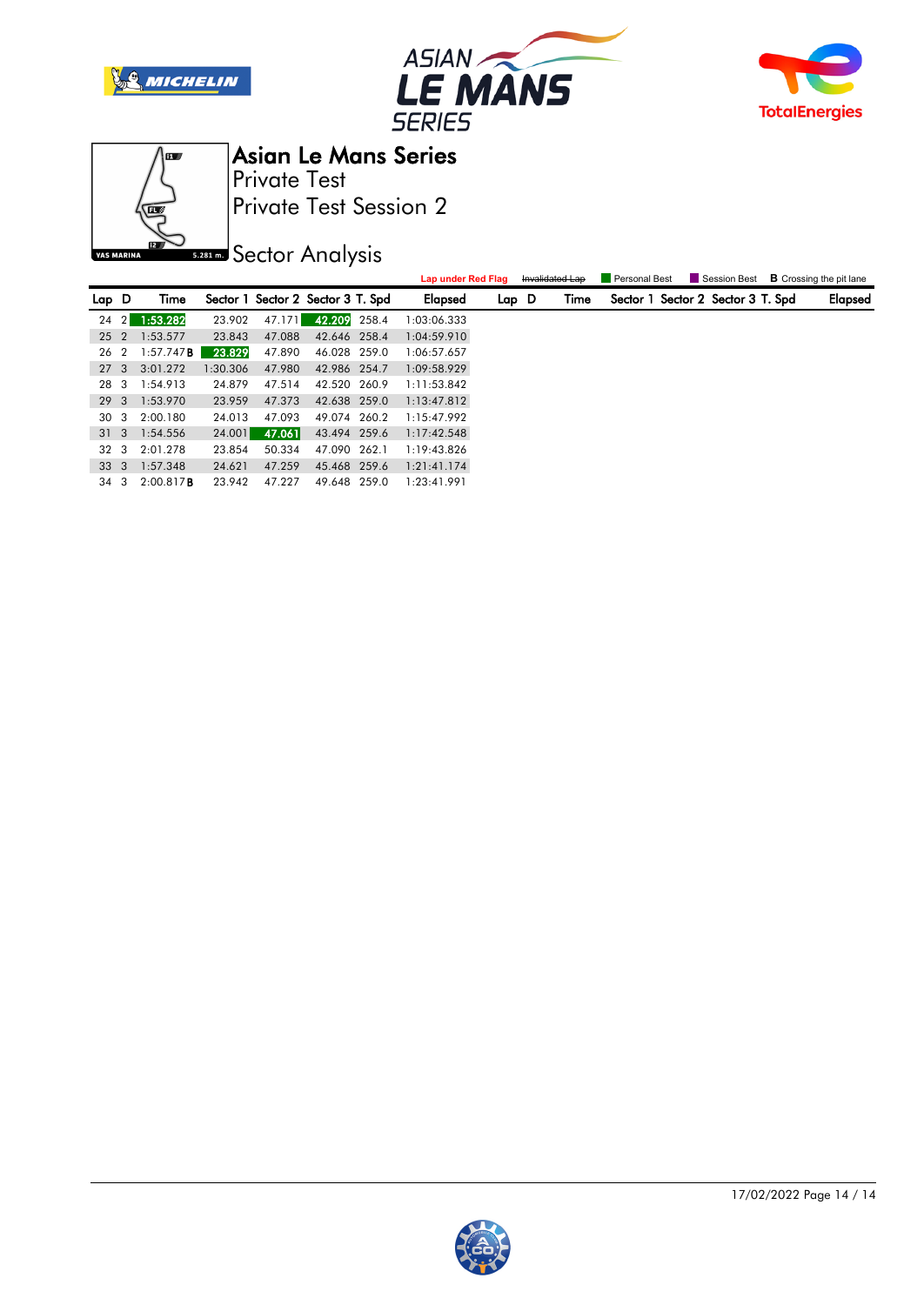# Asian Le Mans Series

Private Test

Private Test Session 2

Sector Analysis

Lap under Red Flag | ~~Invalidated Lap~~ | Personal Best | Session Best | **B** Crossing the pit lane

| Lap | D | Time | Sector 1 | Sector 2 | Sector 3 | T. Spd | Elapsed |
|---|---|---|---|---|---|---|---|
| 24 | 2 | 1:53.282 | 23.902 | 47.171 | 42.209 | 258.4 | 1:03:06.333 |
| 25 | 2 | 1:53.577 | 23.843 | 47.088 | 42.646 | 258.4 | 1:04:59.910 |
| 26 | 2 | 1:57.747 **B** | 23.829 | 47.890 | 46.028 | 259.0 | 1:06:57.657 |
| 27 | 3 | 3:01.272 | 1:30.306 | 47.980 | 42.986 | 254.7 | 1:09:58.929 |
| 28 | 3 | 1:54.913 | 24.879 | 47.514 | 42.520 | 260.9 | 1:11:53.842 |
| 29 | 3 | 1:53.970 | 23.959 | 47.373 | 42.638 | 259.0 | 1:13:47.812 |
| 30 | 3 | 2:00.180 | 24.013 | 47.093 | 49.074 | 260.2 | 1:15:47.992 |
| 31 | 3 | 1:54.556 | 24.001 | 47.061 | 43.494 | 259.6 | 1:17:42.548 |
| 32 | 3 | 2:01.278 | 23.854 | 50.334 | 47.090 | 262.1 | 1:19:43.826 |
| 33 | 3 | 1:57.348 | 24.621 | 47.259 | 45.468 | 259.6 | 1:21:41.174 |
| 34 | 3 | 2:00.817 **B** | 23.942 | 47.227 | 49.648 | 259.0 | 1:23:41.991 |

17/02/2022